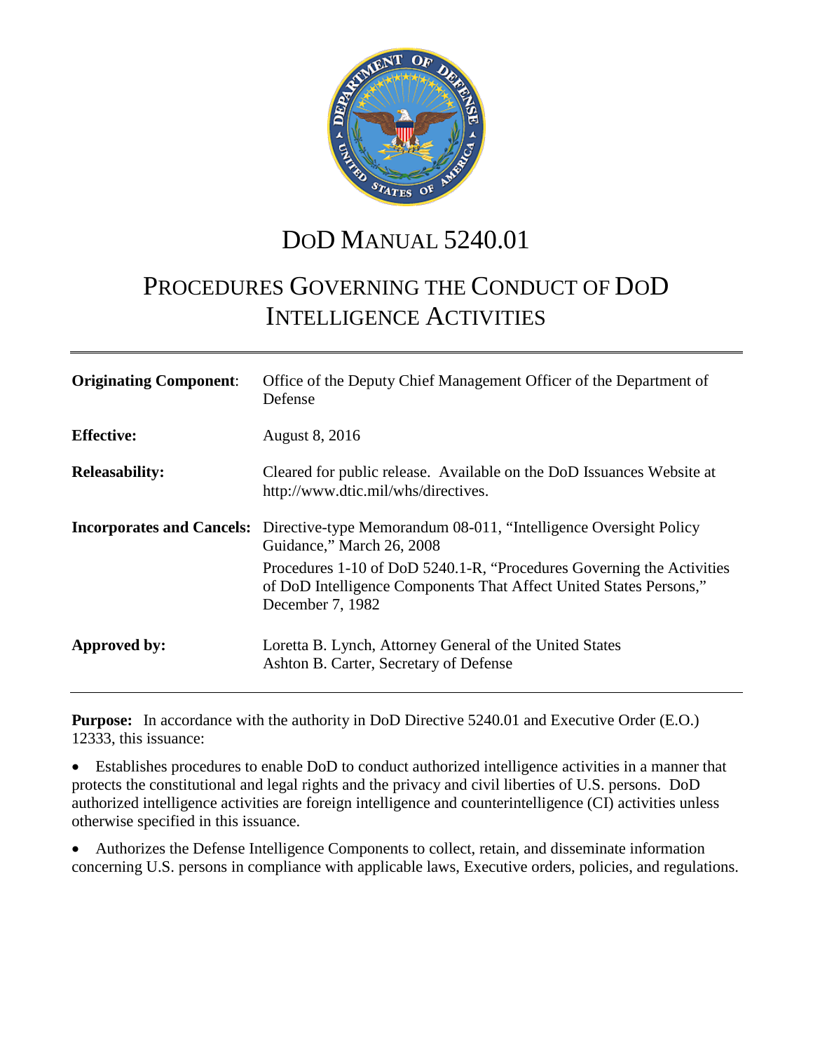# DoD MANUAL 5240.01

## PROCEDURES GOVERNING THE CONDUCT OF DoD INTELLIGENCE ACTIVITIES

| | |
|---|---|
| **Originating Component**: | Office of the Deputy Chief Management Officer of the Department of Defense |
| **Effective:** | August 8, 2016 |
| **Releasability:** | Cleared for public release. Available on the DoD Issuances Website at http://www.dtic.mil/whs/directives. |
| **Incorporates and Cancels:** | Directive-type Memorandum 08-011, "Intelligence Oversight Policy Guidance," March 26, 2008<br>Procedures 1-10 of DoD 5240.1-R, "Procedures Governing the Activities of DoD Intelligence Components That Affect United States Persons," December 7, 1982 |
| **Approved by:** | Loretta B. Lynch, Attorney General of the United States<br>Ashton B. Carter, Secretary of Defense |

**Purpose:** In accordance with the authority in DoD Directive 5240.01 and Executive Order (E.O.) 12333, this issuance:

- Establishes procedures to enable DoD to conduct authorized intelligence activities in a manner that protects the constitutional and legal rights and the privacy and civil liberties of U.S. persons. DoD authorized intelligence activities are foreign intelligence and counterintelligence (CI) activities unless otherwise specified in this issuance.
- Authorizes the Defense Intelligence Components to collect, retain, and disseminate information concerning U.S. persons in compliance with applicable laws, Executive orders, policies, and regulations.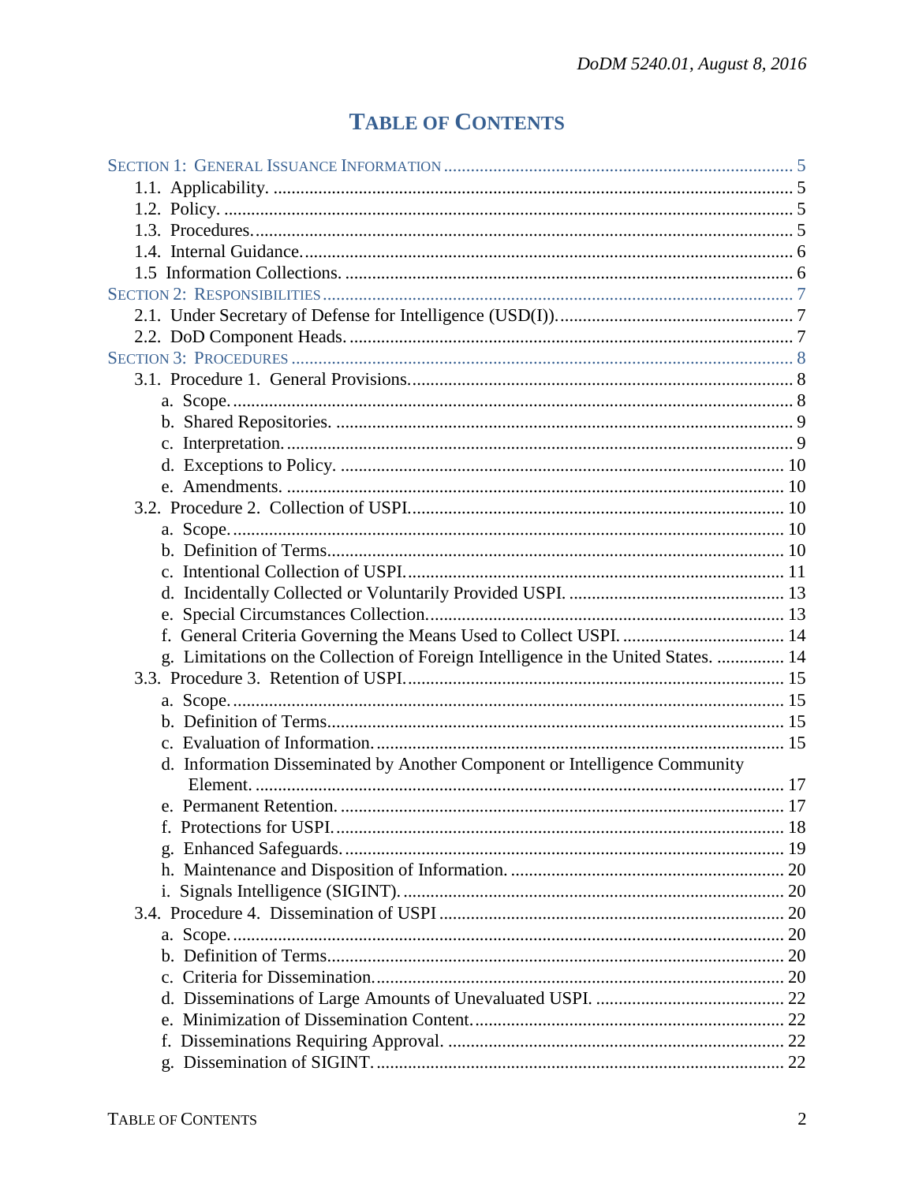# TABLE OF CONTENTS

SECTION 1: GENERAL ISSUANCE INFORMATION ............................................................................ 5
- 1.1. Applicability. ................................................................................................................. 5
- 1.2. Policy. ............................................................................................................................ 5
- 1.3. Procedures...................................................................................................................... 5
- 1.4. Internal Guidance........................................................................................................... 6
- 1.5 Information Collections. .................................................................................................. 6

SECTION 2: RESPONSIBILITIES ........................................................................................................ 7
- 2.1. Under Secretary of Defense for Intelligence (USD(I)).................................................... 7
- 2.2. DoD Component Heads. ................................................................................................. 7

SECTION 3: PROCEDURES .............................................................................................................. 8
- 3.1. Procedure 1. General Provisions.................................................................................... 8
  - a. Scope........................................................................................................................... 8
  - b. Shared Repositories. .................................................................................................... 9
  - c. Interpretation............................................................................................................... 9
  - d. Exceptions to Policy. ................................................................................................. 10
  - e. Amendments. ............................................................................................................. 10
- 3.2. Procedure 2. Collection of USPI.................................................................................. 10
  - a. Scope.......................................................................................................................... 10
  - b. Definition of Terms.................................................................................................... 10
  - c. Intentional Collection of USPI................................................................................... 11
  - d. Incidentally Collected or Voluntarily Provided USPI. ............................................... 13
  - e. Special Circumstances Collection.............................................................................. 13
  - f. General Criteria Governing the Means Used to Collect USPI. .................................... 14
  - g. Limitations on the Collection of Foreign Intelligence in the United States. ............... 14
- 3.3. Procedure 3. Retention of USPI................................................................................... 15
  - a. Scope.......................................................................................................................... 15
  - b. Definition of Terms.................................................................................................... 15
  - c. Evaluation of Information.......................................................................................... 15
  - d. Information Disseminated by Another Component or Intelligence Community Element. .................................................................................................................... 17
  - e. Permanent Retention. ................................................................................................. 17
  - f. Protections for USPI.................................................................................................. 18
  - g. Enhanced Safeguards................................................................................................. 19
  - h. Maintenance and Disposition of Information. ............................................................ 20
  - i. Signals Intelligence (SIGINT).................................................................................... 20
- 3.4. Procedure 4. Dissemination of USPI ............................................................................ 20
  - a. Scope.......................................................................................................................... 20
  - b. Definition of Terms.................................................................................................... 20
  - c. Criteria for Dissemination.......................................................................................... 20
  - d. Disseminations of Large Amounts of Unevaluated USPI. .......................................... 22
  - e. Minimization of Dissemination Content.................................................................... 22
  - f. Disseminations Requiring Approval. .......................................................................... 22
  - g. Dissemination of SIGINT.......................................................................................... 22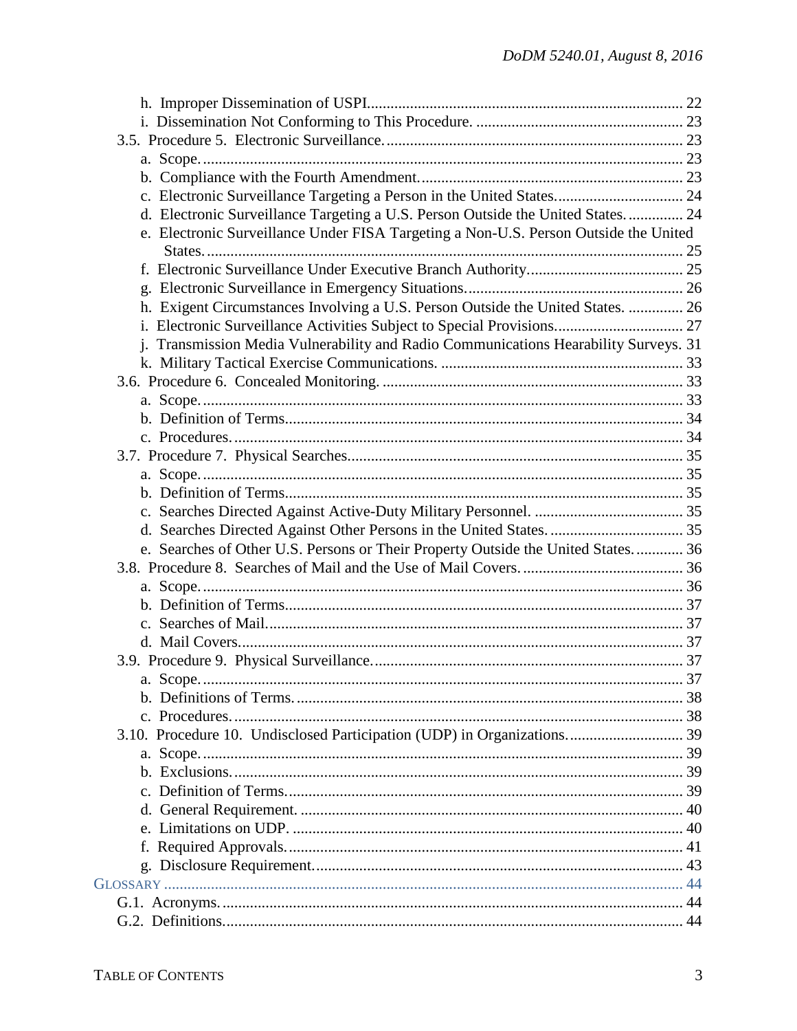h. Improper Dissemination of USPI................................................................................ 22
i. Dissemination Not Conforming to This Procedure. ..................................................... 23
3.5. Procedure 5. Electronic Surveillance............................................................................ 23
a. Scope........................................................................................................................... 23
b. Compliance with the Fourth Amendment.................................................................... 23
c. Electronic Surveillance Targeting a Person in the United States................................. 24
d. Electronic Surveillance Targeting a U.S. Person Outside the United States.............. 24
e. Electronic Surveillance Under FISA Targeting a Non-U.S. Person Outside the United States......................................................................................................................... 25
f. Electronic Surveillance Under Executive Branch Authority........................................ 25
g. Electronic Surveillance in Emergency Situations....................................................... 26
h. Exigent Circumstances Involving a U.S. Person Outside the United States. .............. 26
i. Electronic Surveillance Activities Subject to Special Provisions................................. 27
j. Transmission Media Vulnerability and Radio Communications Hearability Surveys. 31
k. Military Tactical Exercise Communications. ............................................................. 33
3.6. Procedure 6. Concealed Monitoring. ............................................................................ 33
a. Scope........................................................................................................................... 33
b. Definition of Terms..................................................................................................... 34
c. Procedures.................................................................................................................. 34
3.7. Procedure 7. Physical Searches..................................................................................... 35
a. Scope........................................................................................................................... 35
b. Definition of Terms..................................................................................................... 35
c. Searches Directed Against Active-Duty Military Personnel. ...................................... 35
d. Searches Directed Against Other Persons in the United States. .................................. 35
e. Searches of Other U.S. Persons or Their Property Outside the United States............ 36
3.8. Procedure 8. Searches of Mail and the Use of Mail Covers. ......................................... 36
a. Scope........................................................................................................................... 36
b. Definition of Terms..................................................................................................... 37
c. Searches of Mail.......................................................................................................... 37
d. Mail Covers................................................................................................................. 37
3.9. Procedure 9. Physical Surveillance............................................................................... 37
a. Scope........................................................................................................................... 37
b. Definitions of Terms................................................................................................... 38
c. Procedures.................................................................................................................. 38
3.10. Procedure 10. Undisclosed Participation (UDP) in Organizations............................. 39
a. Scope........................................................................................................................... 39
b. Exclusions................................................................................................................... 39
c. Definition of Terms..................................................................................................... 39
d. General Requirement. ................................................................................................. 40
e. Limitations on UDP. ................................................................................................... 40
f. Required Approvals..................................................................................................... 41
g. Disclosure Requirement.............................................................................................. 43

GLOSSARY ................................................................................................................................... 44
G.1. Acronyms..................................................................................................................... 44
G.2. Definitions.................................................................................................................... 44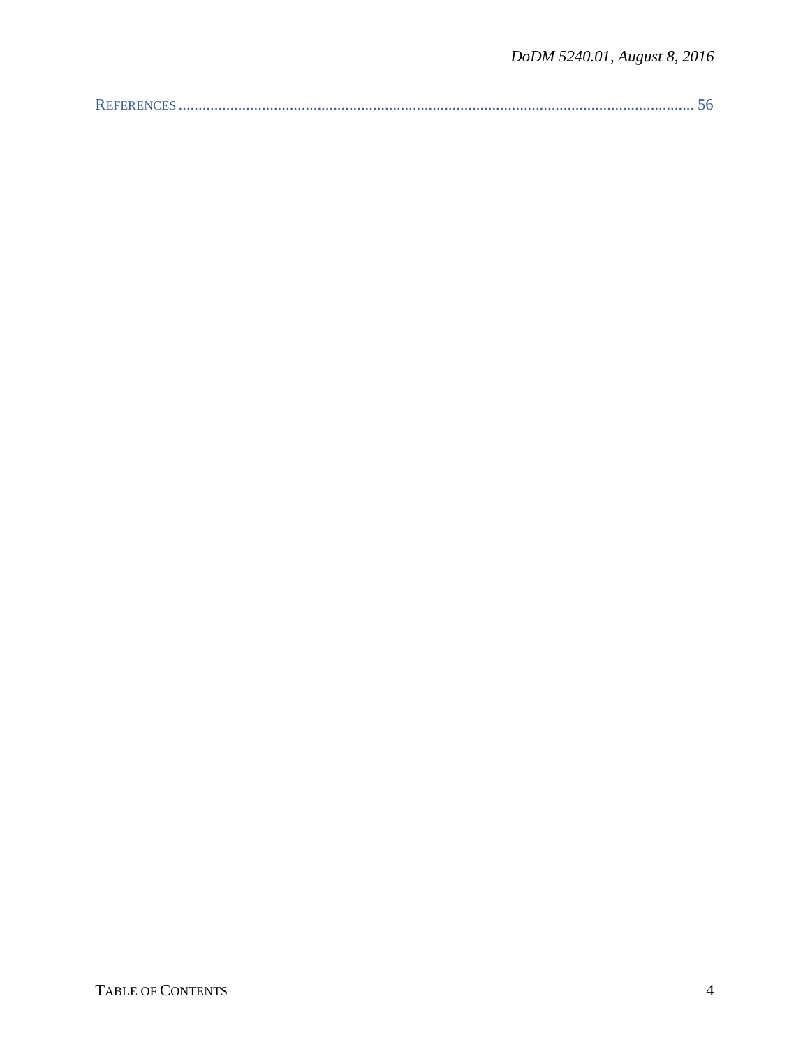REFERENCES ........................................................................................................................ 56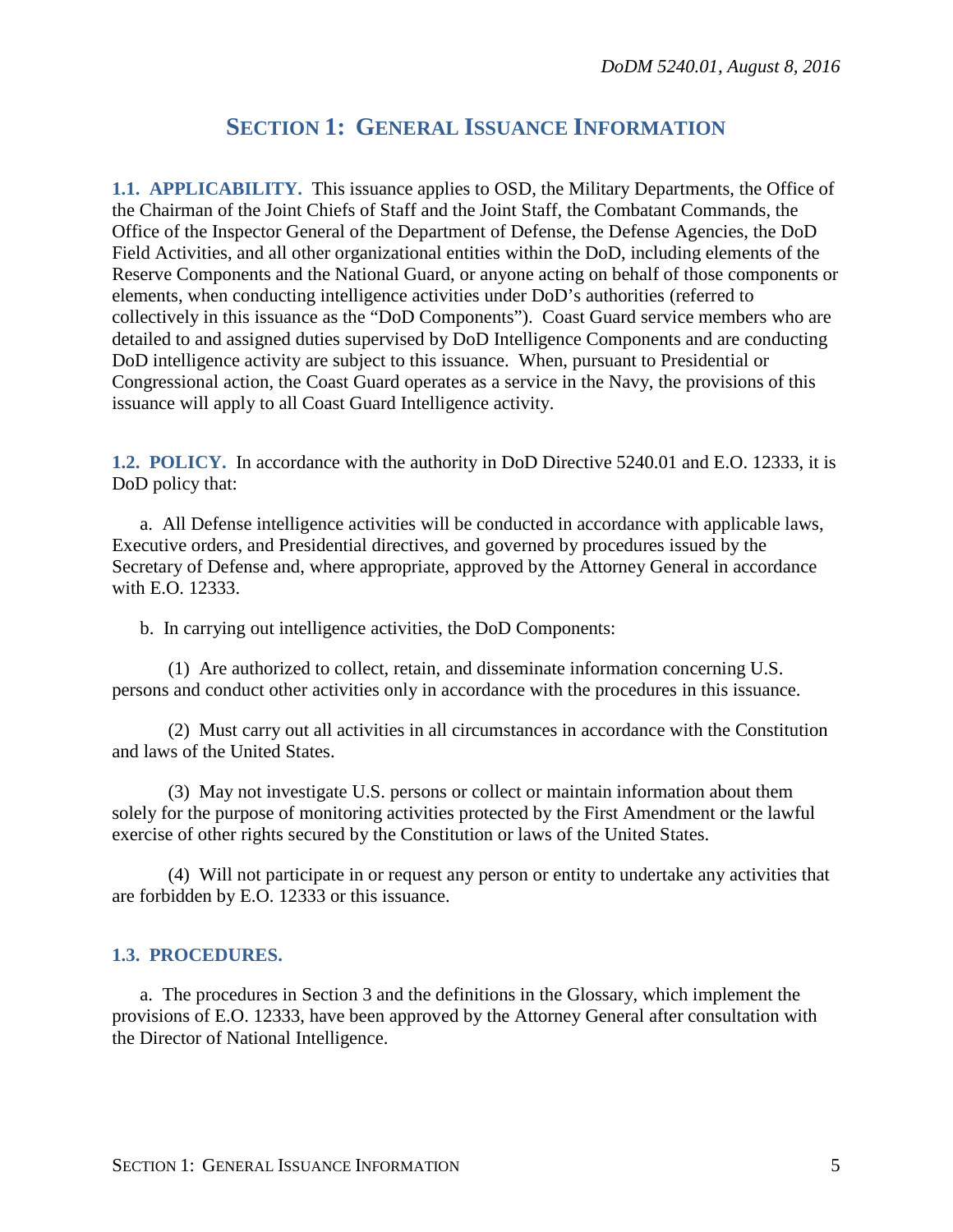## SECTION 1: GENERAL ISSUANCE INFORMATION

**1.1. APPLICABILITY.** This issuance applies to OSD, the Military Departments, the Office of the Chairman of the Joint Chiefs of Staff and the Joint Staff, the Combatant Commands, the Office of the Inspector General of the Department of Defense, the Defense Agencies, the DoD Field Activities, and all other organizational entities within the DoD, including elements of the Reserve Components and the National Guard, or anyone acting on behalf of those components or elements, when conducting intelligence activities under DoD's authorities (referred to collectively in this issuance as the "DoD Components"). Coast Guard service members who are detailed to and assigned duties supervised by DoD Intelligence Components and are conducting DoD intelligence activity are subject to this issuance. When, pursuant to Presidential or Congressional action, the Coast Guard operates as a service in the Navy, the provisions of this issuance will apply to all Coast Guard Intelligence activity.

**1.2. POLICY.** In accordance with the authority in DoD Directive 5240.01 and E.O. 12333, it is DoD policy that:

a. All Defense intelligence activities will be conducted in accordance with applicable laws, Executive orders, and Presidential directives, and governed by procedures issued by the Secretary of Defense and, where appropriate, approved by the Attorney General in accordance with E.O. 12333.

b. In carrying out intelligence activities, the DoD Components:

(1) Are authorized to collect, retain, and disseminate information concerning U.S. persons and conduct other activities only in accordance with the procedures in this issuance.

(2) Must carry out all activities in all circumstances in accordance with the Constitution and laws of the United States.

(3) May not investigate U.S. persons or collect or maintain information about them solely for the purpose of monitoring activities protected by the First Amendment or the lawful exercise of other rights secured by the Constitution or laws of the United States.

(4) Will not participate in or request any person or entity to undertake any activities that are forbidden by E.O. 12333 or this issuance.

**1.3. PROCEDURES.**

a. The procedures in Section 3 and the definitions in the Glossary, which implement the provisions of E.O. 12333, have been approved by the Attorney General after consultation with the Director of National Intelligence.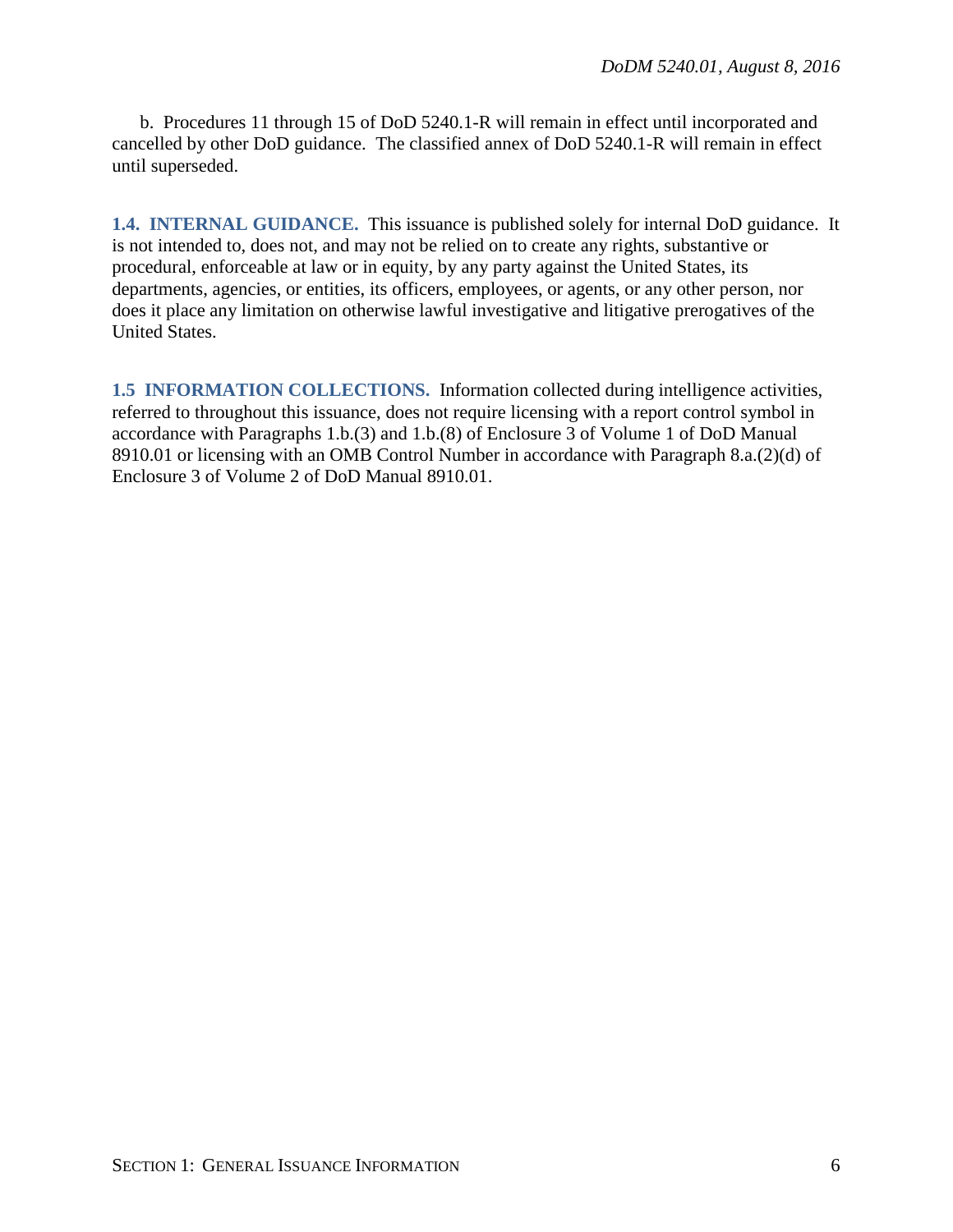b. Procedures 11 through 15 of DoD 5240.1-R will remain in effect until incorporated and cancelled by other DoD guidance. The classified annex of DoD 5240.1-R will remain in effect until superseded.

**1.4. INTERNAL GUIDANCE.** This issuance is published solely for internal DoD guidance. It is not intended to, does not, and may not be relied on to create any rights, substantive or procedural, enforceable at law or in equity, by any party against the United States, its departments, agencies, or entities, its officers, employees, or agents, or any other person, nor does it place any limitation on otherwise lawful investigative and litigative prerogatives of the United States.

**1.5 INFORMATION COLLECTIONS.** Information collected during intelligence activities, referred to throughout this issuance, does not require licensing with a report control symbol in accordance with Paragraphs 1.b.(3) and 1.b.(8) of Enclosure 3 of Volume 1 of DoD Manual 8910.01 or licensing with an OMB Control Number in accordance with Paragraph 8.a.(2)(d) of Enclosure 3 of Volume 2 of DoD Manual 8910.01.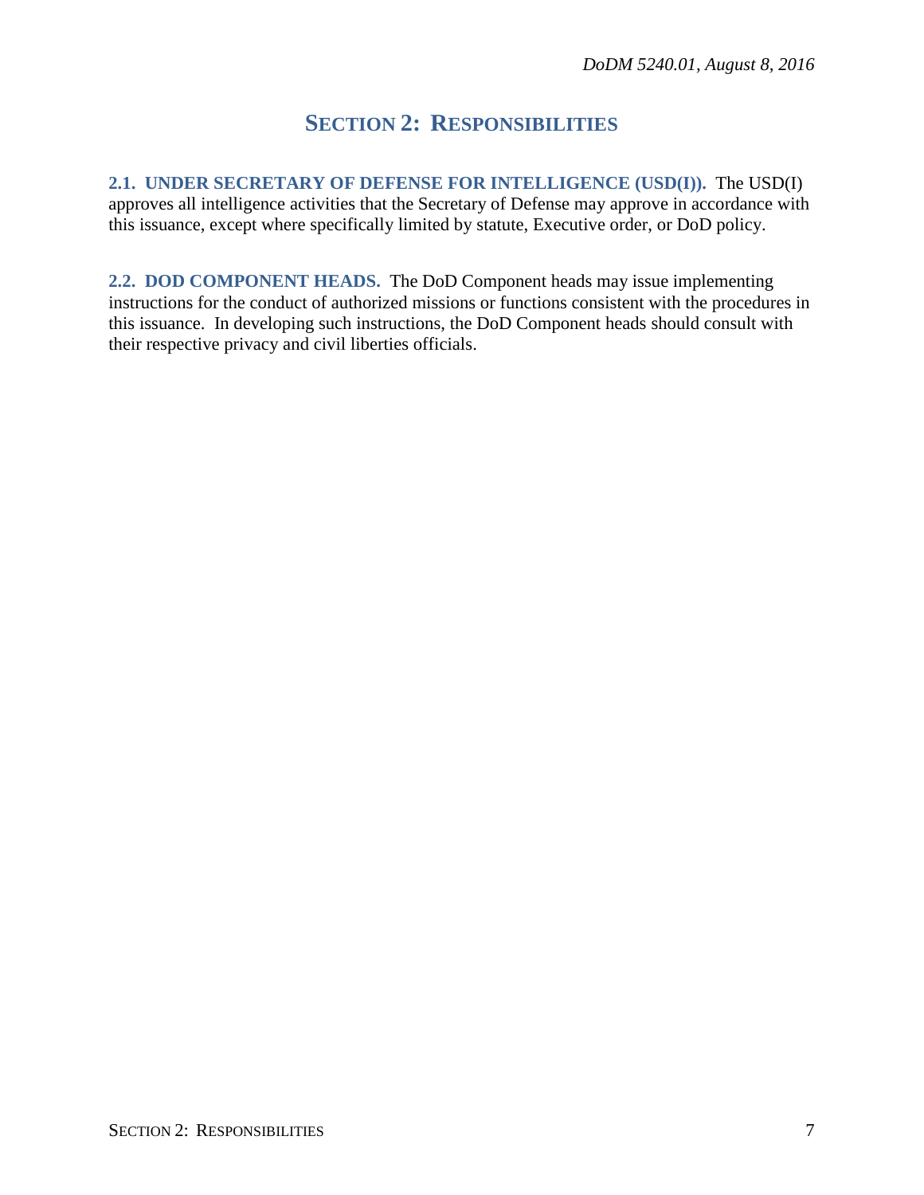# SECTION 2: RESPONSIBILITIES

**2.1. UNDER SECRETARY OF DEFENSE FOR INTELLIGENCE (USD(I)).** The USD(I) approves all intelligence activities that the Secretary of Defense may approve in accordance with this issuance, except where specifically limited by statute, Executive order, or DoD policy.

**2.2. DOD COMPONENT HEADS.** The DoD Component heads may issue implementing instructions for the conduct of authorized missions or functions consistent with the procedures in this issuance. In developing such instructions, the DoD Component heads should consult with their respective privacy and civil liberties officials.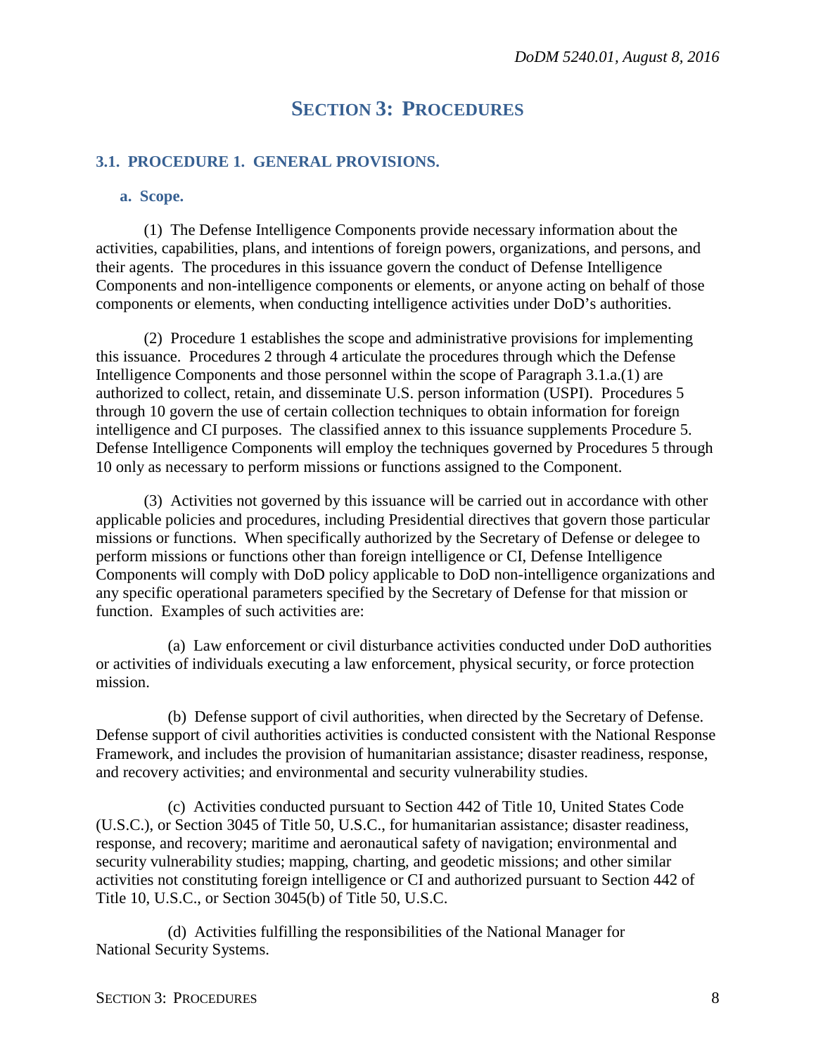# SECTION 3: PROCEDURES

## 3.1. PROCEDURE 1. GENERAL PROVISIONS.

### a. Scope.

(1) The Defense Intelligence Components provide necessary information about the activities, capabilities, plans, and intentions of foreign powers, organizations, and persons, and their agents. The procedures in this issuance govern the conduct of Defense Intelligence Components and non-intelligence components or elements, or anyone acting on behalf of those components or elements, when conducting intelligence activities under DoD's authorities.

(2) Procedure 1 establishes the scope and administrative provisions for implementing this issuance. Procedures 2 through 4 articulate the procedures through which the Defense Intelligence Components and those personnel within the scope of Paragraph 3.1.a.(1) are authorized to collect, retain, and disseminate U.S. person information (USPI). Procedures 5 through 10 govern the use of certain collection techniques to obtain information for foreign intelligence and CI purposes. The classified annex to this issuance supplements Procedure 5. Defense Intelligence Components will employ the techniques governed by Procedures 5 through 10 only as necessary to perform missions or functions assigned to the Component.

(3) Activities not governed by this issuance will be carried out in accordance with other applicable policies and procedures, including Presidential directives that govern those particular missions or functions. When specifically authorized by the Secretary of Defense or delegee to perform missions or functions other than foreign intelligence or CI, Defense Intelligence Components will comply with DoD policy applicable to DoD non-intelligence organizations and any specific operational parameters specified by the Secretary of Defense for that mission or function. Examples of such activities are:

(a) Law enforcement or civil disturbance activities conducted under DoD authorities or activities of individuals executing a law enforcement, physical security, or force protection mission.

(b) Defense support of civil authorities, when directed by the Secretary of Defense. Defense support of civil authorities activities is conducted consistent with the National Response Framework, and includes the provision of humanitarian assistance; disaster readiness, response, and recovery activities; and environmental and security vulnerability studies.

(c) Activities conducted pursuant to Section 442 of Title 10, United States Code (U.S.C.), or Section 3045 of Title 50, U.S.C., for humanitarian assistance; disaster readiness, response, and recovery; maritime and aeronautical safety of navigation; environmental and security vulnerability studies; mapping, charting, and geodetic missions; and other similar activities not constituting foreign intelligence or CI and authorized pursuant to Section 442 of Title 10, U.S.C., or Section 3045(b) of Title 50, U.S.C.

(d) Activities fulfilling the responsibilities of the National Manager for National Security Systems.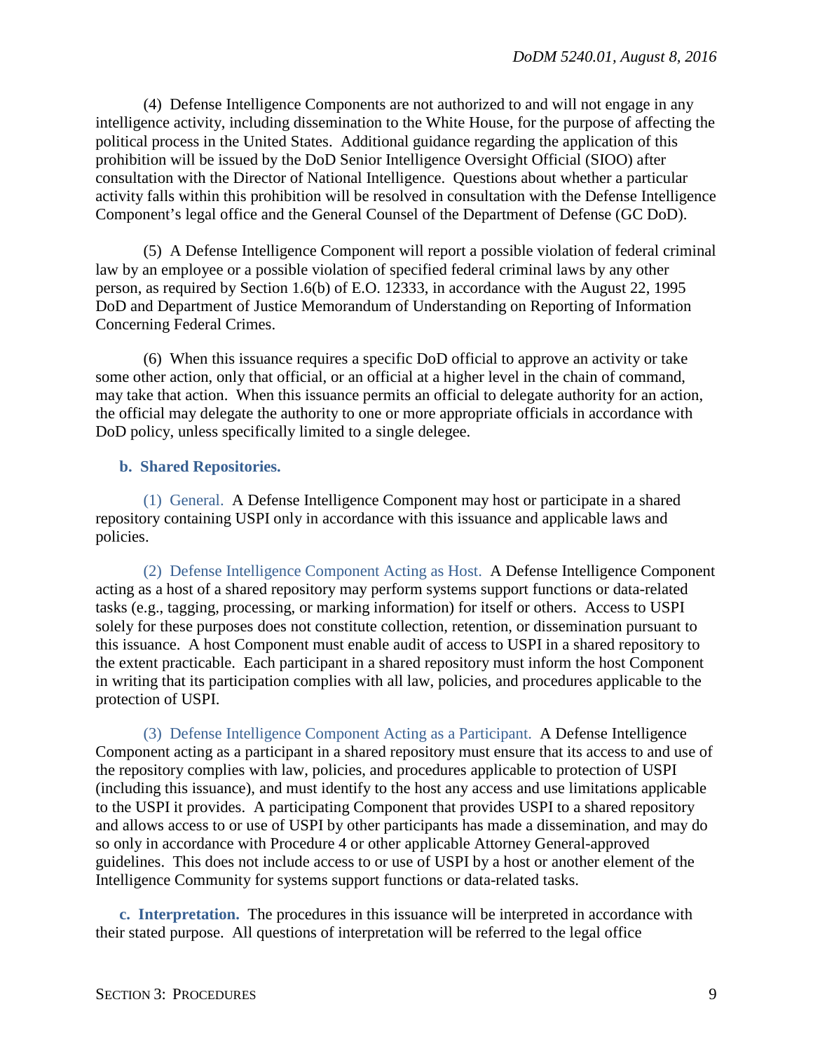(4) Defense Intelligence Components are not authorized to and will not engage in any intelligence activity, including dissemination to the White House, for the purpose of affecting the political process in the United States. Additional guidance regarding the application of this prohibition will be issued by the DoD Senior Intelligence Oversight Official (SIOO) after consultation with the Director of National Intelligence. Questions about whether a particular activity falls within this prohibition will be resolved in consultation with the Defense Intelligence Component's legal office and the General Counsel of the Department of Defense (GC DoD).

(5) A Defense Intelligence Component will report a possible violation of federal criminal law by an employee or a possible violation of specified federal criminal laws by any other person, as required by Section 1.6(b) of E.O. 12333, in accordance with the August 22, 1995 DoD and Department of Justice Memorandum of Understanding on Reporting of Information Concerning Federal Crimes.

(6) When this issuance requires a specific DoD official to approve an activity or take some other action, only that official, or an official at a higher level in the chain of command, may take that action. When this issuance permits an official to delegate authority for an action, the official may delegate the authority to one or more appropriate officials in accordance with DoD policy, unless specifically limited to a single delegee.

**b. Shared Repositories.**

(1) General. A Defense Intelligence Component may host or participate in a shared repository containing USPI only in accordance with this issuance and applicable laws and policies.

(2) Defense Intelligence Component Acting as Host. A Defense Intelligence Component acting as a host of a shared repository may perform systems support functions or data-related tasks (e.g., tagging, processing, or marking information) for itself or others. Access to USPI solely for these purposes does not constitute collection, retention, or dissemination pursuant to this issuance. A host Component must enable audit of access to USPI in a shared repository to the extent practicable. Each participant in a shared repository must inform the host Component in writing that its participation complies with all law, policies, and procedures applicable to the protection of USPI.

(3) Defense Intelligence Component Acting as a Participant. A Defense Intelligence Component acting as a participant in a shared repository must ensure that its access to and use of the repository complies with law, policies, and procedures applicable to protection of USPI (including this issuance), and must identify to the host any access and use limitations applicable to the USPI it provides. A participating Component that provides USPI to a shared repository and allows access to or use of USPI by other participants has made a dissemination, and may do so only in accordance with Procedure 4 or other applicable Attorney General-approved guidelines. This does not include access to or use of USPI by a host or another element of the Intelligence Community for systems support functions or data-related tasks.

**c. Interpretation.** The procedures in this issuance will be interpreted in accordance with their stated purpose. All questions of interpretation will be referred to the legal office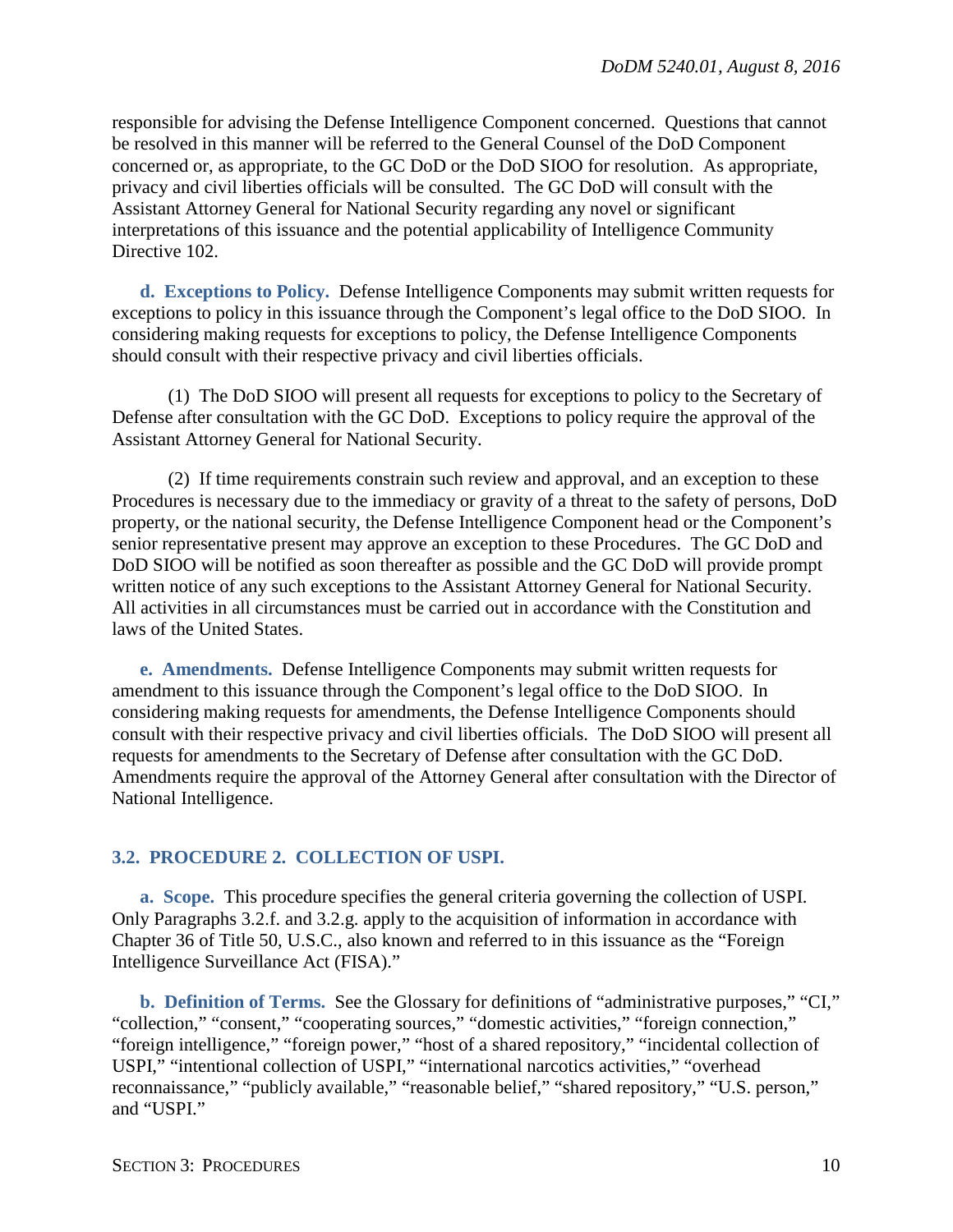responsible for advising the Defense Intelligence Component concerned. Questions that cannot be resolved in this manner will be referred to the General Counsel of the DoD Component concerned or, as appropriate, to the GC DoD or the DoD SIOO for resolution. As appropriate, privacy and civil liberties officials will be consulted. The GC DoD will consult with the Assistant Attorney General for National Security regarding any novel or significant interpretations of this issuance and the potential applicability of Intelligence Community Directive 102.

**d. Exceptions to Policy.** Defense Intelligence Components may submit written requests for exceptions to policy in this issuance through the Component's legal office to the DoD SIOO. In considering making requests for exceptions to policy, the Defense Intelligence Components should consult with their respective privacy and civil liberties officials.

(1) The DoD SIOO will present all requests for exceptions to policy to the Secretary of Defense after consultation with the GC DoD. Exceptions to policy require the approval of the Assistant Attorney General for National Security.

(2) If time requirements constrain such review and approval, and an exception to these Procedures is necessary due to the immediacy or gravity of a threat to the safety of persons, DoD property, or the national security, the Defense Intelligence Component head or the Component's senior representative present may approve an exception to these Procedures. The GC DoD and DoD SIOO will be notified as soon thereafter as possible and the GC DoD will provide prompt written notice of any such exceptions to the Assistant Attorney General for National Security. All activities in all circumstances must be carried out in accordance with the Constitution and laws of the United States.

**e. Amendments.** Defense Intelligence Components may submit written requests for amendment to this issuance through the Component's legal office to the DoD SIOO. In considering making requests for amendments, the Defense Intelligence Components should consult with their respective privacy and civil liberties officials. The DoD SIOO will present all requests for amendments to the Secretary of Defense after consultation with the GC DoD. Amendments require the approval of the Attorney General after consultation with the Director of National Intelligence.

## 3.2. PROCEDURE 2. COLLECTION OF USPI.

**a. Scope.** This procedure specifies the general criteria governing the collection of USPI. Only Paragraphs 3.2.f. and 3.2.g. apply to the acquisition of information in accordance with Chapter 36 of Title 50, U.S.C., also known and referred to in this issuance as the "Foreign Intelligence Surveillance Act (FISA)."

**b. Definition of Terms.** See the Glossary for definitions of "administrative purposes," "CI," "collection," "consent," "cooperating sources," "domestic activities," "foreign connection," "foreign intelligence," "foreign power," "host of a shared repository," "incidental collection of USPI," "intentional collection of USPI," "international narcotics activities," "overhead reconnaissance," "publicly available," "reasonable belief," "shared repository," "U.S. person," and "USPI."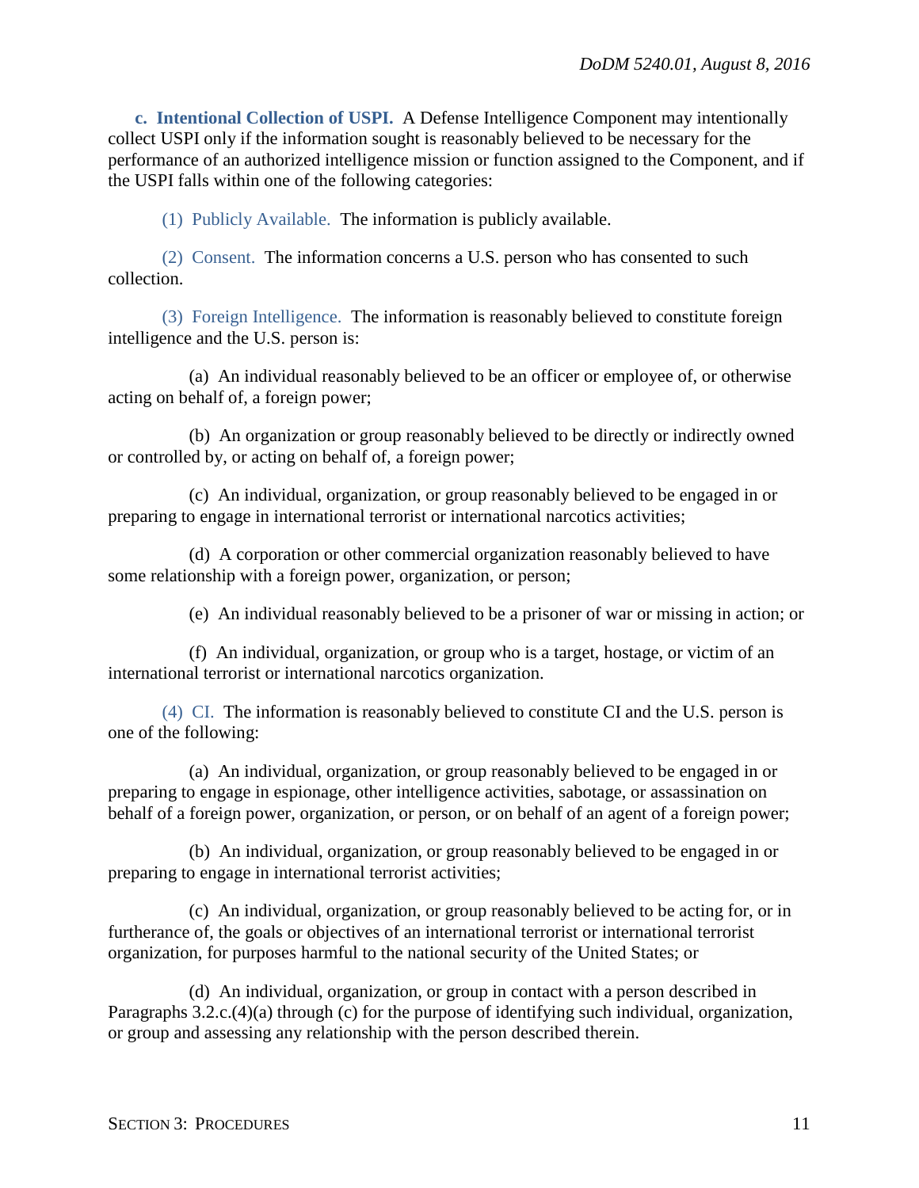**c. Intentional Collection of USPI.** A Defense Intelligence Component may intentionally collect USPI only if the information sought is reasonably believed to be necessary for the performance of an authorized intelligence mission or function assigned to the Component, and if the USPI falls within one of the following categories:

(1) Publicly Available. The information is publicly available.

(2) Consent. The information concerns a U.S. person who has consented to such collection.

(3) Foreign Intelligence. The information is reasonably believed to constitute foreign intelligence and the U.S. person is:

(a) An individual reasonably believed to be an officer or employee of, or otherwise acting on behalf of, a foreign power;

(b) An organization or group reasonably believed to be directly or indirectly owned or controlled by, or acting on behalf of, a foreign power;

(c) An individual, organization, or group reasonably believed to be engaged in or preparing to engage in international terrorist or international narcotics activities;

(d) A corporation or other commercial organization reasonably believed to have some relationship with a foreign power, organization, or person;

(e) An individual reasonably believed to be a prisoner of war or missing in action; or

(f) An individual, organization, or group who is a target, hostage, or victim of an international terrorist or international narcotics organization.

(4) CI. The information is reasonably believed to constitute CI and the U.S. person is one of the following:

(a) An individual, organization, or group reasonably believed to be engaged in or preparing to engage in espionage, other intelligence activities, sabotage, or assassination on behalf of a foreign power, organization, or person, or on behalf of an agent of a foreign power;

(b) An individual, organization, or group reasonably believed to be engaged in or preparing to engage in international terrorist activities;

(c) An individual, organization, or group reasonably believed to be acting for, or in furtherance of, the goals or objectives of an international terrorist or international terrorist organization, for purposes harmful to the national security of the United States; or

(d) An individual, organization, or group in contact with a person described in Paragraphs 3.2.c.(4)(a) through (c) for the purpose of identifying such individual, organization, or group and assessing any relationship with the person described therein.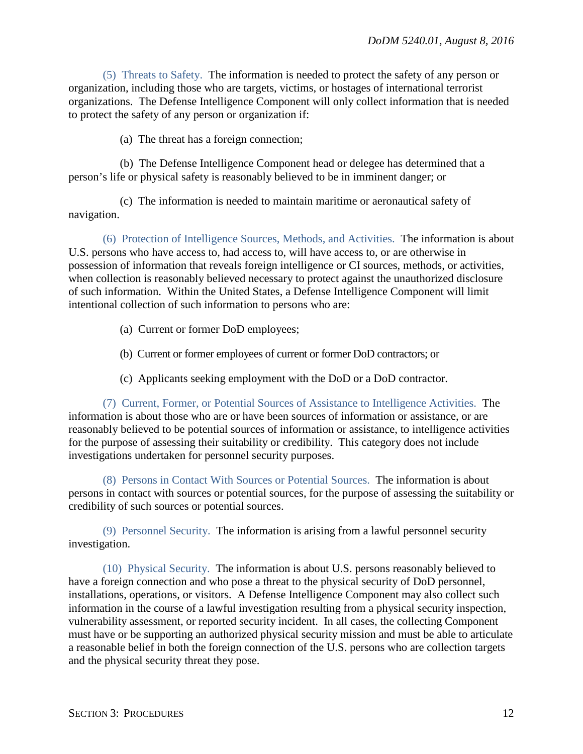(5) Threats to Safety. The information is needed to protect the safety of any person or organization, including those who are targets, victims, or hostages of international terrorist organizations. The Defense Intelligence Component will only collect information that is needed to protect the safety of any person or organization if:

(a) The threat has a foreign connection;

(b) The Defense Intelligence Component head or delegee has determined that a person's life or physical safety is reasonably believed to be in imminent danger; or

(c) The information is needed to maintain maritime or aeronautical safety of navigation.

(6) Protection of Intelligence Sources, Methods, and Activities. The information is about U.S. persons who have access to, had access to, will have access to, or are otherwise in possession of information that reveals foreign intelligence or CI sources, methods, or activities, when collection is reasonably believed necessary to protect against the unauthorized disclosure of such information. Within the United States, a Defense Intelligence Component will limit intentional collection of such information to persons who are:

(a) Current or former DoD employees;

(b) Current or former employees of current or former DoD contractors; or

(c) Applicants seeking employment with the DoD or a DoD contractor.

(7) Current, Former, or Potential Sources of Assistance to Intelligence Activities. The information is about those who are or have been sources of information or assistance, or are reasonably believed to be potential sources of information or assistance, to intelligence activities for the purpose of assessing their suitability or credibility. This category does not include investigations undertaken for personnel security purposes.

(8) Persons in Contact With Sources or Potential Sources. The information is about persons in contact with sources or potential sources, for the purpose of assessing the suitability or credibility of such sources or potential sources.

(9) Personnel Security. The information is arising from a lawful personnel security investigation.

(10) Physical Security. The information is about U.S. persons reasonably believed to have a foreign connection and who pose a threat to the physical security of DoD personnel, installations, operations, or visitors. A Defense Intelligence Component may also collect such information in the course of a lawful investigation resulting from a physical security inspection, vulnerability assessment, or reported security incident. In all cases, the collecting Component must have or be supporting an authorized physical security mission and must be able to articulate a reasonable belief in both the foreign connection of the U.S. persons who are collection targets and the physical security threat they pose.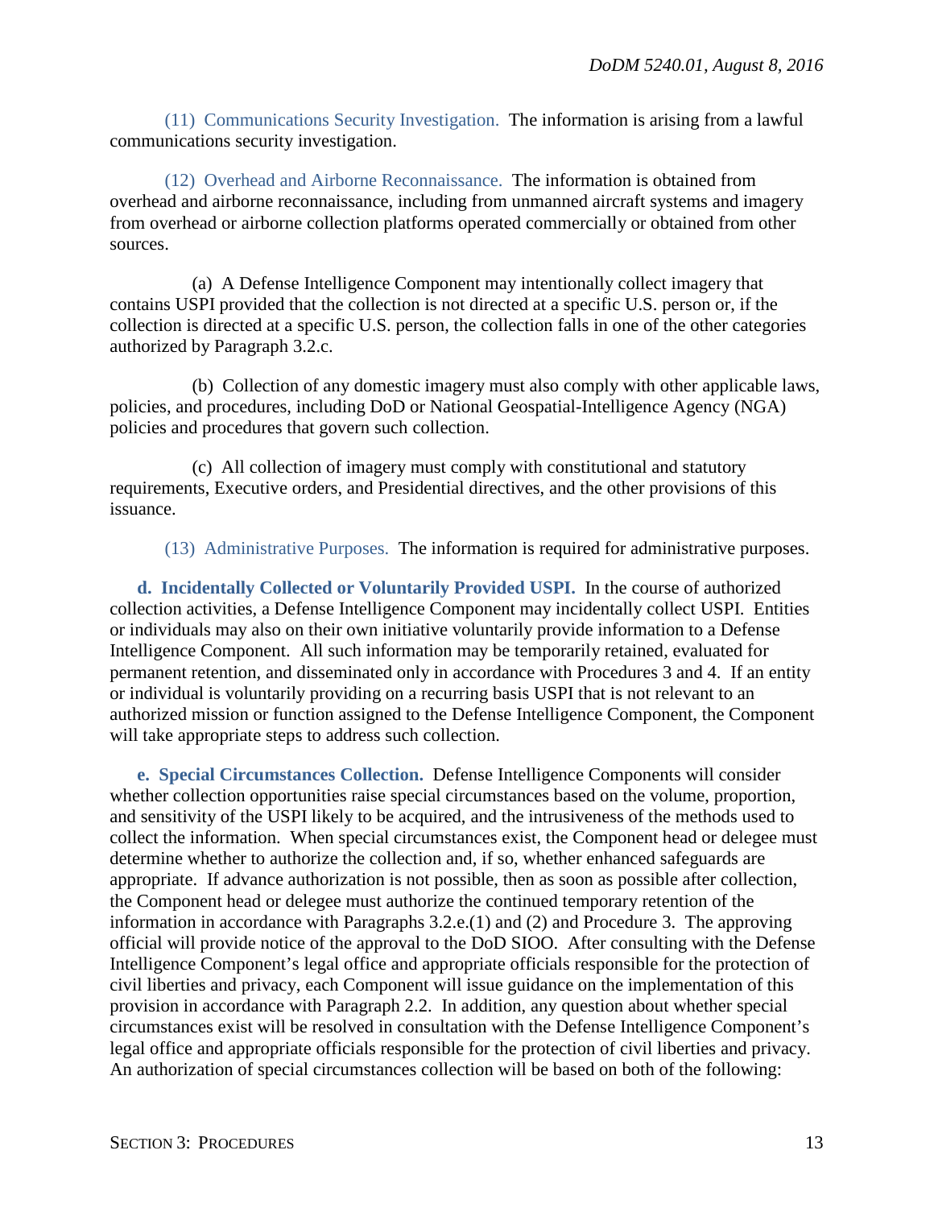(11) Communications Security Investigation. The information is arising from a lawful communications security investigation.

(12) Overhead and Airborne Reconnaissance. The information is obtained from overhead and airborne reconnaissance, including from unmanned aircraft systems and imagery from overhead or airborne collection platforms operated commercially or obtained from other sources.

(a) A Defense Intelligence Component may intentionally collect imagery that contains USPI provided that the collection is not directed at a specific U.S. person or, if the collection is directed at a specific U.S. person, the collection falls in one of the other categories authorized by Paragraph 3.2.c.

(b) Collection of any domestic imagery must also comply with other applicable laws, policies, and procedures, including DoD or National Geospatial-Intelligence Agency (NGA) policies and procedures that govern such collection.

(c) All collection of imagery must comply with constitutional and statutory requirements, Executive orders, and Presidential directives, and the other provisions of this issuance.

(13) Administrative Purposes. The information is required for administrative purposes.

**d. Incidentally Collected or Voluntarily Provided USPI.** In the course of authorized collection activities, a Defense Intelligence Component may incidentally collect USPI. Entities or individuals may also on their own initiative voluntarily provide information to a Defense Intelligence Component. All such information may be temporarily retained, evaluated for permanent retention, and disseminated only in accordance with Procedures 3 and 4. If an entity or individual is voluntarily providing on a recurring basis USPI that is not relevant to an authorized mission or function assigned to the Defense Intelligence Component, the Component will take appropriate steps to address such collection.

**e. Special Circumstances Collection.** Defense Intelligence Components will consider whether collection opportunities raise special circumstances based on the volume, proportion, and sensitivity of the USPI likely to be acquired, and the intrusiveness of the methods used to collect the information. When special circumstances exist, the Component head or delegee must determine whether to authorize the collection and, if so, whether enhanced safeguards are appropriate. If advance authorization is not possible, then as soon as possible after collection, the Component head or delegee must authorize the continued temporary retention of the information in accordance with Paragraphs 3.2.e.(1) and (2) and Procedure 3. The approving official will provide notice of the approval to the DoD SIOO. After consulting with the Defense Intelligence Component's legal office and appropriate officials responsible for the protection of civil liberties and privacy, each Component will issue guidance on the implementation of this provision in accordance with Paragraph 2.2. In addition, any question about whether special circumstances exist will be resolved in consultation with the Defense Intelligence Component's legal office and appropriate officials responsible for the protection of civil liberties and privacy. An authorization of special circumstances collection will be based on both of the following: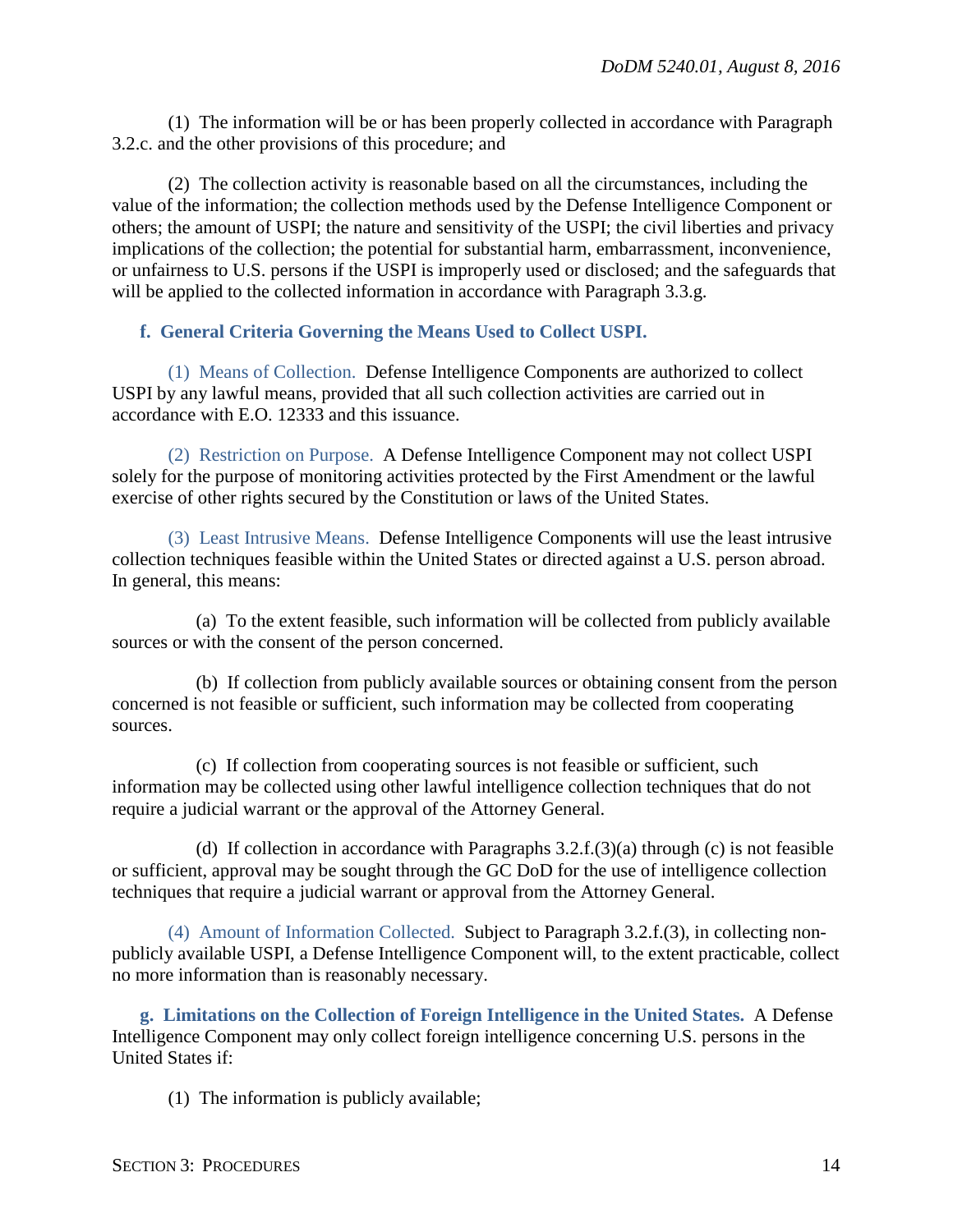(1) The information will be or has been properly collected in accordance with Paragraph 3.2.c. and the other provisions of this procedure; and

(2) The collection activity is reasonable based on all the circumstances, including the value of the information; the collection methods used by the Defense Intelligence Component or others; the amount of USPI; the nature and sensitivity of the USPI; the civil liberties and privacy implications of the collection; the potential for substantial harm, embarrassment, inconvenience, or unfairness to U.S. persons if the USPI is improperly used or disclosed; and the safeguards that will be applied to the collected information in accordance with Paragraph 3.3.g.

**f. General Criteria Governing the Means Used to Collect USPI.**

(1) Means of Collection. Defense Intelligence Components are authorized to collect USPI by any lawful means, provided that all such collection activities are carried out in accordance with E.O. 12333 and this issuance.

(2) Restriction on Purpose. A Defense Intelligence Component may not collect USPI solely for the purpose of monitoring activities protected by the First Amendment or the lawful exercise of other rights secured by the Constitution or laws of the United States.

(3) Least Intrusive Means. Defense Intelligence Components will use the least intrusive collection techniques feasible within the United States or directed against a U.S. person abroad. In general, this means:

(a) To the extent feasible, such information will be collected from publicly available sources or with the consent of the person concerned.

(b) If collection from publicly available sources or obtaining consent from the person concerned is not feasible or sufficient, such information may be collected from cooperating sources.

(c) If collection from cooperating sources is not feasible or sufficient, such information may be collected using other lawful intelligence collection techniques that do not require a judicial warrant or the approval of the Attorney General.

(d) If collection in accordance with Paragraphs 3.2.f.(3)(a) through (c) is not feasible or sufficient, approval may be sought through the GC DoD for the use of intelligence collection techniques that require a judicial warrant or approval from the Attorney General.

(4) Amount of Information Collected. Subject to Paragraph 3.2.f.(3), in collecting non-publicly available USPI, a Defense Intelligence Component will, to the extent practicable, collect no more information than is reasonably necessary.

**g. Limitations on the Collection of Foreign Intelligence in the United States.** A Defense Intelligence Component may only collect foreign intelligence concerning U.S. persons in the United States if:

(1) The information is publicly available;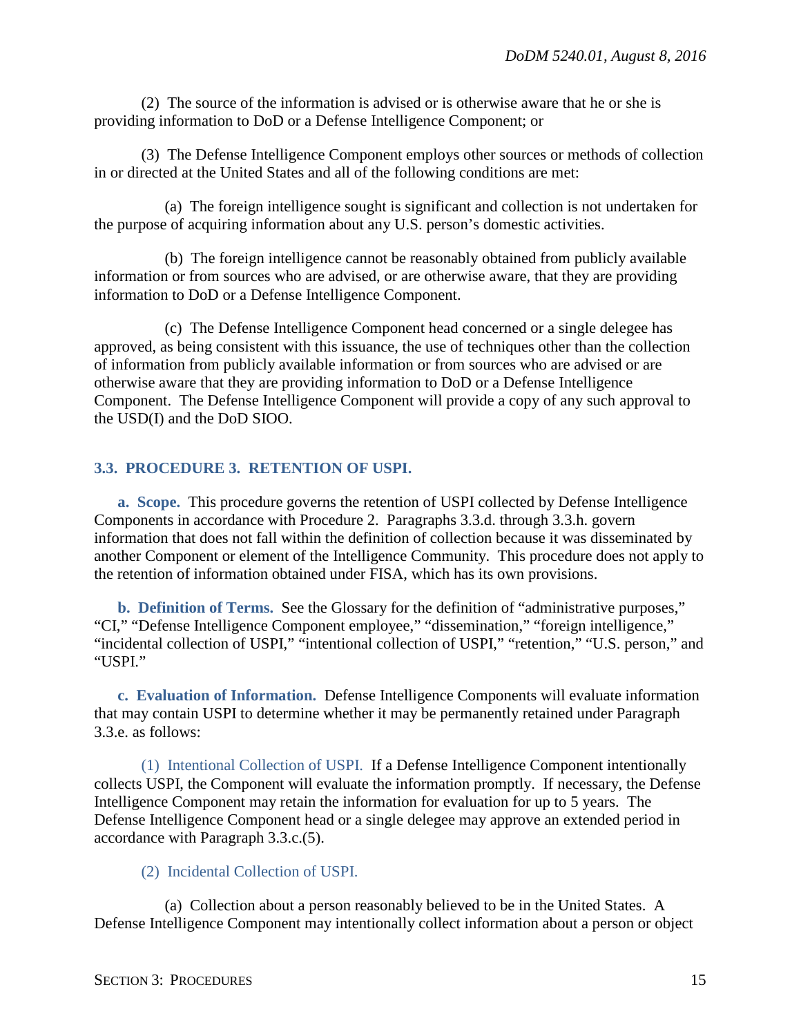(2) The source of the information is advised or is otherwise aware that he or she is providing information to DoD or a Defense Intelligence Component; or

(3) The Defense Intelligence Component employs other sources or methods of collection in or directed at the United States and all of the following conditions are met:

(a) The foreign intelligence sought is significant and collection is not undertaken for the purpose of acquiring information about any U.S. person's domestic activities.

(b) The foreign intelligence cannot be reasonably obtained from publicly available information or from sources who are advised, or are otherwise aware, that they are providing information to DoD or a Defense Intelligence Component.

(c) The Defense Intelligence Component head concerned or a single delegee has approved, as being consistent with this issuance, the use of techniques other than the collection of information from publicly available information or from sources who are advised or are otherwise aware that they are providing information to DoD or a Defense Intelligence Component. The Defense Intelligence Component will provide a copy of any such approval to the USD(I) and the DoD SIOO.

## 3.3. PROCEDURE 3. RETENTION OF USPI.

**a. Scope.** This procedure governs the retention of USPI collected by Defense Intelligence Components in accordance with Procedure 2. Paragraphs 3.3.d. through 3.3.h. govern information that does not fall within the definition of collection because it was disseminated by another Component or element of the Intelligence Community. This procedure does not apply to the retention of information obtained under FISA, which has its own provisions.

**b. Definition of Terms.** See the Glossary for the definition of "administrative purposes," "CI," "Defense Intelligence Component employee," "dissemination," "foreign intelligence," "incidental collection of USPI," "intentional collection of USPI," "retention," "U.S. person," and "USPI."

**c. Evaluation of Information.** Defense Intelligence Components will evaluate information that may contain USPI to determine whether it may be permanently retained under Paragraph 3.3.e. as follows:

(1) Intentional Collection of USPI. If a Defense Intelligence Component intentionally collects USPI, the Component will evaluate the information promptly. If necessary, the Defense Intelligence Component may retain the information for evaluation for up to 5 years. The Defense Intelligence Component head or a single delegee may approve an extended period in accordance with Paragraph 3.3.c.(5).

(2) Incidental Collection of USPI.

(a) Collection about a person reasonably believed to be in the United States. A Defense Intelligence Component may intentionally collect information about a person or object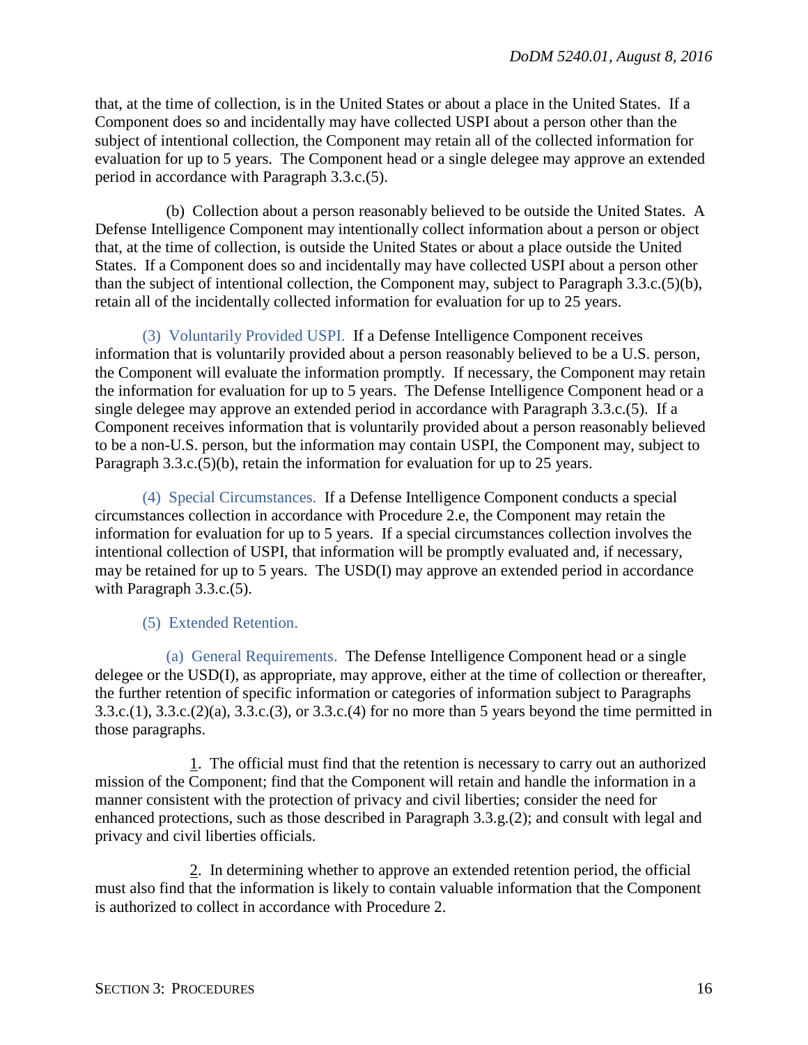that, at the time of collection, is in the United States or about a place in the United States. If a Component does so and incidentally may have collected USPI about a person other than the subject of intentional collection, the Component may retain all of the collected information for evaluation for up to 5 years. The Component head or a single delegee may approve an extended period in accordance with Paragraph 3.3.c.(5).

(b) Collection about a person reasonably believed to be outside the United States. A Defense Intelligence Component may intentionally collect information about a person or object that, at the time of collection, is outside the United States or about a place outside the United States. If a Component does so and incidentally may have collected USPI about a person other than the subject of intentional collection, the Component may, subject to Paragraph 3.3.c.(5)(b), retain all of the incidentally collected information for evaluation for up to 25 years.

(3) Voluntarily Provided USPI. If a Defense Intelligence Component receives information that is voluntarily provided about a person reasonably believed to be a U.S. person, the Component will evaluate the information promptly. If necessary, the Component may retain the information for evaluation for up to 5 years. The Defense Intelligence Component head or a single delegee may approve an extended period in accordance with Paragraph 3.3.c.(5). If a Component receives information that is voluntarily provided about a person reasonably believed to be a non-U.S. person, but the information may contain USPI, the Component may, subject to Paragraph 3.3.c.(5)(b), retain the information for evaluation for up to 25 years.

(4) Special Circumstances. If a Defense Intelligence Component conducts a special circumstances collection in accordance with Procedure 2.e, the Component may retain the information for evaluation for up to 5 years. If a special circumstances collection involves the intentional collection of USPI, that information will be promptly evaluated and, if necessary, may be retained for up to 5 years. The USD(I) may approve an extended period in accordance with Paragraph 3.3.c.(5).

(5) Extended Retention.

(a) General Requirements. The Defense Intelligence Component head or a single delegee or the USD(I), as appropriate, may approve, either at the time of collection or thereafter, the further retention of specific information or categories of information subject to Paragraphs 3.3.c.(1), 3.3.c.(2)(a), 3.3.c.(3), or 3.3.c.(4) for no more than 5 years beyond the time permitted in those paragraphs.

1. The official must find that the retention is necessary to carry out an authorized mission of the Component; find that the Component will retain and handle the information in a manner consistent with the protection of privacy and civil liberties; consider the need for enhanced protections, such as those described in Paragraph 3.3.g.(2); and consult with legal and privacy and civil liberties officials.

2. In determining whether to approve an extended retention period, the official must also find that the information is likely to contain valuable information that the Component is authorized to collect in accordance with Procedure 2.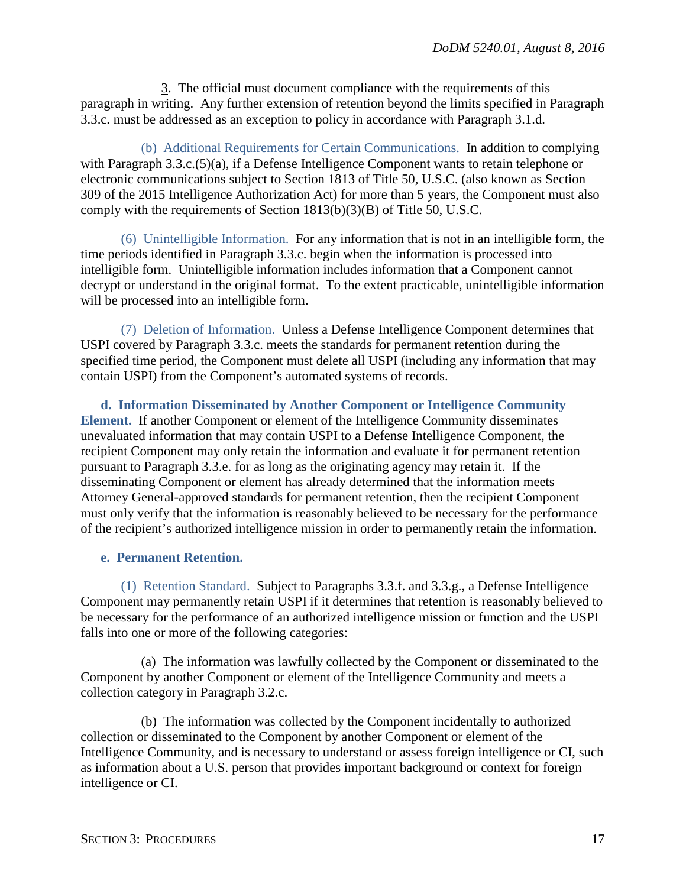3. The official must document compliance with the requirements of this paragraph in writing. Any further extension of retention beyond the limits specified in Paragraph 3.3.c. must be addressed as an exception to policy in accordance with Paragraph 3.1.d.

(b) Additional Requirements for Certain Communications. In addition to complying with Paragraph 3.3.c.(5)(a), if a Defense Intelligence Component wants to retain telephone or electronic communications subject to Section 1813 of Title 50, U.S.C. (also known as Section 309 of the 2015 Intelligence Authorization Act) for more than 5 years, the Component must also comply with the requirements of Section 1813(b)(3)(B) of Title 50, U.S.C.

(6) Unintelligible Information. For any information that is not in an intelligible form, the time periods identified in Paragraph 3.3.c. begin when the information is processed into intelligible form. Unintelligible information includes information that a Component cannot decrypt or understand in the original format. To the extent practicable, unintelligible information will be processed into an intelligible form.

(7) Deletion of Information. Unless a Defense Intelligence Component determines that USPI covered by Paragraph 3.3.c. meets the standards for permanent retention during the specified time period, the Component must delete all USPI (including any information that may contain USPI) from the Component's automated systems of records.

**d. Information Disseminated by Another Component or Intelligence Community Element.** If another Component or element of the Intelligence Community disseminates unevaluated information that may contain USPI to a Defense Intelligence Component, the recipient Component may only retain the information and evaluate it for permanent retention pursuant to Paragraph 3.3.e. for as long as the originating agency may retain it. If the disseminating Component or element has already determined that the information meets Attorney General-approved standards for permanent retention, then the recipient Component must only verify that the information is reasonably believed to be necessary for the performance of the recipient's authorized intelligence mission in order to permanently retain the information.

**e. Permanent Retention.**

(1) Retention Standard. Subject to Paragraphs 3.3.f. and 3.3.g., a Defense Intelligence Component may permanently retain USPI if it determines that retention is reasonably believed to be necessary for the performance of an authorized intelligence mission or function and the USPI falls into one or more of the following categories:

(a) The information was lawfully collected by the Component or disseminated to the Component by another Component or element of the Intelligence Community and meets a collection category in Paragraph 3.2.c.

(b) The information was collected by the Component incidentally to authorized collection or disseminated to the Component by another Component or element of the Intelligence Community, and is necessary to understand or assess foreign intelligence or CI, such as information about a U.S. person that provides important background or context for foreign intelligence or CI.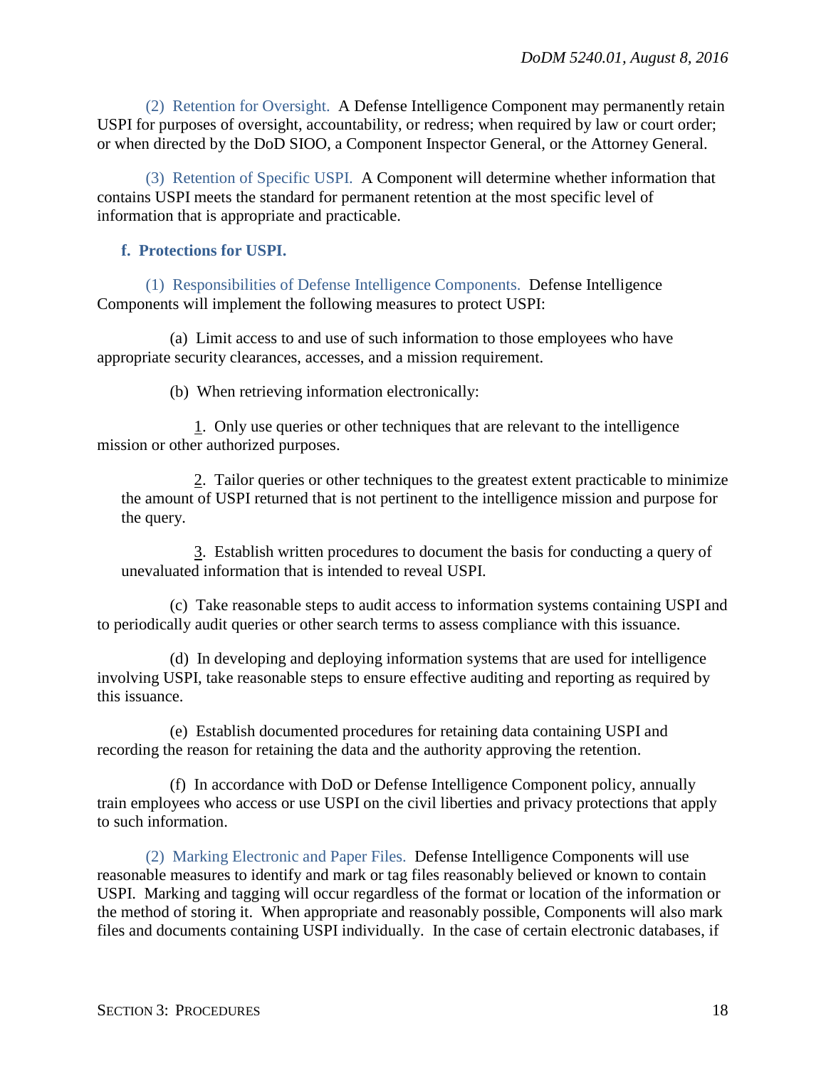(2) Retention for Oversight. A Defense Intelligence Component may permanently retain USPI for purposes of oversight, accountability, or redress; when required by law or court order; or when directed by the DoD SIOO, a Component Inspector General, or the Attorney General.

(3) Retention of Specific USPI. A Component will determine whether information that contains USPI meets the standard for permanent retention at the most specific level of information that is appropriate and practicable.

**f. Protections for USPI.**

(1) Responsibilities of Defense Intelligence Components. Defense Intelligence Components will implement the following measures to protect USPI:

(a) Limit access to and use of such information to those employees who have appropriate security clearances, accesses, and a mission requirement.

(b) When retrieving information electronically:

1. Only use queries or other techniques that are relevant to the intelligence mission or other authorized purposes.

2. Tailor queries or other techniques to the greatest extent practicable to minimize the amount of USPI returned that is not pertinent to the intelligence mission and purpose for the query.

3. Establish written procedures to document the basis for conducting a query of unevaluated information that is intended to reveal USPI.

(c) Take reasonable steps to audit access to information systems containing USPI and to periodically audit queries or other search terms to assess compliance with this issuance.

(d) In developing and deploying information systems that are used for intelligence involving USPI, take reasonable steps to ensure effective auditing and reporting as required by this issuance.

(e) Establish documented procedures for retaining data containing USPI and recording the reason for retaining the data and the authority approving the retention.

(f) In accordance with DoD or Defense Intelligence Component policy, annually train employees who access or use USPI on the civil liberties and privacy protections that apply to such information.

(2) Marking Electronic and Paper Files. Defense Intelligence Components will use reasonable measures to identify and mark or tag files reasonably believed or known to contain USPI. Marking and tagging will occur regardless of the format or location of the information or the method of storing it. When appropriate and reasonably possible, Components will also mark files and documents containing USPI individually. In the case of certain electronic databases, if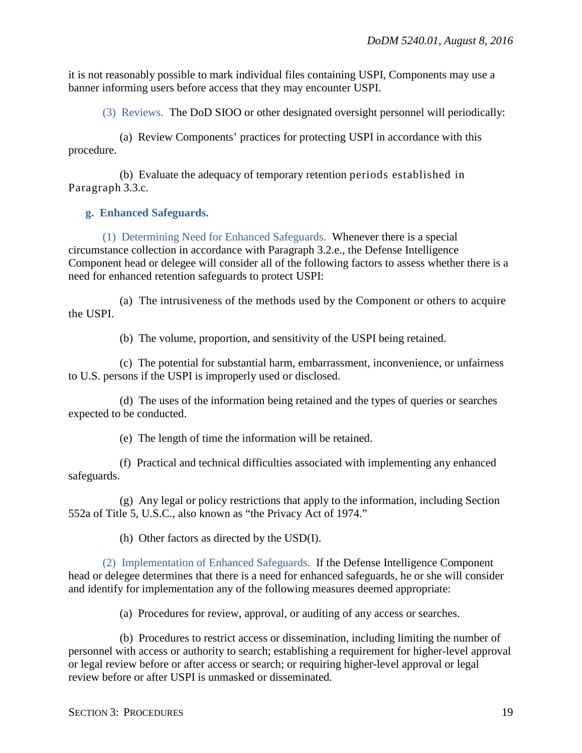it is not reasonably possible to mark individual files containing USPI, Components may use a banner informing users before access that they may encounter USPI.

(3) Reviews. The DoD SIOO or other designated oversight personnel will periodically:

(a) Review Components' practices for protecting USPI in accordance with this procedure.

(b) Evaluate the adequacy of temporary retention periods established in Paragraph 3.3.c.

**g. Enhanced Safeguards.**

(1) Determining Need for Enhanced Safeguards. Whenever there is a special circumstance collection in accordance with Paragraph 3.2.e., the Defense Intelligence Component head or delegee will consider all of the following factors to assess whether there is a need for enhanced retention safeguards to protect USPI:

(a) The intrusiveness of the methods used by the Component or others to acquire the USPI.

(b) The volume, proportion, and sensitivity of the USPI being retained.

(c) The potential for substantial harm, embarrassment, inconvenience, or unfairness to U.S. persons if the USPI is improperly used or disclosed.

(d) The uses of the information being retained and the types of queries or searches expected to be conducted.

(e) The length of time the information will be retained.

(f) Practical and technical difficulties associated with implementing any enhanced safeguards.

(g) Any legal or policy restrictions that apply to the information, including Section 552a of Title 5, U.S.C., also known as "the Privacy Act of 1974."

(h) Other factors as directed by the USD(I).

(2) Implementation of Enhanced Safeguards. If the Defense Intelligence Component head or delegee determines that there is a need for enhanced safeguards, he or she will consider and identify for implementation any of the following measures deemed appropriate:

(a) Procedures for review, approval, or auditing of any access or searches.

(b) Procedures to restrict access or dissemination, including limiting the number of personnel with access or authority to search; establishing a requirement for higher-level approval or legal review before or after access or search; or requiring higher-level approval or legal review before or after USPI is unmasked or disseminated.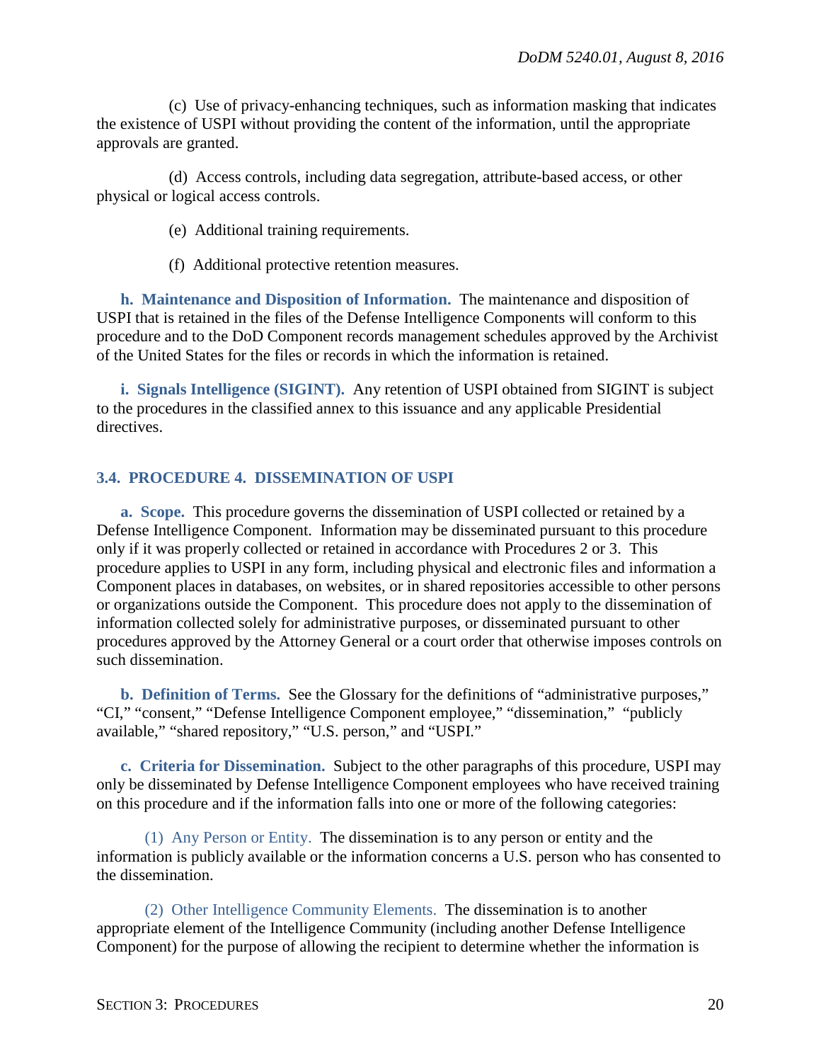(c) Use of privacy-enhancing techniques, such as information masking that indicates the existence of USPI without providing the content of the information, until the appropriate approvals are granted.

(d) Access controls, including data segregation, attribute-based access, or other physical or logical access controls.

(e) Additional training requirements.

(f) Additional protective retention measures.

**h. Maintenance and Disposition of Information.** The maintenance and disposition of USPI that is retained in the files of the Defense Intelligence Components will conform to this procedure and to the DoD Component records management schedules approved by the Archivist of the United States for the files or records in which the information is retained.

**i. Signals Intelligence (SIGINT).** Any retention of USPI obtained from SIGINT is subject to the procedures in the classified annex to this issuance and any applicable Presidential directives.

## 3.4. PROCEDURE 4. DISSEMINATION OF USPI

**a. Scope.** This procedure governs the dissemination of USPI collected or retained by a Defense Intelligence Component. Information may be disseminated pursuant to this procedure only if it was properly collected or retained in accordance with Procedures 2 or 3. This procedure applies to USPI in any form, including physical and electronic files and information a Component places in databases, on websites, or in shared repositories accessible to other persons or organizations outside the Component. This procedure does not apply to the dissemination of information collected solely for administrative purposes, or disseminated pursuant to other procedures approved by the Attorney General or a court order that otherwise imposes controls on such dissemination.

**b. Definition of Terms.** See the Glossary for the definitions of "administrative purposes," "CI," "consent," "Defense Intelligence Component employee," "dissemination," "publicly available," "shared repository," "U.S. person," and "USPI."

**c. Criteria for Dissemination.** Subject to the other paragraphs of this procedure, USPI may only be disseminated by Defense Intelligence Component employees who have received training on this procedure and if the information falls into one or more of the following categories:

(1) Any Person or Entity. The dissemination is to any person or entity and the information is publicly available or the information concerns a U.S. person who has consented to the dissemination.

(2) Other Intelligence Community Elements. The dissemination is to another appropriate element of the Intelligence Community (including another Defense Intelligence Component) for the purpose of allowing the recipient to determine whether the information is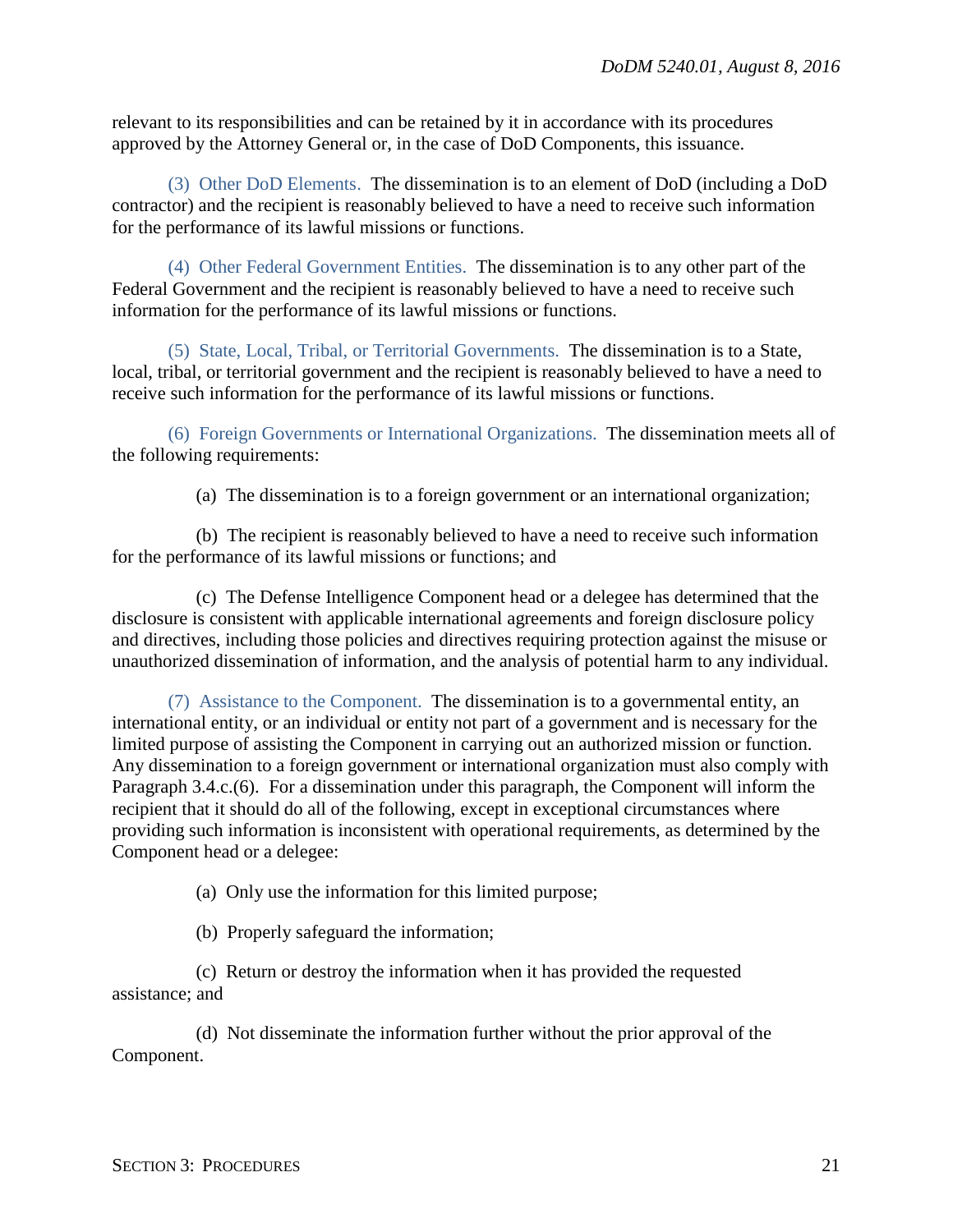relevant to its responsibilities and can be retained by it in accordance with its procedures approved by the Attorney General or, in the case of DoD Components, this issuance.

(3) Other DoD Elements. The dissemination is to an element of DoD (including a DoD contractor) and the recipient is reasonably believed to have a need to receive such information for the performance of its lawful missions or functions.

(4) Other Federal Government Entities. The dissemination is to any other part of the Federal Government and the recipient is reasonably believed to have a need to receive such information for the performance of its lawful missions or functions.

(5) State, Local, Tribal, or Territorial Governments. The dissemination is to a State, local, tribal, or territorial government and the recipient is reasonably believed to have a need to receive such information for the performance of its lawful missions or functions.

(6) Foreign Governments or International Organizations. The dissemination meets all of the following requirements:

(a) The dissemination is to a foreign government or an international organization;

(b) The recipient is reasonably believed to have a need to receive such information for the performance of its lawful missions or functions; and

(c) The Defense Intelligence Component head or a delegee has determined that the disclosure is consistent with applicable international agreements and foreign disclosure policy and directives, including those policies and directives requiring protection against the misuse or unauthorized dissemination of information, and the analysis of potential harm to any individual.

(7) Assistance to the Component. The dissemination is to a governmental entity, an international entity, or an individual or entity not part of a government and is necessary for the limited purpose of assisting the Component in carrying out an authorized mission or function. Any dissemination to a foreign government or international organization must also comply with Paragraph 3.4.c.(6). For a dissemination under this paragraph, the Component will inform the recipient that it should do all of the following, except in exceptional circumstances where providing such information is inconsistent with operational requirements, as determined by the Component head or a delegee:

(a) Only use the information for this limited purpose;

(b) Properly safeguard the information;

(c) Return or destroy the information when it has provided the requested assistance; and

(d) Not disseminate the information further without the prior approval of the Component.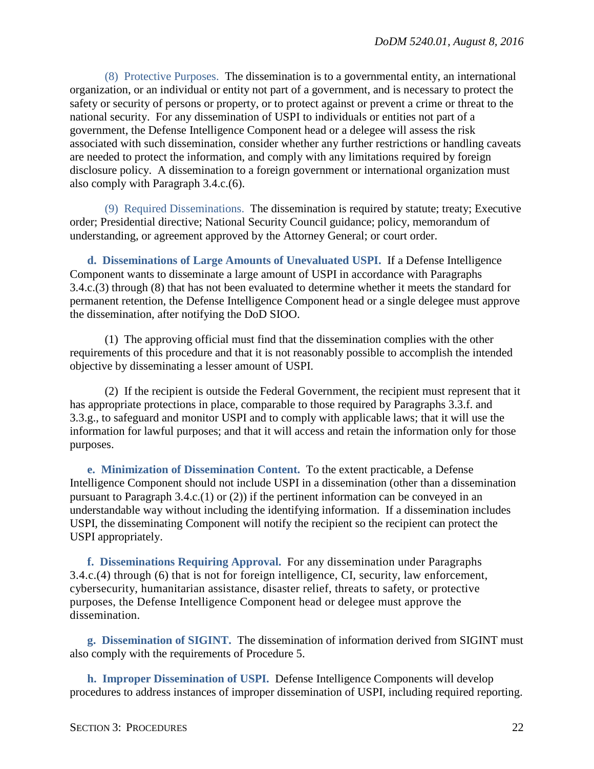(8) Protective Purposes. The dissemination is to a governmental entity, an international organization, or an individual or entity not part of a government, and is necessary to protect the safety or security of persons or property, or to protect against or prevent a crime or threat to the national security. For any dissemination of USPI to individuals or entities not part of a government, the Defense Intelligence Component head or a delegee will assess the risk associated with such dissemination, consider whether any further restrictions or handling caveats are needed to protect the information, and comply with any limitations required by foreign disclosure policy. A dissemination to a foreign government or international organization must also comply with Paragraph 3.4.c.(6).

(9) Required Disseminations. The dissemination is required by statute; treaty; Executive order; Presidential directive; National Security Council guidance; policy, memorandum of understanding, or agreement approved by the Attorney General; or court order.

**d. Disseminations of Large Amounts of Unevaluated USPI.** If a Defense Intelligence Component wants to disseminate a large amount of USPI in accordance with Paragraphs 3.4.c.(3) through (8) that has not been evaluated to determine whether it meets the standard for permanent retention, the Defense Intelligence Component head or a single delegee must approve the dissemination, after notifying the DoD SIOO.

(1) The approving official must find that the dissemination complies with the other requirements of this procedure and that it is not reasonably possible to accomplish the intended objective by disseminating a lesser amount of USPI.

(2) If the recipient is outside the Federal Government, the recipient must represent that it has appropriate protections in place, comparable to those required by Paragraphs 3.3.f. and 3.3.g., to safeguard and monitor USPI and to comply with applicable laws; that it will use the information for lawful purposes; and that it will access and retain the information only for those purposes.

**e. Minimization of Dissemination Content.** To the extent practicable, a Defense Intelligence Component should not include USPI in a dissemination (other than a dissemination pursuant to Paragraph 3.4.c.(1) or (2)) if the pertinent information can be conveyed in an understandable way without including the identifying information. If a dissemination includes USPI, the disseminating Component will notify the recipient so the recipient can protect the USPI appropriately.

**f. Disseminations Requiring Approval.** For any dissemination under Paragraphs 3.4.c.(4) through (6) that is not for foreign intelligence, CI, security, law enforcement, cybersecurity, humanitarian assistance, disaster relief, threats to safety, or protective purposes, the Defense Intelligence Component head or delegee must approve the dissemination.

**g. Dissemination of SIGINT.** The dissemination of information derived from SIGINT must also comply with the requirements of Procedure 5.

**h. Improper Dissemination of USPI.** Defense Intelligence Components will develop procedures to address instances of improper dissemination of USPI, including required reporting.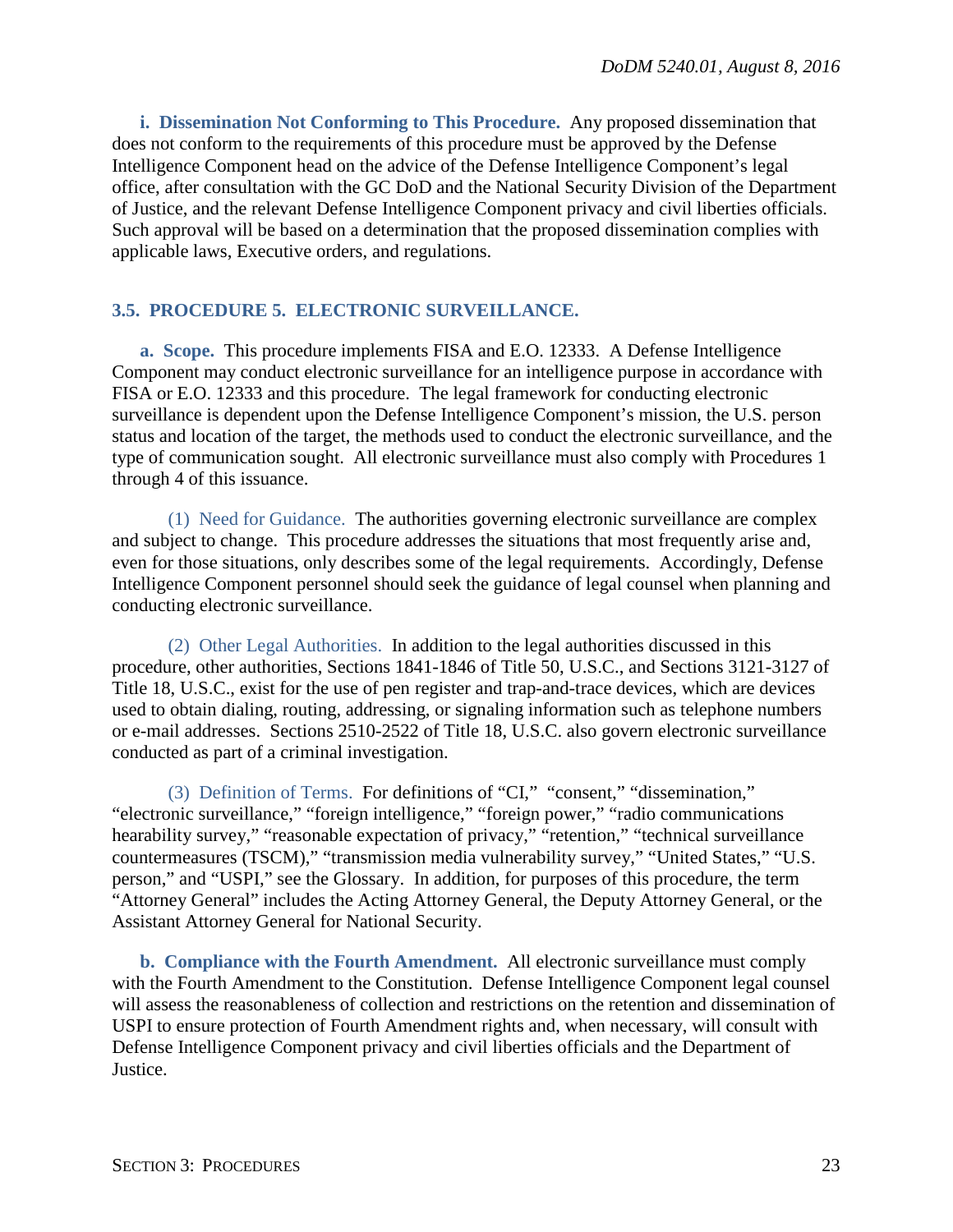**i. Dissemination Not Conforming to This Procedure.** Any proposed dissemination that does not conform to the requirements of this procedure must be approved by the Defense Intelligence Component head on the advice of the Defense Intelligence Component's legal office, after consultation with the GC DoD and the National Security Division of the Department of Justice, and the relevant Defense Intelligence Component privacy and civil liberties officials. Such approval will be based on a determination that the proposed dissemination complies with applicable laws, Executive orders, and regulations.

## 3.5. PROCEDURE 5. ELECTRONIC SURVEILLANCE.

**a. Scope.** This procedure implements FISA and E.O. 12333. A Defense Intelligence Component may conduct electronic surveillance for an intelligence purpose in accordance with FISA or E.O. 12333 and this procedure. The legal framework for conducting electronic surveillance is dependent upon the Defense Intelligence Component's mission, the U.S. person status and location of the target, the methods used to conduct the electronic surveillance, and the type of communication sought. All electronic surveillance must also comply with Procedures 1 through 4 of this issuance.

(1) Need for Guidance. The authorities governing electronic surveillance are complex and subject to change. This procedure addresses the situations that most frequently arise and, even for those situations, only describes some of the legal requirements. Accordingly, Defense Intelligence Component personnel should seek the guidance of legal counsel when planning and conducting electronic surveillance.

(2) Other Legal Authorities. In addition to the legal authorities discussed in this procedure, other authorities, Sections 1841-1846 of Title 50, U.S.C., and Sections 3121-3127 of Title 18, U.S.C., exist for the use of pen register and trap-and-trace devices, which are devices used to obtain dialing, routing, addressing, or signaling information such as telephone numbers or e-mail addresses. Sections 2510-2522 of Title 18, U.S.C. also govern electronic surveillance conducted as part of a criminal investigation.

(3) Definition of Terms. For definitions of "CI," "consent," "dissemination," "electronic surveillance," "foreign intelligence," "foreign power," "radio communications hearability survey," "reasonable expectation of privacy," "retention," "technical surveillance countermeasures (TSCM)," "transmission media vulnerability survey," "United States," "U.S. person," and "USPI," see the Glossary. In addition, for purposes of this procedure, the term "Attorney General" includes the Acting Attorney General, the Deputy Attorney General, or the Assistant Attorney General for National Security.

**b. Compliance with the Fourth Amendment.** All electronic surveillance must comply with the Fourth Amendment to the Constitution. Defense Intelligence Component legal counsel will assess the reasonableness of collection and restrictions on the retention and dissemination of USPI to ensure protection of Fourth Amendment rights and, when necessary, will consult with Defense Intelligence Component privacy and civil liberties officials and the Department of Justice.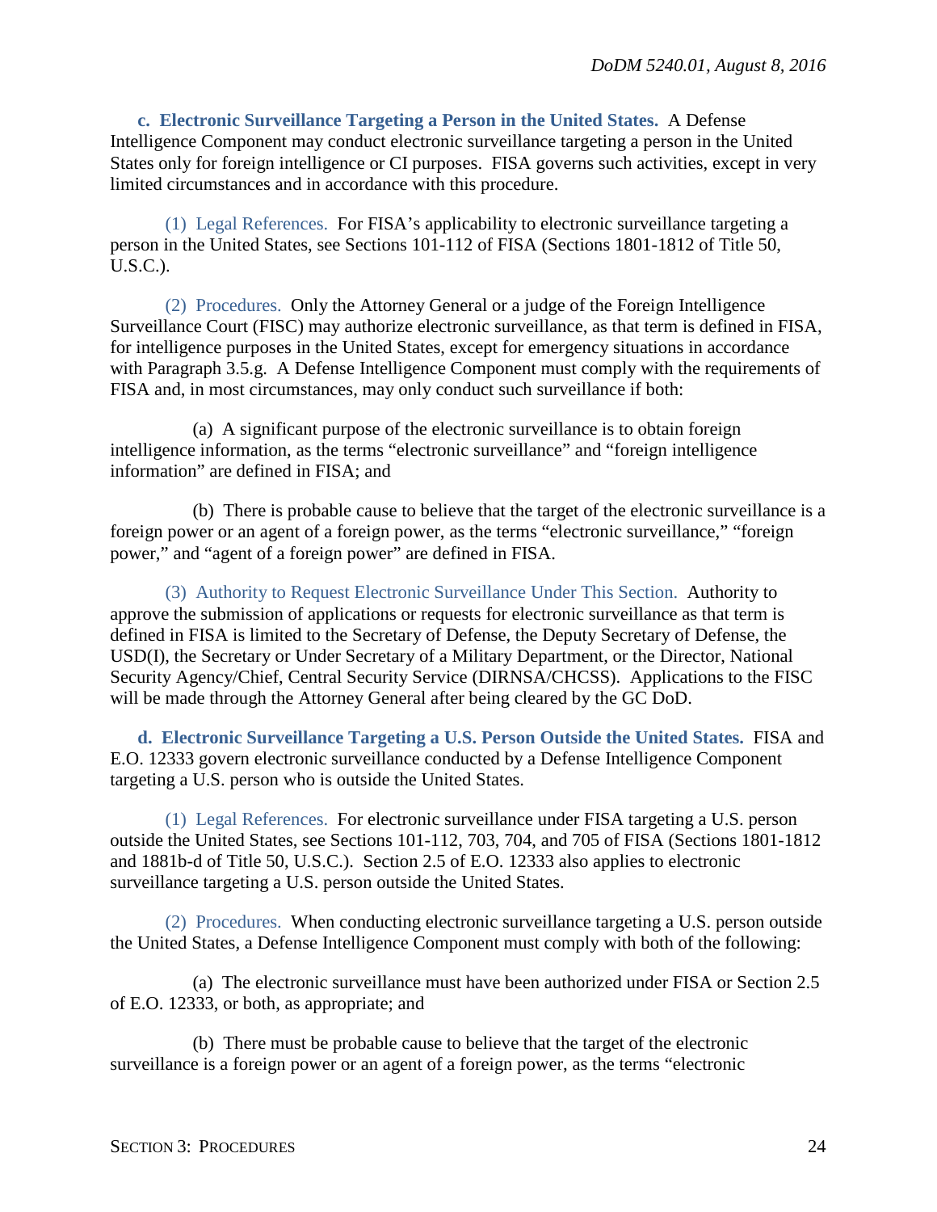**c. Electronic Surveillance Targeting a Person in the United States.** A Defense Intelligence Component may conduct electronic surveillance targeting a person in the United States only for foreign intelligence or CI purposes. FISA governs such activities, except in very limited circumstances and in accordance with this procedure.

(1) Legal References. For FISA's applicability to electronic surveillance targeting a person in the United States, see Sections 101-112 of FISA (Sections 1801-1812 of Title 50, U.S.C.).

(2) Procedures. Only the Attorney General or a judge of the Foreign Intelligence Surveillance Court (FISC) may authorize electronic surveillance, as that term is defined in FISA, for intelligence purposes in the United States, except for emergency situations in accordance with Paragraph 3.5.g. A Defense Intelligence Component must comply with the requirements of FISA and, in most circumstances, may only conduct such surveillance if both:

(a) A significant purpose of the electronic surveillance is to obtain foreign intelligence information, as the terms "electronic surveillance" and "foreign intelligence information" are defined in FISA; and

(b) There is probable cause to believe that the target of the electronic surveillance is a foreign power or an agent of a foreign power, as the terms "electronic surveillance," "foreign power," and "agent of a foreign power" are defined in FISA.

(3) Authority to Request Electronic Surveillance Under This Section. Authority to approve the submission of applications or requests for electronic surveillance as that term is defined in FISA is limited to the Secretary of Defense, the Deputy Secretary of Defense, the USD(I), the Secretary or Under Secretary of a Military Department, or the Director, National Security Agency/Chief, Central Security Service (DIRNSA/CHCSS). Applications to the FISC will be made through the Attorney General after being cleared by the GC DoD.

**d. Electronic Surveillance Targeting a U.S. Person Outside the United States.** FISA and E.O. 12333 govern electronic surveillance conducted by a Defense Intelligence Component targeting a U.S. person who is outside the United States.

(1) Legal References. For electronic surveillance under FISA targeting a U.S. person outside the United States, see Sections 101-112, 703, 704, and 705 of FISA (Sections 1801-1812 and 1881b-d of Title 50, U.S.C.). Section 2.5 of E.O. 12333 also applies to electronic surveillance targeting a U.S. person outside the United States.

(2) Procedures. When conducting electronic surveillance targeting a U.S. person outside the United States, a Defense Intelligence Component must comply with both of the following:

(a) The electronic surveillance must have been authorized under FISA or Section 2.5 of E.O. 12333, or both, as appropriate; and

(b) There must be probable cause to believe that the target of the electronic surveillance is a foreign power or an agent of a foreign power, as the terms "electronic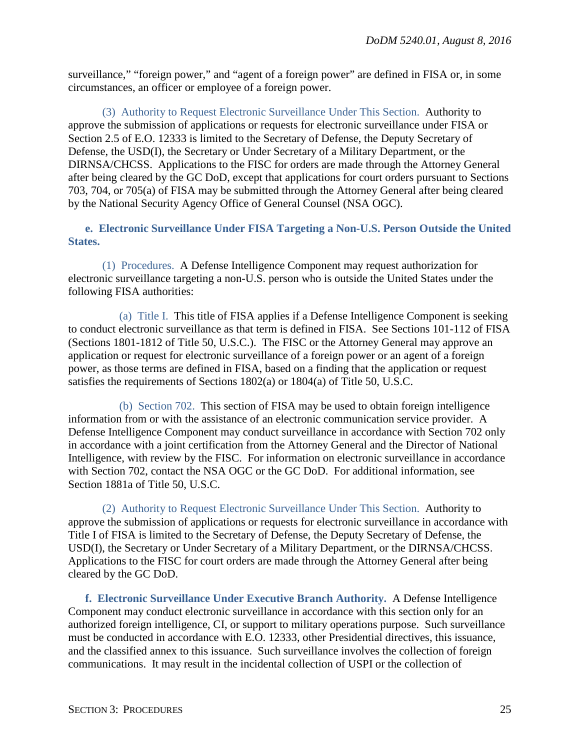surveillance," "foreign power," and "agent of a foreign power" are defined in FISA or, in some circumstances, an officer or employee of a foreign power.

(3) Authority to Request Electronic Surveillance Under This Section. Authority to approve the submission of applications or requests for electronic surveillance under FISA or Section 2.5 of E.O. 12333 is limited to the Secretary of Defense, the Deputy Secretary of Defense, the USD(I), the Secretary or Under Secretary of a Military Department, or the DIRNSA/CHCSS. Applications to the FISC for orders are made through the Attorney General after being cleared by the GC DoD, except that applications for court orders pursuant to Sections 703, 704, or 705(a) of FISA may be submitted through the Attorney General after being cleared by the National Security Agency Office of General Counsel (NSA OGC).

**e. Electronic Surveillance Under FISA Targeting a Non-U.S. Person Outside the United States.**

(1) Procedures. A Defense Intelligence Component may request authorization for electronic surveillance targeting a non-U.S. person who is outside the United States under the following FISA authorities:

(a) Title I. This title of FISA applies if a Defense Intelligence Component is seeking to conduct electronic surveillance as that term is defined in FISA. See Sections 101-112 of FISA (Sections 1801-1812 of Title 50, U.S.C.). The FISC or the Attorney General may approve an application or request for electronic surveillance of a foreign power or an agent of a foreign power, as those terms are defined in FISA, based on a finding that the application or request satisfies the requirements of Sections 1802(a) or 1804(a) of Title 50, U.S.C.

(b) Section 702. This section of FISA may be used to obtain foreign intelligence information from or with the assistance of an electronic communication service provider. A Defense Intelligence Component may conduct surveillance in accordance with Section 702 only in accordance with a joint certification from the Attorney General and the Director of National Intelligence, with review by the FISC. For information on electronic surveillance in accordance with Section 702, contact the NSA OGC or the GC DoD. For additional information, see Section 1881a of Title 50, U.S.C.

(2) Authority to Request Electronic Surveillance Under This Section. Authority to approve the submission of applications or requests for electronic surveillance in accordance with Title I of FISA is limited to the Secretary of Defense, the Deputy Secretary of Defense, the USD(I), the Secretary or Under Secretary of a Military Department, or the DIRNSA/CHCSS. Applications to the FISC for court orders are made through the Attorney General after being cleared by the GC DoD.

**f. Electronic Surveillance Under Executive Branch Authority.** A Defense Intelligence Component may conduct electronic surveillance in accordance with this section only for an authorized foreign intelligence, CI, or support to military operations purpose. Such surveillance must be conducted in accordance with E.O. 12333, other Presidential directives, this issuance, and the classified annex to this issuance. Such surveillance involves the collection of foreign communications. It may result in the incidental collection of USPI or the collection of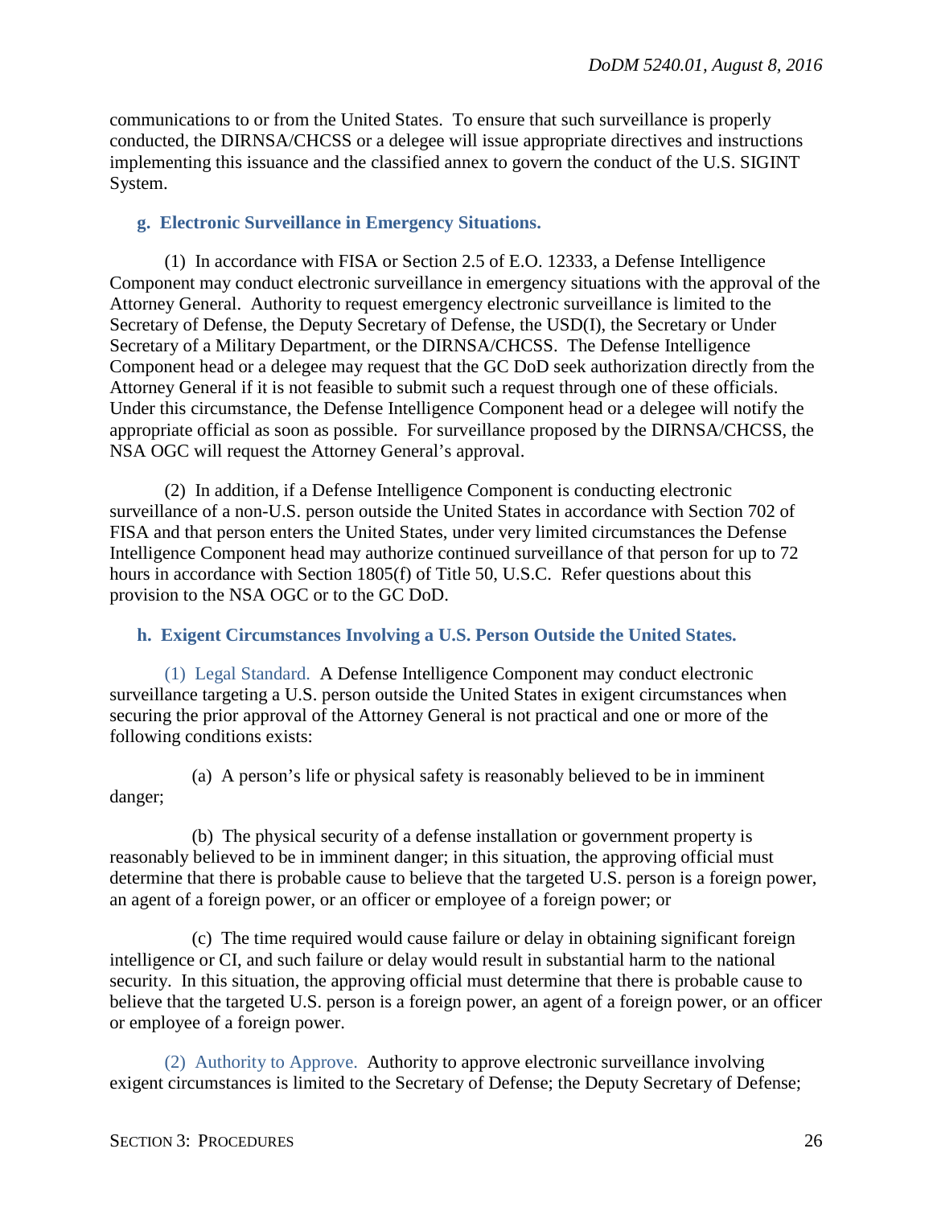communications to or from the United States. To ensure that such surveillance is properly conducted, the DIRNSA/CHCSS or a delegee will issue appropriate directives and instructions implementing this issuance and the classified annex to govern the conduct of the U.S. SIGINT System.

### g. Electronic Surveillance in Emergency Situations.

(1) In accordance with FISA or Section 2.5 of E.O. 12333, a Defense Intelligence Component may conduct electronic surveillance in emergency situations with the approval of the Attorney General. Authority to request emergency electronic surveillance is limited to the Secretary of Defense, the Deputy Secretary of Defense, the USD(I), the Secretary or Under Secretary of a Military Department, or the DIRNSA/CHCSS. The Defense Intelligence Component head or a delegee may request that the GC DoD seek authorization directly from the Attorney General if it is not feasible to submit such a request through one of these officials. Under this circumstance, the Defense Intelligence Component head or a delegee will notify the appropriate official as soon as possible. For surveillance proposed by the DIRNSA/CHCSS, the NSA OGC will request the Attorney General's approval.

(2) In addition, if a Defense Intelligence Component is conducting electronic surveillance of a non-U.S. person outside the United States in accordance with Section 702 of FISA and that person enters the United States, under very limited circumstances the Defense Intelligence Component head may authorize continued surveillance of that person for up to 72 hours in accordance with Section 1805(f) of Title 50, U.S.C. Refer questions about this provision to the NSA OGC or to the GC DoD.

### h. Exigent Circumstances Involving a U.S. Person Outside the United States.

(1) Legal Standard. A Defense Intelligence Component may conduct electronic surveillance targeting a U.S. person outside the United States in exigent circumstances when securing the prior approval of the Attorney General is not practical and one or more of the following conditions exists:

(a) A person's life or physical safety is reasonably believed to be in imminent danger;

(b) The physical security of a defense installation or government property is reasonably believed to be in imminent danger; in this situation, the approving official must determine that there is probable cause to believe that the targeted U.S. person is a foreign power, an agent of a foreign power, or an officer or employee of a foreign power; or

(c) The time required would cause failure or delay in obtaining significant foreign intelligence or CI, and such failure or delay would result in substantial harm to the national security. In this situation, the approving official must determine that there is probable cause to believe that the targeted U.S. person is a foreign power, an agent of a foreign power, or an officer or employee of a foreign power.

(2) Authority to Approve. Authority to approve electronic surveillance involving exigent circumstances is limited to the Secretary of Defense; the Deputy Secretary of Defense;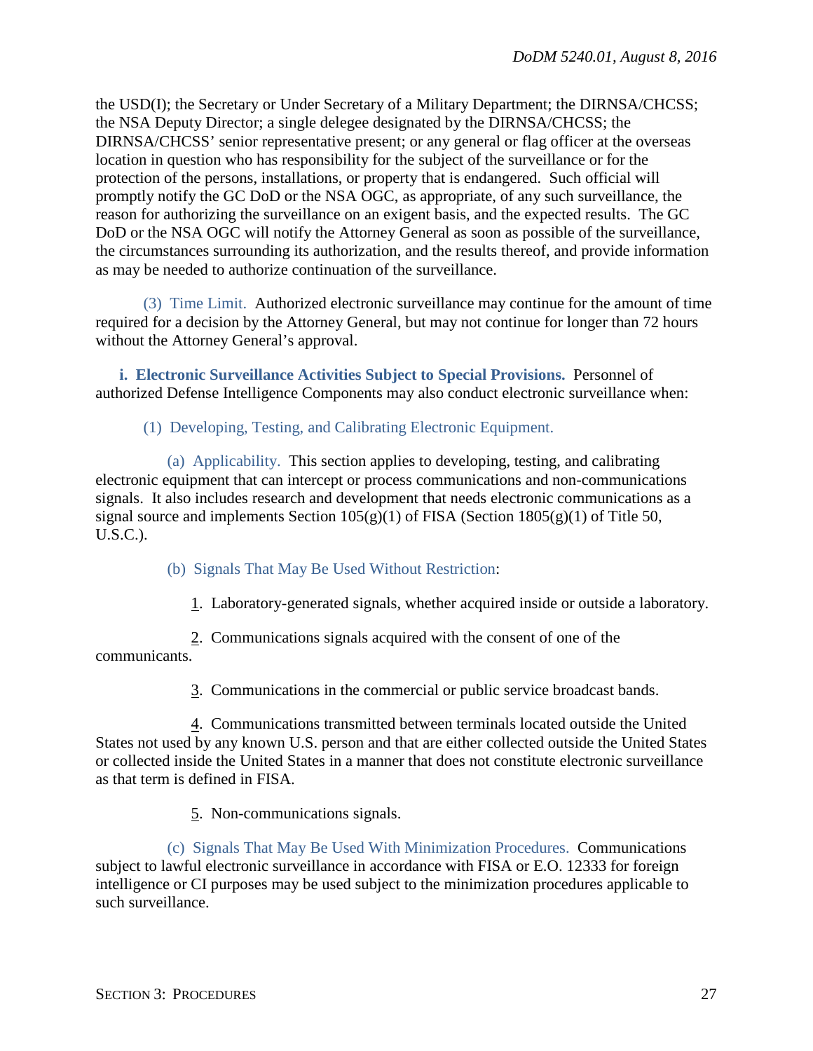the USD(I); the Secretary or Under Secretary of a Military Department; the DIRNSA/CHCSS; the NSA Deputy Director; a single delegee designated by the DIRNSA/CHCSS; the DIRNSA/CHCSS' senior representative present; or any general or flag officer at the overseas location in question who has responsibility for the subject of the surveillance or for the protection of the persons, installations, or property that is endangered. Such official will promptly notify the GC DoD or the NSA OGC, as appropriate, of any such surveillance, the reason for authorizing the surveillance on an exigent basis, and the expected results. The GC DoD or the NSA OGC will notify the Attorney General as soon as possible of the surveillance, the circumstances surrounding its authorization, and the results thereof, and provide information as may be needed to authorize continuation of the surveillance.

(3) Time Limit. Authorized electronic surveillance may continue for the amount of time required for a decision by the Attorney General, but may not continue for longer than 72 hours without the Attorney General's approval.

**i. Electronic Surveillance Activities Subject to Special Provisions.** Personnel of authorized Defense Intelligence Components may also conduct electronic surveillance when:

(1) Developing, Testing, and Calibrating Electronic Equipment.

(a) Applicability. This section applies to developing, testing, and calibrating electronic equipment that can intercept or process communications and non-communications signals. It also includes research and development that needs electronic communications as a signal source and implements Section 105(g)(1) of FISA (Section 1805(g)(1) of Title 50, U.S.C.).

(b) Signals That May Be Used Without Restriction:

1. Laboratory-generated signals, whether acquired inside or outside a laboratory.

2. Communications signals acquired with the consent of one of the communicants.

3. Communications in the commercial or public service broadcast bands.

4. Communications transmitted between terminals located outside the United States not used by any known U.S. person and that are either collected outside the United States or collected inside the United States in a manner that does not constitute electronic surveillance as that term is defined in FISA.

5. Non-communications signals.

(c) Signals That May Be Used With Minimization Procedures. Communications subject to lawful electronic surveillance in accordance with FISA or E.O. 12333 for foreign intelligence or CI purposes may be used subject to the minimization procedures applicable to such surveillance.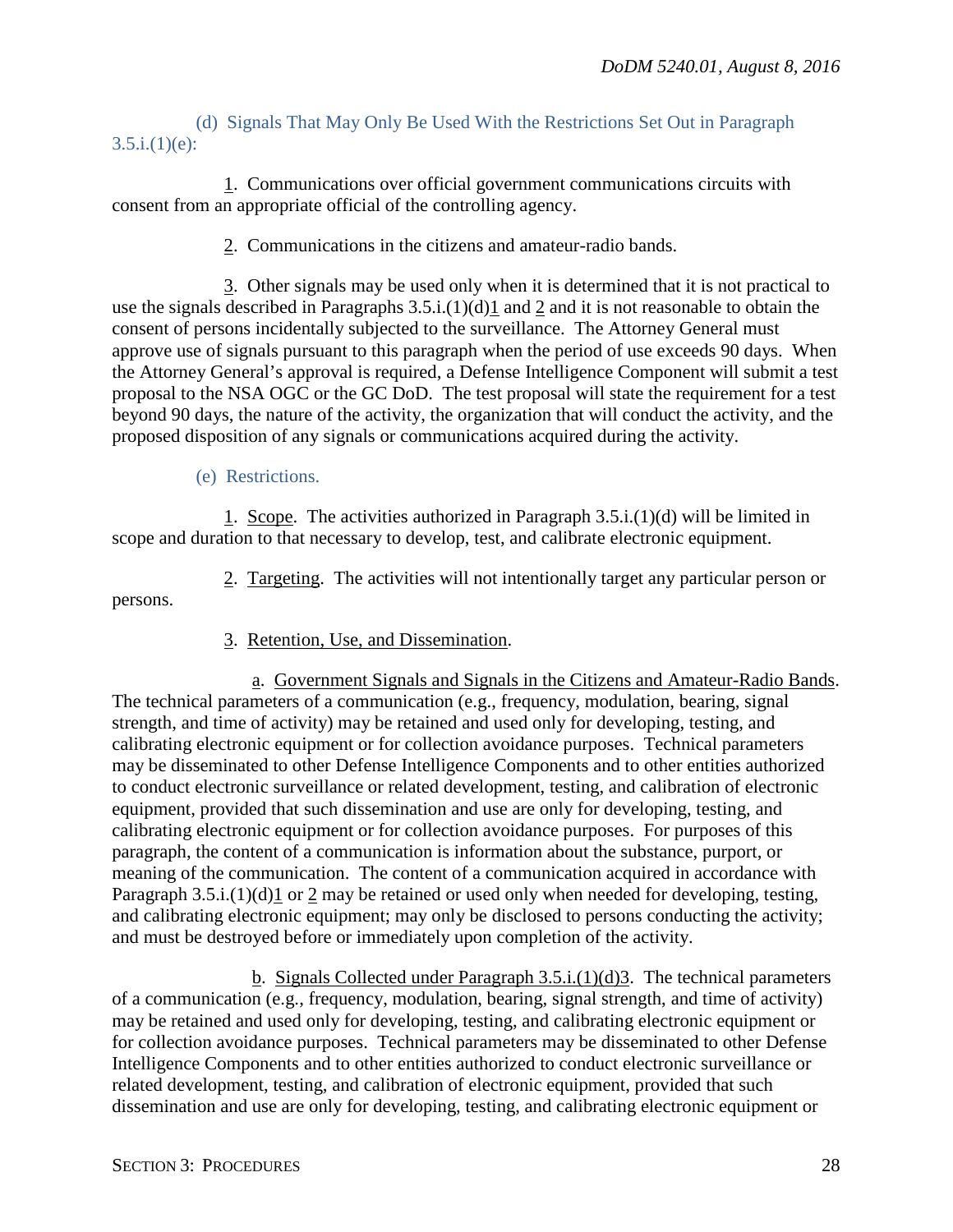(d) Signals That May Only Be Used With the Restrictions Set Out in Paragraph 3.5.i.(1)(e):

1. Communications over official government communications circuits with consent from an appropriate official of the controlling agency.

2. Communications in the citizens and amateur-radio bands.

3. Other signals may be used only when it is determined that it is not practical to use the signals described in Paragraphs 3.5.i.(1)(d)1 and 2 and it is not reasonable to obtain the consent of persons incidentally subjected to the surveillance. The Attorney General must approve use of signals pursuant to this paragraph when the period of use exceeds 90 days. When the Attorney General's approval is required, a Defense Intelligence Component will submit a test proposal to the NSA OGC or the GC DoD. The test proposal will state the requirement for a test beyond 90 days, the nature of the activity, the organization that will conduct the activity, and the proposed disposition of any signals or communications acquired during the activity.

(e) Restrictions.

1. Scope. The activities authorized in Paragraph 3.5.i.(1)(d) will be limited in scope and duration to that necessary to develop, test, and calibrate electronic equipment.

2. Targeting. The activities will not intentionally target any particular person or persons.

3. Retention, Use, and Dissemination.

a. Government Signals and Signals in the Citizens and Amateur-Radio Bands. The technical parameters of a communication (e.g., frequency, modulation, bearing, signal strength, and time of activity) may be retained and used only for developing, testing, and calibrating electronic equipment or for collection avoidance purposes. Technical parameters may be disseminated to other Defense Intelligence Components and to other entities authorized to conduct electronic surveillance or related development, testing, and calibration of electronic equipment, provided that such dissemination and use are only for developing, testing, and calibrating electronic equipment or for collection avoidance purposes. For purposes of this paragraph, the content of a communication is information about the substance, purport, or meaning of the communication. The content of a communication acquired in accordance with Paragraph 3.5.i.(1)(d)1 or 2 may be retained or used only when needed for developing, testing, and calibrating electronic equipment; may only be disclosed to persons conducting the activity; and must be destroyed before or immediately upon completion of the activity.

b. Signals Collected under Paragraph 3.5.i.(1)(d)3. The technical parameters of a communication (e.g., frequency, modulation, bearing, signal strength, and time of activity) may be retained and used only for developing, testing, and calibrating electronic equipment or for collection avoidance purposes. Technical parameters may be disseminated to other Defense Intelligence Components and to other entities authorized to conduct electronic surveillance or related development, testing, and calibration of electronic equipment, provided that such dissemination and use are only for developing, testing, and calibrating electronic equipment or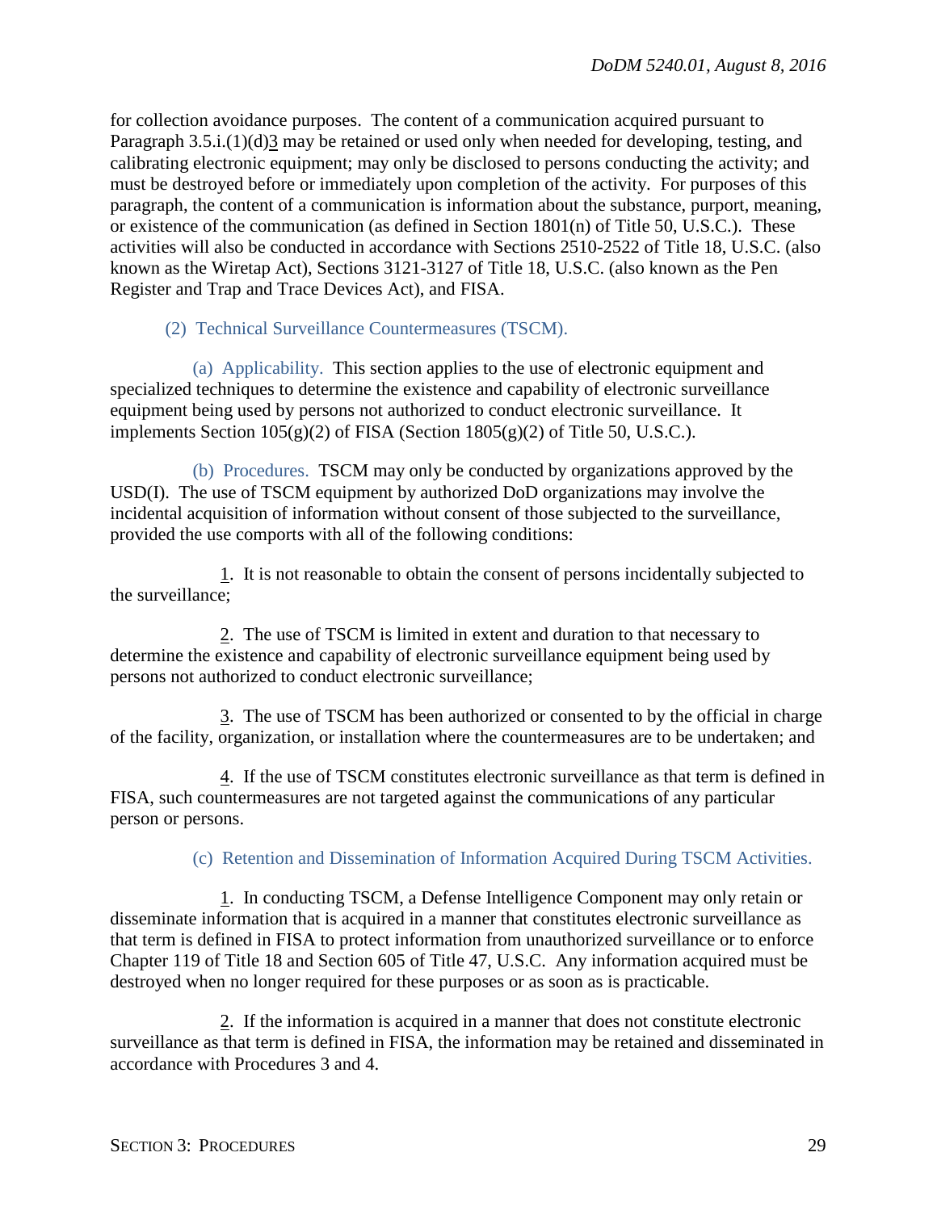for collection avoidance purposes. The content of a communication acquired pursuant to Paragraph 3.5.i.(1)(d)3 may be retained or used only when needed for developing, testing, and calibrating electronic equipment; may only be disclosed to persons conducting the activity; and must be destroyed before or immediately upon completion of the activity. For purposes of this paragraph, the content of a communication is information about the substance, purport, meaning, or existence of the communication (as defined in Section 1801(n) of Title 50, U.S.C.). These activities will also be conducted in accordance with Sections 2510-2522 of Title 18, U.S.C. (also known as the Wiretap Act), Sections 3121-3127 of Title 18, U.S.C. (also known as the Pen Register and Trap and Trace Devices Act), and FISA.

(2) Technical Surveillance Countermeasures (TSCM).

(a) Applicability. This section applies to the use of electronic equipment and specialized techniques to determine the existence and capability of electronic surveillance equipment being used by persons not authorized to conduct electronic surveillance. It implements Section 105(g)(2) of FISA (Section 1805(g)(2) of Title 50, U.S.C.).

(b) Procedures. TSCM may only be conducted by organizations approved by the USD(I). The use of TSCM equipment by authorized DoD organizations may involve the incidental acquisition of information without consent of those subjected to the surveillance, provided the use comports with all of the following conditions:

1. It is not reasonable to obtain the consent of persons incidentally subjected to the surveillance;

2. The use of TSCM is limited in extent and duration to that necessary to determine the existence and capability of electronic surveillance equipment being used by persons not authorized to conduct electronic surveillance;

3. The use of TSCM has been authorized or consented to by the official in charge of the facility, organization, or installation where the countermeasures are to be undertaken; and

4. If the use of TSCM constitutes electronic surveillance as that term is defined in FISA, such countermeasures are not targeted against the communications of any particular person or persons.

(c) Retention and Dissemination of Information Acquired During TSCM Activities.

1. In conducting TSCM, a Defense Intelligence Component may only retain or disseminate information that is acquired in a manner that constitutes electronic surveillance as that term is defined in FISA to protect information from unauthorized surveillance or to enforce Chapter 119 of Title 18 and Section 605 of Title 47, U.S.C. Any information acquired must be destroyed when no longer required for these purposes or as soon as is practicable.

2. If the information is acquired in a manner that does not constitute electronic surveillance as that term is defined in FISA, the information may be retained and disseminated in accordance with Procedures 3 and 4.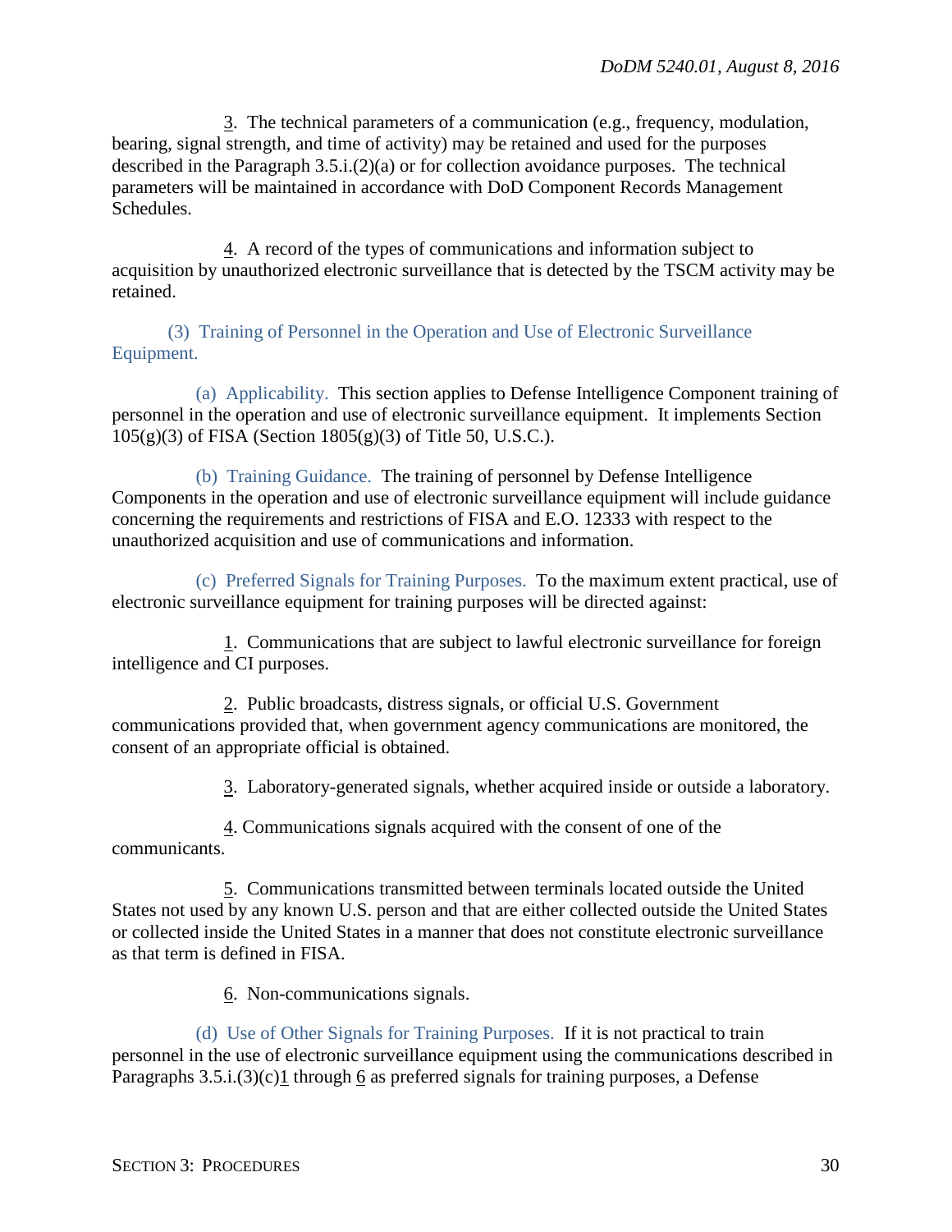3. The technical parameters of a communication (e.g., frequency, modulation, bearing, signal strength, and time of activity) may be retained and used for the purposes described in the Paragraph 3.5.i.(2)(a) or for collection avoidance purposes. The technical parameters will be maintained in accordance with DoD Component Records Management Schedules.

4. A record of the types of communications and information subject to acquisition by unauthorized electronic surveillance that is detected by the TSCM activity may be retained.

(3) Training of Personnel in the Operation and Use of Electronic Surveillance Equipment.

(a) Applicability. This section applies to Defense Intelligence Component training of personnel in the operation and use of electronic surveillance equipment. It implements Section 105(g)(3) of FISA (Section 1805(g)(3) of Title 50, U.S.C.).

(b) Training Guidance. The training of personnel by Defense Intelligence Components in the operation and use of electronic surveillance equipment will include guidance concerning the requirements and restrictions of FISA and E.O. 12333 with respect to the unauthorized acquisition and use of communications and information.

(c) Preferred Signals for Training Purposes. To the maximum extent practical, use of electronic surveillance equipment for training purposes will be directed against:

1. Communications that are subject to lawful electronic surveillance for foreign intelligence and CI purposes.

2. Public broadcasts, distress signals, or official U.S. Government communications provided that, when government agency communications are monitored, the consent of an appropriate official is obtained.

3. Laboratory-generated signals, whether acquired inside or outside a laboratory.

4. Communications signals acquired with the consent of one of the communicants.

5. Communications transmitted between terminals located outside the United States not used by any known U.S. person and that are either collected outside the United States or collected inside the United States in a manner that does not constitute electronic surveillance as that term is defined in FISA.

6. Non-communications signals.

(d) Use of Other Signals for Training Purposes. If it is not practical to train personnel in the use of electronic surveillance equipment using the communications described in Paragraphs 3.5.i.(3)(c)1 through 6 as preferred signals for training purposes, a Defense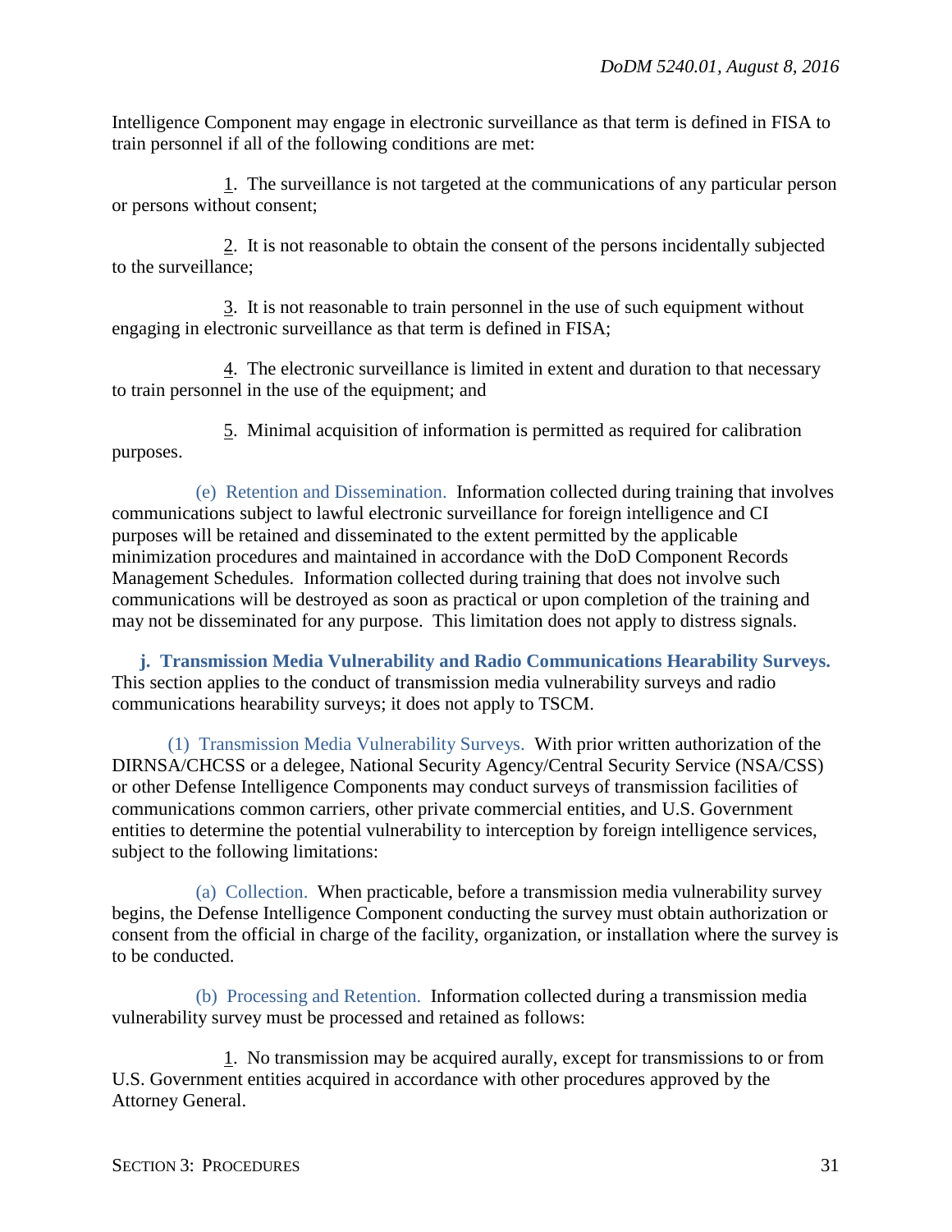Intelligence Component may engage in electronic surveillance as that term is defined in FISA to train personnel if all of the following conditions are met:

1. The surveillance is not targeted at the communications of any particular person or persons without consent;

2. It is not reasonable to obtain the consent of the persons incidentally subjected to the surveillance;

3. It is not reasonable to train personnel in the use of such equipment without engaging in electronic surveillance as that term is defined in FISA;

4. The electronic surveillance is limited in extent and duration to that necessary to train personnel in the use of the equipment; and

5. Minimal acquisition of information is permitted as required for calibration purposes.

(e) Retention and Dissemination. Information collected during training that involves communications subject to lawful electronic surveillance for foreign intelligence and CI purposes will be retained and disseminated to the extent permitted by the applicable minimization procedures and maintained in accordance with the DoD Component Records Management Schedules. Information collected during training that does not involve such communications will be destroyed as soon as practical or upon completion of the training and may not be disseminated for any purpose. This limitation does not apply to distress signals.

**j. Transmission Media Vulnerability and Radio Communications Hearability Surveys.** This section applies to the conduct of transmission media vulnerability surveys and radio communications hearability surveys; it does not apply to TSCM.

(1) Transmission Media Vulnerability Surveys. With prior written authorization of the DIRNSA/CHCSS or a delegee, National Security Agency/Central Security Service (NSA/CSS) or other Defense Intelligence Components may conduct surveys of transmission facilities of communications common carriers, other private commercial entities, and U.S. Government entities to determine the potential vulnerability to interception by foreign intelligence services, subject to the following limitations:

(a) Collection. When practicable, before a transmission media vulnerability survey begins, the Defense Intelligence Component conducting the survey must obtain authorization or consent from the official in charge of the facility, organization, or installation where the survey is to be conducted.

(b) Processing and Retention. Information collected during a transmission media vulnerability survey must be processed and retained as follows:

1. No transmission may be acquired aurally, except for transmissions to or from U.S. Government entities acquired in accordance with other procedures approved by the Attorney General.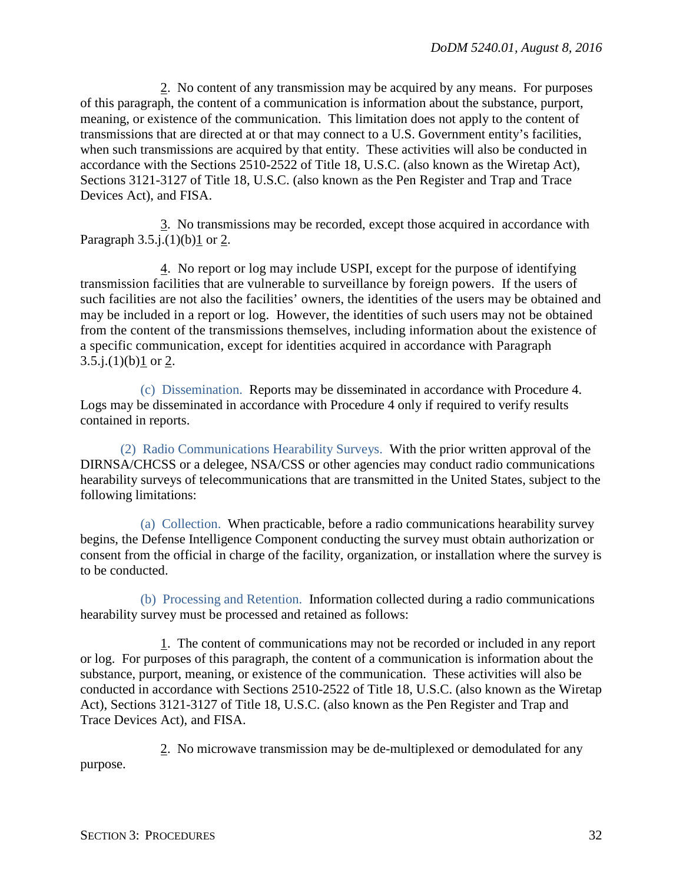2. No content of any transmission may be acquired by any means. For purposes of this paragraph, the content of a communication is information about the substance, purport, meaning, or existence of the communication. This limitation does not apply to the content of transmissions that are directed at or that may connect to a U.S. Government entity's facilities, when such transmissions are acquired by that entity. These activities will also be conducted in accordance with the Sections 2510-2522 of Title 18, U.S.C. (also known as the Wiretap Act), Sections 3121-3127 of Title 18, U.S.C. (also known as the Pen Register and Trap and Trace Devices Act), and FISA.

3. No transmissions may be recorded, except those acquired in accordance with Paragraph 3.5.j.(1)(b)1 or 2.

4. No report or log may include USPI, except for the purpose of identifying transmission facilities that are vulnerable to surveillance by foreign powers. If the users of such facilities are not also the facilities' owners, the identities of the users may be obtained and may be included in a report or log. However, the identities of such users may not be obtained from the content of the transmissions themselves, including information about the existence of a specific communication, except for identities acquired in accordance with Paragraph 3.5.j.(1)(b)1 or 2.

(c) Dissemination. Reports may be disseminated in accordance with Procedure 4. Logs may be disseminated in accordance with Procedure 4 only if required to verify results contained in reports.

(2) Radio Communications Hearability Surveys. With the prior written approval of the DIRNSA/CHCSS or a delegee, NSA/CSS or other agencies may conduct radio communications hearability surveys of telecommunications that are transmitted in the United States, subject to the following limitations:

(a) Collection. When practicable, before a radio communications hearability survey begins, the Defense Intelligence Component conducting the survey must obtain authorization or consent from the official in charge of the facility, organization, or installation where the survey is to be conducted.

(b) Processing and Retention. Information collected during a radio communications hearability survey must be processed and retained as follows:

1. The content of communications may not be recorded or included in any report or log. For purposes of this paragraph, the content of a communication is information about the substance, purport, meaning, or existence of the communication. These activities will also be conducted in accordance with Sections 2510-2522 of Title 18, U.S.C. (also known as the Wiretap Act), Sections 3121-3127 of Title 18, U.S.C. (also known as the Pen Register and Trap and Trace Devices Act), and FISA.

2. No microwave transmission may be de-multiplexed or demodulated for any purpose.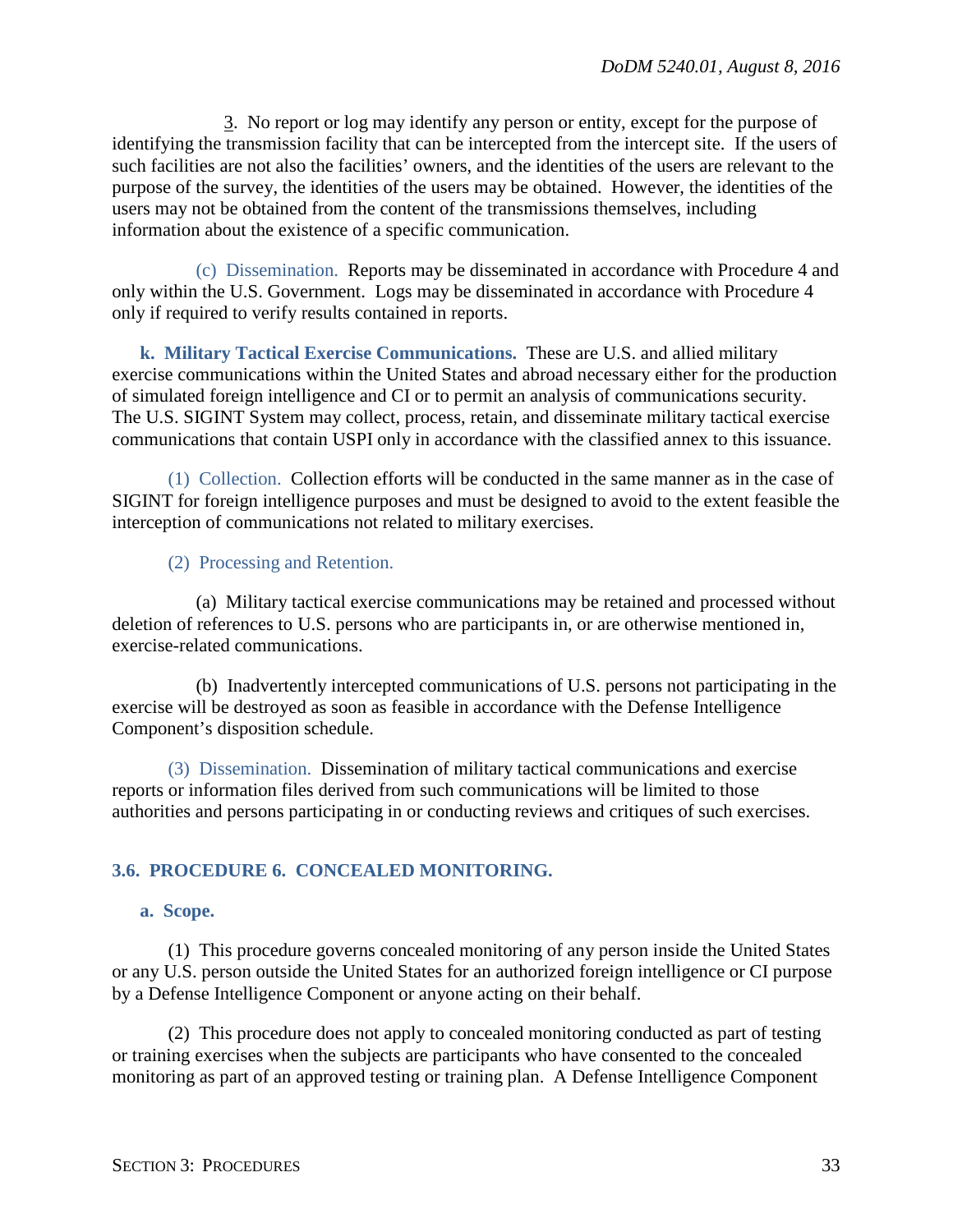3. No report or log may identify any person or entity, except for the purpose of identifying the transmission facility that can be intercepted from the intercept site. If the users of such facilities are not also the facilities' owners, and the identities of the users are relevant to the purpose of the survey, the identities of the users may be obtained. However, the identities of the users may not be obtained from the content of the transmissions themselves, including information about the existence of a specific communication.

(c) Dissemination. Reports may be disseminated in accordance with Procedure 4 and only within the U.S. Government. Logs may be disseminated in accordance with Procedure 4 only if required to verify results contained in reports.

**k. Military Tactical Exercise Communications.** These are U.S. and allied military exercise communications within the United States and abroad necessary either for the production of simulated foreign intelligence and CI or to permit an analysis of communications security. The U.S. SIGINT System may collect, process, retain, and disseminate military tactical exercise communications that contain USPI only in accordance with the classified annex to this issuance.

(1) Collection. Collection efforts will be conducted in the same manner as in the case of SIGINT for foreign intelligence purposes and must be designed to avoid to the extent feasible the interception of communications not related to military exercises.

(2) Processing and Retention.

(a) Military tactical exercise communications may be retained and processed without deletion of references to U.S. persons who are participants in, or are otherwise mentioned in, exercise-related communications.

(b) Inadvertently intercepted communications of U.S. persons not participating in the exercise will be destroyed as soon as feasible in accordance with the Defense Intelligence Component's disposition schedule.

(3) Dissemination. Dissemination of military tactical communications and exercise reports or information files derived from such communications will be limited to those authorities and persons participating in or conducting reviews and critiques of such exercises.

## 3.6. PROCEDURE 6. CONCEALED MONITORING.

**a. Scope.**

(1) This procedure governs concealed monitoring of any person inside the United States or any U.S. person outside the United States for an authorized foreign intelligence or CI purpose by a Defense Intelligence Component or anyone acting on their behalf.

(2) This procedure does not apply to concealed monitoring conducted as part of testing or training exercises when the subjects are participants who have consented to the concealed monitoring as part of an approved testing or training plan. A Defense Intelligence Component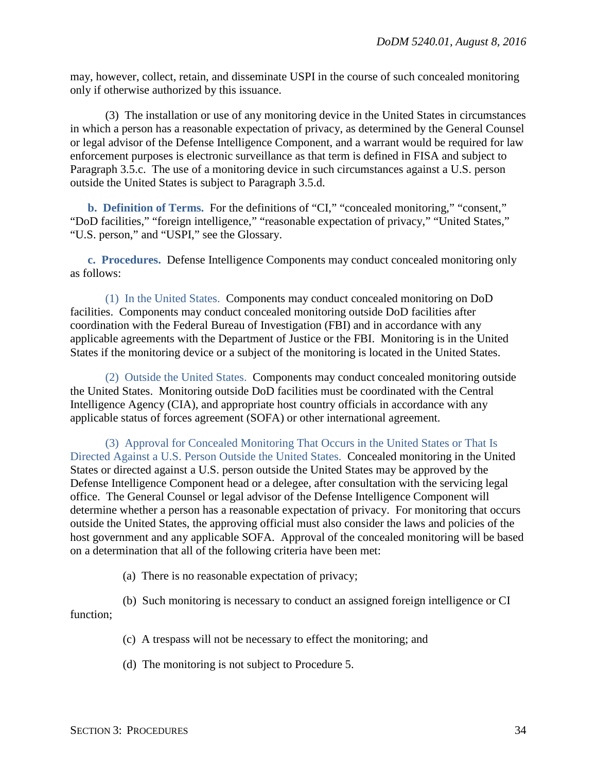may, however, collect, retain, and disseminate USPI in the course of such concealed monitoring only if otherwise authorized by this issuance.

(3) The installation or use of any monitoring device in the United States in circumstances in which a person has a reasonable expectation of privacy, as determined by the General Counsel or legal advisor of the Defense Intelligence Component, and a warrant would be required for law enforcement purposes is electronic surveillance as that term is defined in FISA and subject to Paragraph 3.5.c. The use of a monitoring device in such circumstances against a U.S. person outside the United States is subject to Paragraph 3.5.d.

**b. Definition of Terms.** For the definitions of "CI," "concealed monitoring," "consent," "DoD facilities," "foreign intelligence," "reasonable expectation of privacy," "United States," "U.S. person," and "USPI," see the Glossary.

**c. Procedures.** Defense Intelligence Components may conduct concealed monitoring only as follows:

(1) In the United States. Components may conduct concealed monitoring on DoD facilities. Components may conduct concealed monitoring outside DoD facilities after coordination with the Federal Bureau of Investigation (FBI) and in accordance with any applicable agreements with the Department of Justice or the FBI. Monitoring is in the United States if the monitoring device or a subject of the monitoring is located in the United States.

(2) Outside the United States. Components may conduct concealed monitoring outside the United States. Monitoring outside DoD facilities must be coordinated with the Central Intelligence Agency (CIA), and appropriate host country officials in accordance with any applicable status of forces agreement (SOFA) or other international agreement.

(3) Approval for Concealed Monitoring That Occurs in the United States or That Is Directed Against a U.S. Person Outside the United States. Concealed monitoring in the United States or directed against a U.S. person outside the United States may be approved by the Defense Intelligence Component head or a delegee, after consultation with the servicing legal office. The General Counsel or legal advisor of the Defense Intelligence Component will determine whether a person has a reasonable expectation of privacy. For monitoring that occurs outside the United States, the approving official must also consider the laws and policies of the host government and any applicable SOFA. Approval of the concealed monitoring will be based on a determination that all of the following criteria have been met:

(a) There is no reasonable expectation of privacy;

(b) Such monitoring is necessary to conduct an assigned foreign intelligence or CI function;

(c) A trespass will not be necessary to effect the monitoring; and

(d) The monitoring is not subject to Procedure 5.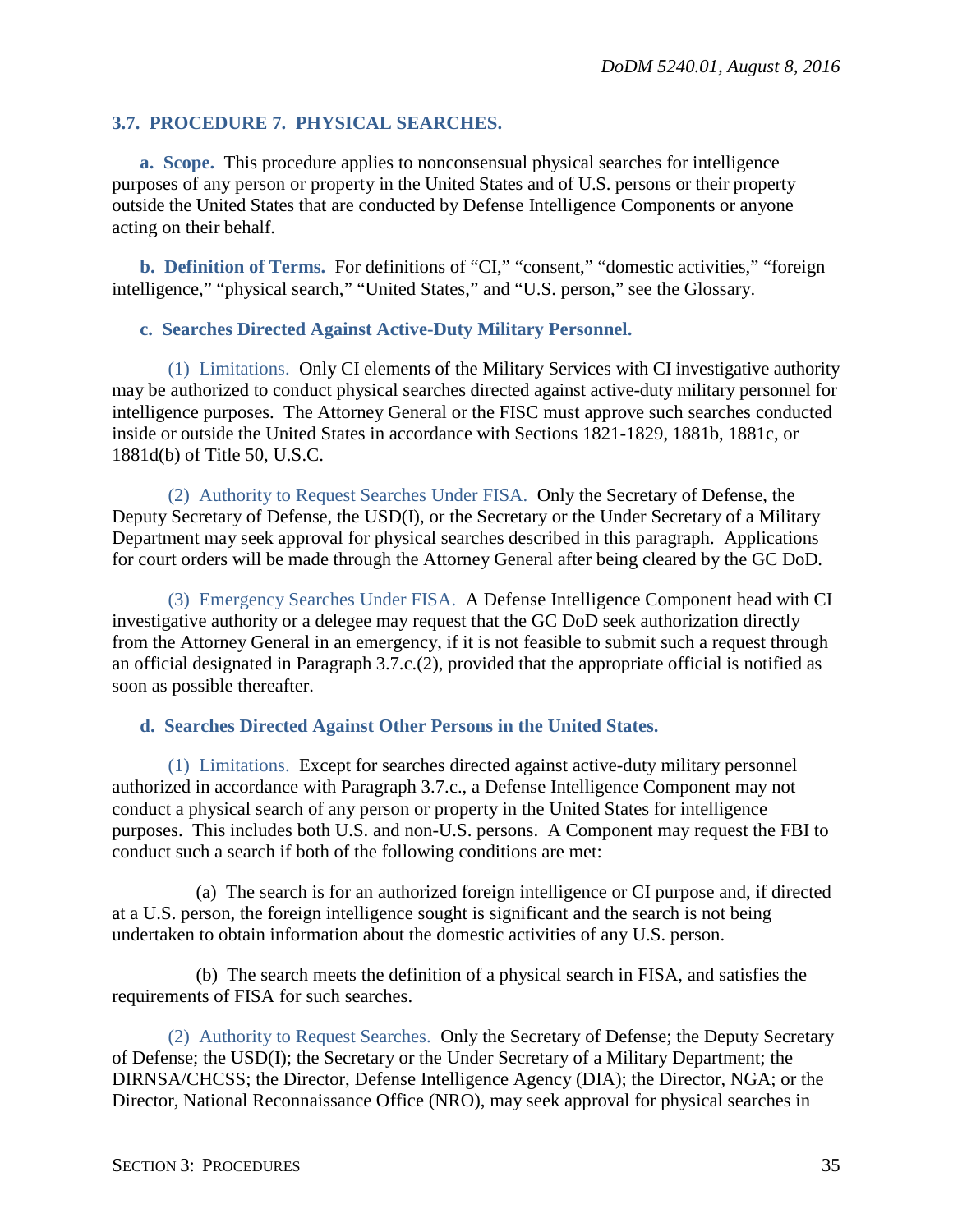### 3.7. PROCEDURE 7. PHYSICAL SEARCHES.

**a. Scope.** This procedure applies to nonconsensual physical searches for intelligence purposes of any person or property in the United States and of U.S. persons or their property outside the United States that are conducted by Defense Intelligence Components or anyone acting on their behalf.

**b. Definition of Terms.** For definitions of "CI," "consent," "domestic activities," "foreign intelligence," "physical search," "United States," and "U.S. person," see the Glossary.

**c. Searches Directed Against Active-Duty Military Personnel.**

(1) Limitations. Only CI elements of the Military Services with CI investigative authority may be authorized to conduct physical searches directed against active-duty military personnel for intelligence purposes. The Attorney General or the FISC must approve such searches conducted inside or outside the United States in accordance with Sections 1821-1829, 1881b, 1881c, or 1881d(b) of Title 50, U.S.C.

(2) Authority to Request Searches Under FISA. Only the Secretary of Defense, the Deputy Secretary of Defense, the USD(I), or the Secretary or the Under Secretary of a Military Department may seek approval for physical searches described in this paragraph. Applications for court orders will be made through the Attorney General after being cleared by the GC DoD.

(3) Emergency Searches Under FISA. A Defense Intelligence Component head with CI investigative authority or a delegee may request that the GC DoD seek authorization directly from the Attorney General in an emergency, if it is not feasible to submit such a request through an official designated in Paragraph 3.7.c.(2), provided that the appropriate official is notified as soon as possible thereafter.

**d. Searches Directed Against Other Persons in the United States.**

(1) Limitations. Except for searches directed against active-duty military personnel authorized in accordance with Paragraph 3.7.c., a Defense Intelligence Component may not conduct a physical search of any person or property in the United States for intelligence purposes. This includes both U.S. and non-U.S. persons. A Component may request the FBI to conduct such a search if both of the following conditions are met:

(a) The search is for an authorized foreign intelligence or CI purpose and, if directed at a U.S. person, the foreign intelligence sought is significant and the search is not being undertaken to obtain information about the domestic activities of any U.S. person.

(b) The search meets the definition of a physical search in FISA, and satisfies the requirements of FISA for such searches.

(2) Authority to Request Searches. Only the Secretary of Defense; the Deputy Secretary of Defense; the USD(I); the Secretary or the Under Secretary of a Military Department; the DIRNSA/CHCSS; the Director, Defense Intelligence Agency (DIA); the Director, NGA; or the Director, National Reconnaissance Office (NRO), may seek approval for physical searches in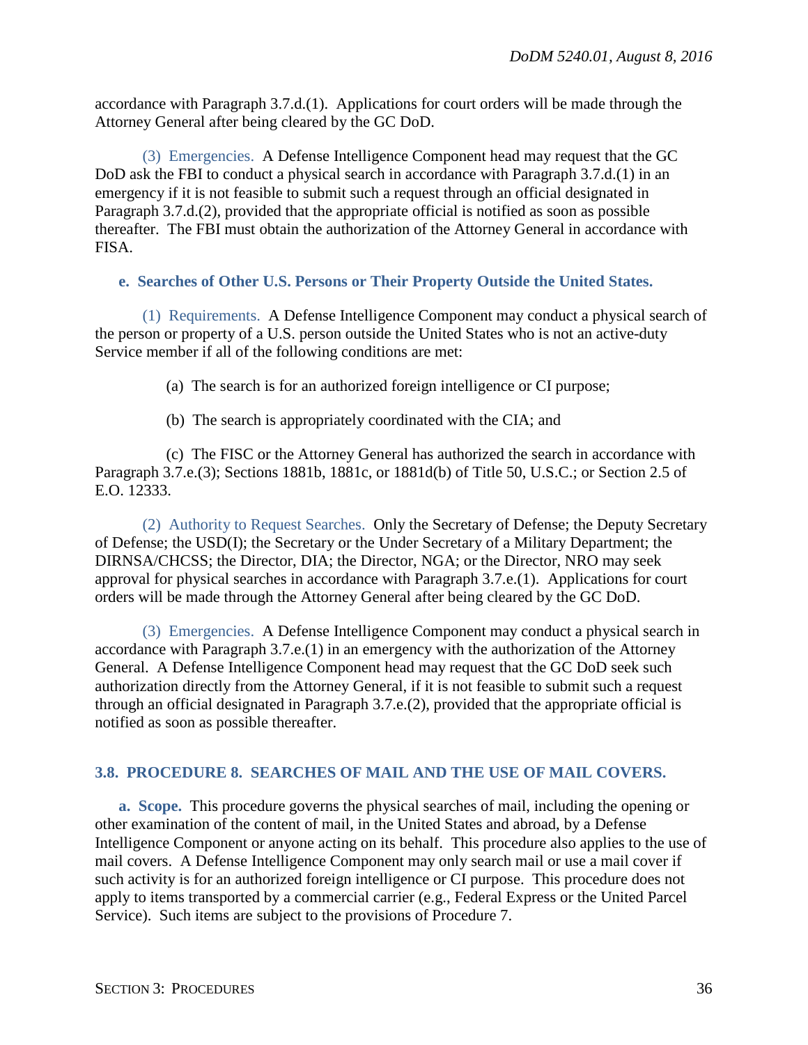accordance with Paragraph 3.7.d.(1). Applications for court orders will be made through the Attorney General after being cleared by the GC DoD.

(3) Emergencies. A Defense Intelligence Component head may request that the GC DoD ask the FBI to conduct a physical search in accordance with Paragraph 3.7.d.(1) in an emergency if it is not feasible to submit such a request through an official designated in Paragraph 3.7.d.(2), provided that the appropriate official is notified as soon as possible thereafter. The FBI must obtain the authorization of the Attorney General in accordance with FISA.

**e. Searches of Other U.S. Persons or Their Property Outside the United States.**

(1) Requirements. A Defense Intelligence Component may conduct a physical search of the person or property of a U.S. person outside the United States who is not an active-duty Service member if all of the following conditions are met:

(a) The search is for an authorized foreign intelligence or CI purpose;

(b) The search is appropriately coordinated with the CIA; and

(c) The FISC or the Attorney General has authorized the search in accordance with Paragraph 3.7.e.(3); Sections 1881b, 1881c, or 1881d(b) of Title 50, U.S.C.; or Section 2.5 of E.O. 12333.

(2) Authority to Request Searches. Only the Secretary of Defense; the Deputy Secretary of Defense; the USD(I); the Secretary or the Under Secretary of a Military Department; the DIRNSA/CHCSS; the Director, DIA; the Director, NGA; or the Director, NRO may seek approval for physical searches in accordance with Paragraph 3.7.e.(1). Applications for court orders will be made through the Attorney General after being cleared by the GC DoD.

(3) Emergencies. A Defense Intelligence Component may conduct a physical search in accordance with Paragraph 3.7.e.(1) in an emergency with the authorization of the Attorney General. A Defense Intelligence Component head may request that the GC DoD seek such authorization directly from the Attorney General, if it is not feasible to submit such a request through an official designated in Paragraph 3.7.e.(2), provided that the appropriate official is notified as soon as possible thereafter.

## 3.8. PROCEDURE 8. SEARCHES OF MAIL AND THE USE OF MAIL COVERS.

**a. Scope.** This procedure governs the physical searches of mail, including the opening or other examination of the content of mail, in the United States and abroad, by a Defense Intelligence Component or anyone acting on its behalf. This procedure also applies to the use of mail covers. A Defense Intelligence Component may only search mail or use a mail cover if such activity is for an authorized foreign intelligence or CI purpose. This procedure does not apply to items transported by a commercial carrier (e.g., Federal Express or the United Parcel Service). Such items are subject to the provisions of Procedure 7.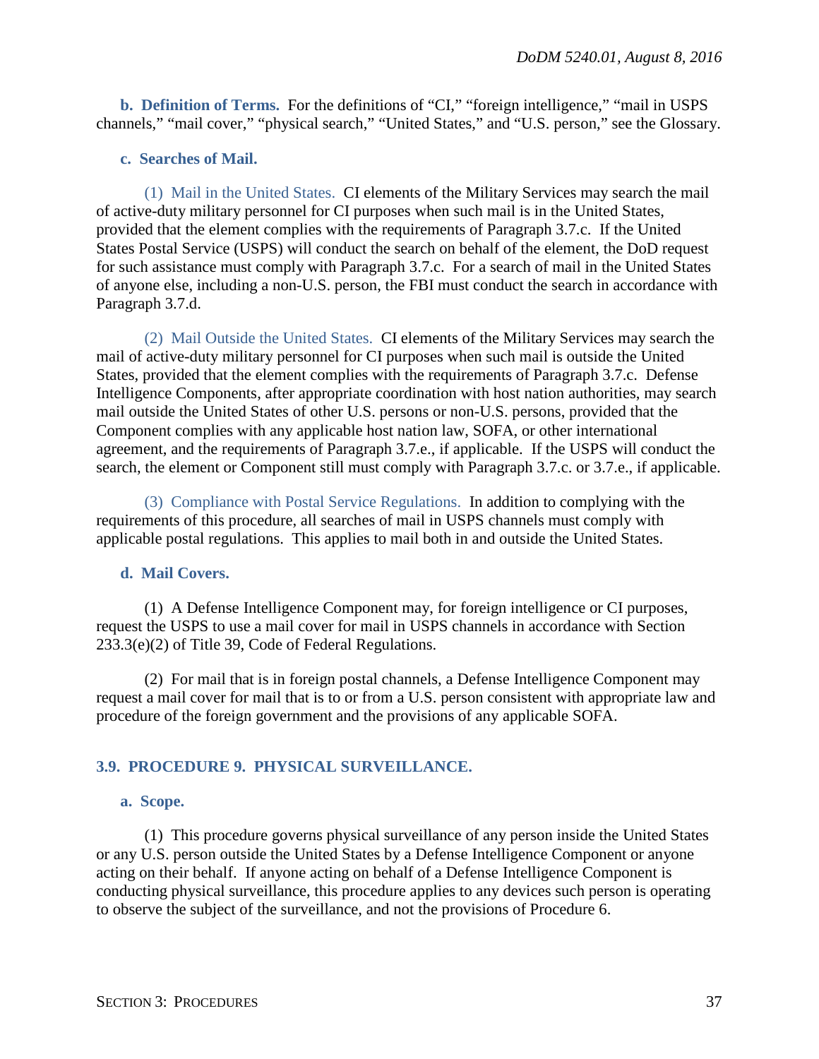**b. Definition of Terms.** For the definitions of "CI," "foreign intelligence," "mail in USPS channels," "mail cover," "physical search," "United States," and "U.S. person," see the Glossary.

**c. Searches of Mail.**

(1) Mail in the United States. CI elements of the Military Services may search the mail of active-duty military personnel for CI purposes when such mail is in the United States, provided that the element complies with the requirements of Paragraph 3.7.c. If the United States Postal Service (USPS) will conduct the search on behalf of the element, the DoD request for such assistance must comply with Paragraph 3.7.c. For a search of mail in the United States of anyone else, including a non-U.S. person, the FBI must conduct the search in accordance with Paragraph 3.7.d.

(2) Mail Outside the United States. CI elements of the Military Services may search the mail of active-duty military personnel for CI purposes when such mail is outside the United States, provided that the element complies with the requirements of Paragraph 3.7.c. Defense Intelligence Components, after appropriate coordination with host nation authorities, may search mail outside the United States of other U.S. persons or non-U.S. persons, provided that the Component complies with any applicable host nation law, SOFA, or other international agreement, and the requirements of Paragraph 3.7.e., if applicable. If the USPS will conduct the search, the element or Component still must comply with Paragraph 3.7.c. or 3.7.e., if applicable.

(3) Compliance with Postal Service Regulations. In addition to complying with the requirements of this procedure, all searches of mail in USPS channels must comply with applicable postal regulations. This applies to mail both in and outside the United States.

**d. Mail Covers.**

(1) A Defense Intelligence Component may, for foreign intelligence or CI purposes, request the USPS to use a mail cover for mail in USPS channels in accordance with Section 233.3(e)(2) of Title 39, Code of Federal Regulations.

(2) For mail that is in foreign postal channels, a Defense Intelligence Component may request a mail cover for mail that is to or from a U.S. person consistent with appropriate law and procedure of the foreign government and the provisions of any applicable SOFA.

## 3.9. PROCEDURE 9. PHYSICAL SURVEILLANCE.

**a. Scope.**

(1) This procedure governs physical surveillance of any person inside the United States or any U.S. person outside the United States by a Defense Intelligence Component or anyone acting on their behalf. If anyone acting on behalf of a Defense Intelligence Component is conducting physical surveillance, this procedure applies to any devices such person is operating to observe the subject of the surveillance, and not the provisions of Procedure 6.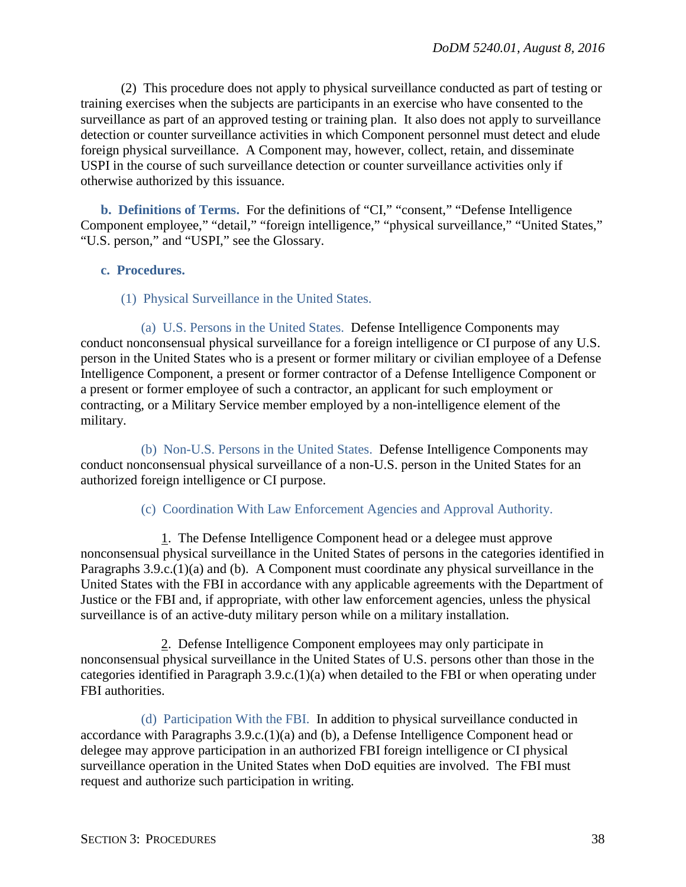(2) This procedure does not apply to physical surveillance conducted as part of testing or training exercises when the subjects are participants in an exercise who have consented to the surveillance as part of an approved testing or training plan. It also does not apply to surveillance detection or counter surveillance activities in which Component personnel must detect and elude foreign physical surveillance. A Component may, however, collect, retain, and disseminate USPI in the course of such surveillance detection or counter surveillance activities only if otherwise authorized by this issuance.

**b. Definitions of Terms.** For the definitions of "CI," "consent," "Defense Intelligence Component employee," "detail," "foreign intelligence," "physical surveillance," "United States," "U.S. person," and "USPI," see the Glossary.

**c. Procedures.**

(1) Physical Surveillance in the United States.

(a) U.S. Persons in the United States. Defense Intelligence Components may conduct nonconsensual physical surveillance for a foreign intelligence or CI purpose of any U.S. person in the United States who is a present or former military or civilian employee of a Defense Intelligence Component, a present or former contractor of a Defense Intelligence Component or a present or former employee of such a contractor, an applicant for such employment or contracting, or a Military Service member employed by a non-intelligence element of the military.

(b) Non-U.S. Persons in the United States. Defense Intelligence Components may conduct nonconsensual physical surveillance of a non-U.S. person in the United States for an authorized foreign intelligence or CI purpose.

(c) Coordination With Law Enforcement Agencies and Approval Authority.

1. The Defense Intelligence Component head or a delegee must approve nonconsensual physical surveillance in the United States of persons in the categories identified in Paragraphs 3.9.c.(1)(a) and (b). A Component must coordinate any physical surveillance in the United States with the FBI in accordance with any applicable agreements with the Department of Justice or the FBI and, if appropriate, with other law enforcement agencies, unless the physical surveillance is of an active-duty military person while on a military installation.

2. Defense Intelligence Component employees may only participate in nonconsensual physical surveillance in the United States of U.S. persons other than those in the categories identified in Paragraph 3.9.c.(1)(a) when detailed to the FBI or when operating under FBI authorities.

(d) Participation With the FBI. In addition to physical surveillance conducted in accordance with Paragraphs 3.9.c.(1)(a) and (b), a Defense Intelligence Component head or delegee may approve participation in an authorized FBI foreign intelligence or CI physical surveillance operation in the United States when DoD equities are involved. The FBI must request and authorize such participation in writing.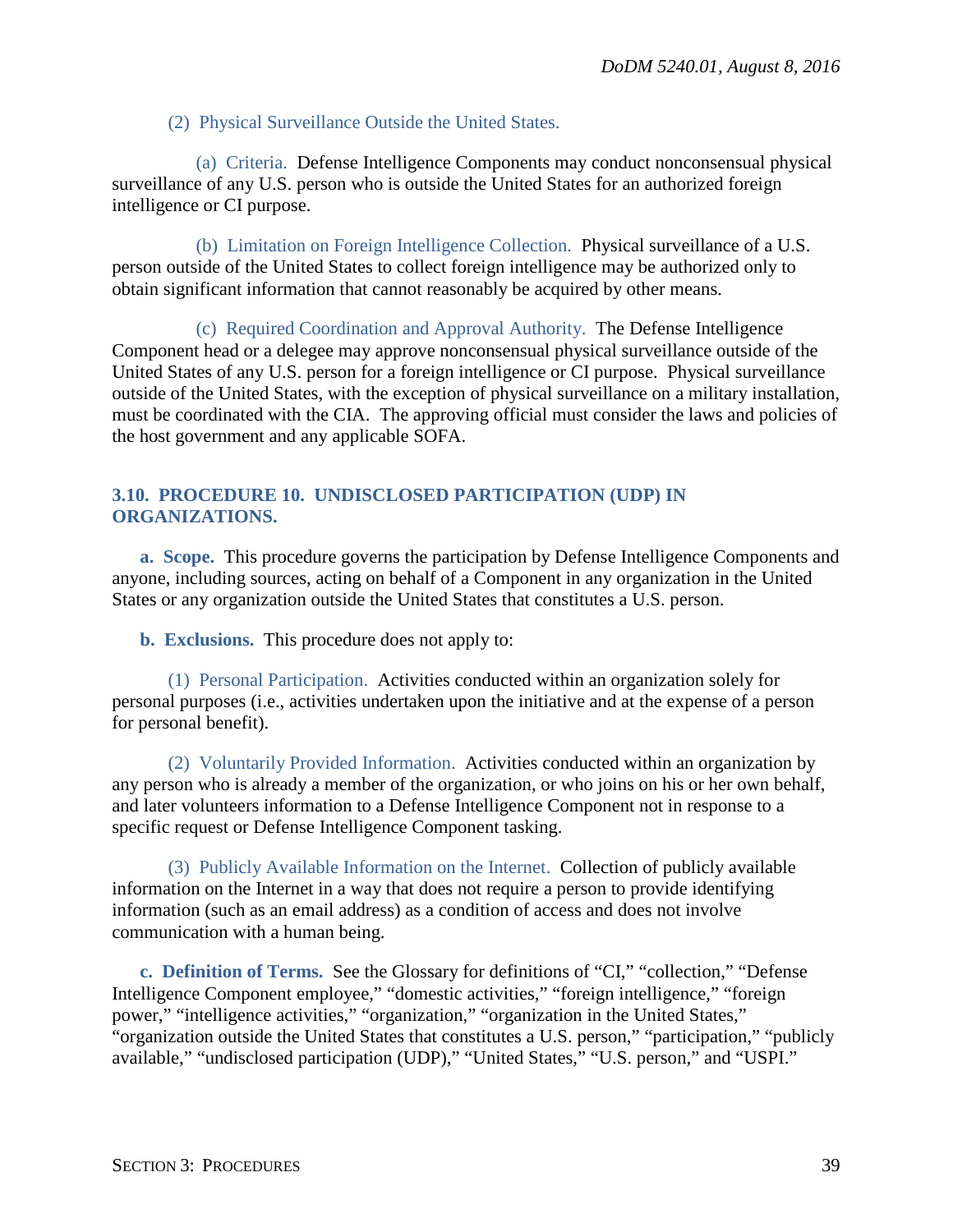(2) Physical Surveillance Outside the United States.

(a) Criteria. Defense Intelligence Components may conduct nonconsensual physical surveillance of any U.S. person who is outside the United States for an authorized foreign intelligence or CI purpose.

(b) Limitation on Foreign Intelligence Collection. Physical surveillance of a U.S. person outside of the United States to collect foreign intelligence may be authorized only to obtain significant information that cannot reasonably be acquired by other means.

(c) Required Coordination and Approval Authority. The Defense Intelligence Component head or a delegee may approve nonconsensual physical surveillance outside of the United States of any U.S. person for a foreign intelligence or CI purpose. Physical surveillance outside of the United States, with the exception of physical surveillance on a military installation, must be coordinated with the CIA. The approving official must consider the laws and policies of the host government and any applicable SOFA.

## 3.10. PROCEDURE 10. UNDISCLOSED PARTICIPATION (UDP) IN ORGANIZATIONS.

**a. Scope.** This procedure governs the participation by Defense Intelligence Components and anyone, including sources, acting on behalf of a Component in any organization in the United States or any organization outside the United States that constitutes a U.S. person.

**b. Exclusions.** This procedure does not apply to:

(1) Personal Participation. Activities conducted within an organization solely for personal purposes (i.e., activities undertaken upon the initiative and at the expense of a person for personal benefit).

(2) Voluntarily Provided Information. Activities conducted within an organization by any person who is already a member of the organization, or who joins on his or her own behalf, and later volunteers information to a Defense Intelligence Component not in response to a specific request or Defense Intelligence Component tasking.

(3) Publicly Available Information on the Internet. Collection of publicly available information on the Internet in a way that does not require a person to provide identifying information (such as an email address) as a condition of access and does not involve communication with a human being.

**c. Definition of Terms.** See the Glossary for definitions of "CI," "collection," "Defense Intelligence Component employee," "domestic activities," "foreign intelligence," "foreign power," "intelligence activities," "organization," "organization in the United States," "organization outside the United States that constitutes a U.S. person," "participation," "publicly available," "undisclosed participation (UDP)," "United States," "U.S. person," and "USPI."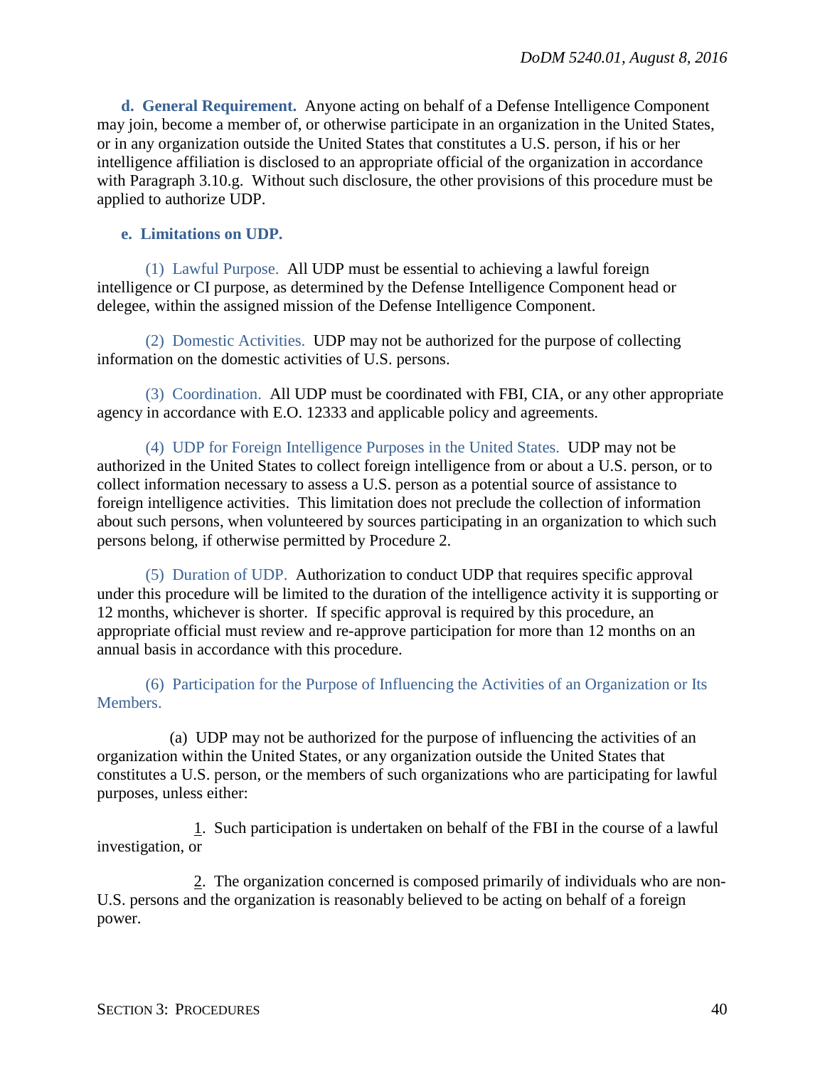**d. General Requirement.** Anyone acting on behalf of a Defense Intelligence Component may join, become a member of, or otherwise participate in an organization in the United States, or in any organization outside the United States that constitutes a U.S. person, if his or her intelligence affiliation is disclosed to an appropriate official of the organization in accordance with Paragraph 3.10.g. Without such disclosure, the other provisions of this procedure must be applied to authorize UDP.

**e. Limitations on UDP.**

(1) Lawful Purpose. All UDP must be essential to achieving a lawful foreign intelligence or CI purpose, as determined by the Defense Intelligence Component head or delegee, within the assigned mission of the Defense Intelligence Component.

(2) Domestic Activities. UDP may not be authorized for the purpose of collecting information on the domestic activities of U.S. persons.

(3) Coordination. All UDP must be coordinated with FBI, CIA, or any other appropriate agency in accordance with E.O. 12333 and applicable policy and agreements.

(4) UDP for Foreign Intelligence Purposes in the United States. UDP may not be authorized in the United States to collect foreign intelligence from or about a U.S. person, or to collect information necessary to assess a U.S. person as a potential source of assistance to foreign intelligence activities. This limitation does not preclude the collection of information about such persons, when volunteered by sources participating in an organization to which such persons belong, if otherwise permitted by Procedure 2.

(5) Duration of UDP. Authorization to conduct UDP that requires specific approval under this procedure will be limited to the duration of the intelligence activity it is supporting or 12 months, whichever is shorter. If specific approval is required by this procedure, an appropriate official must review and re-approve participation for more than 12 months on an annual basis in accordance with this procedure.

(6) Participation for the Purpose of Influencing the Activities of an Organization or Its Members.

(a) UDP may not be authorized for the purpose of influencing the activities of an organization within the United States, or any organization outside the United States that constitutes a U.S. person, or the members of such organizations who are participating for lawful purposes, unless either:

1. Such participation is undertaken on behalf of the FBI in the course of a lawful investigation, or

2. The organization concerned is composed primarily of individuals who are non-U.S. persons and the organization is reasonably believed to be acting on behalf of a foreign power.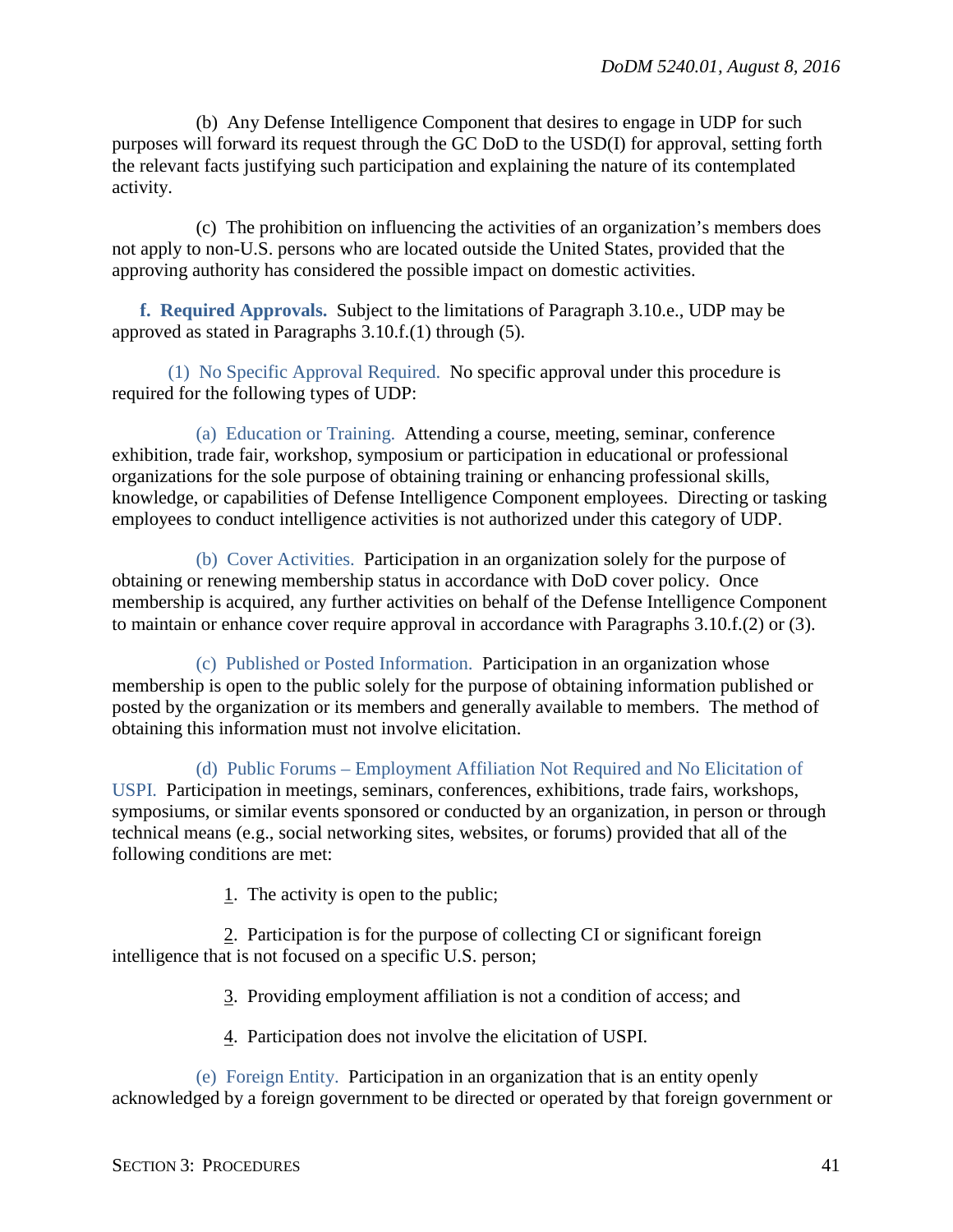(b) Any Defense Intelligence Component that desires to engage in UDP for such purposes will forward its request through the GC DoD to the USD(I) for approval, setting forth the relevant facts justifying such participation and explaining the nature of its contemplated activity.

(c) The prohibition on influencing the activities of an organization's members does not apply to non-U.S. persons who are located outside the United States, provided that the approving authority has considered the possible impact on domestic activities.

**f. Required Approvals.** Subject to the limitations of Paragraph 3.10.e., UDP may be approved as stated in Paragraphs 3.10.f.(1) through (5).

(1) No Specific Approval Required. No specific approval under this procedure is required for the following types of UDP:

(a) Education or Training. Attending a course, meeting, seminar, conference exhibition, trade fair, workshop, symposium or participation in educational or professional organizations for the sole purpose of obtaining training or enhancing professional skills, knowledge, or capabilities of Defense Intelligence Component employees. Directing or tasking employees to conduct intelligence activities is not authorized under this category of UDP.

(b) Cover Activities. Participation in an organization solely for the purpose of obtaining or renewing membership status in accordance with DoD cover policy. Once membership is acquired, any further activities on behalf of the Defense Intelligence Component to maintain or enhance cover require approval in accordance with Paragraphs 3.10.f.(2) or (3).

(c) Published or Posted Information. Participation in an organization whose membership is open to the public solely for the purpose of obtaining information published or posted by the organization or its members and generally available to members. The method of obtaining this information must not involve elicitation.

(d) Public Forums – Employment Affiliation Not Required and No Elicitation of USPI. Participation in meetings, seminars, conferences, exhibitions, trade fairs, workshops, symposiums, or similar events sponsored or conducted by an organization, in person or through technical means (e.g., social networking sites, websites, or forums) provided that all of the following conditions are met:

1. The activity is open to the public;

2. Participation is for the purpose of collecting CI or significant foreign intelligence that is not focused on a specific U.S. person;

3. Providing employment affiliation is not a condition of access; and

4. Participation does not involve the elicitation of USPI.

(e) Foreign Entity. Participation in an organization that is an entity openly acknowledged by a foreign government to be directed or operated by that foreign government or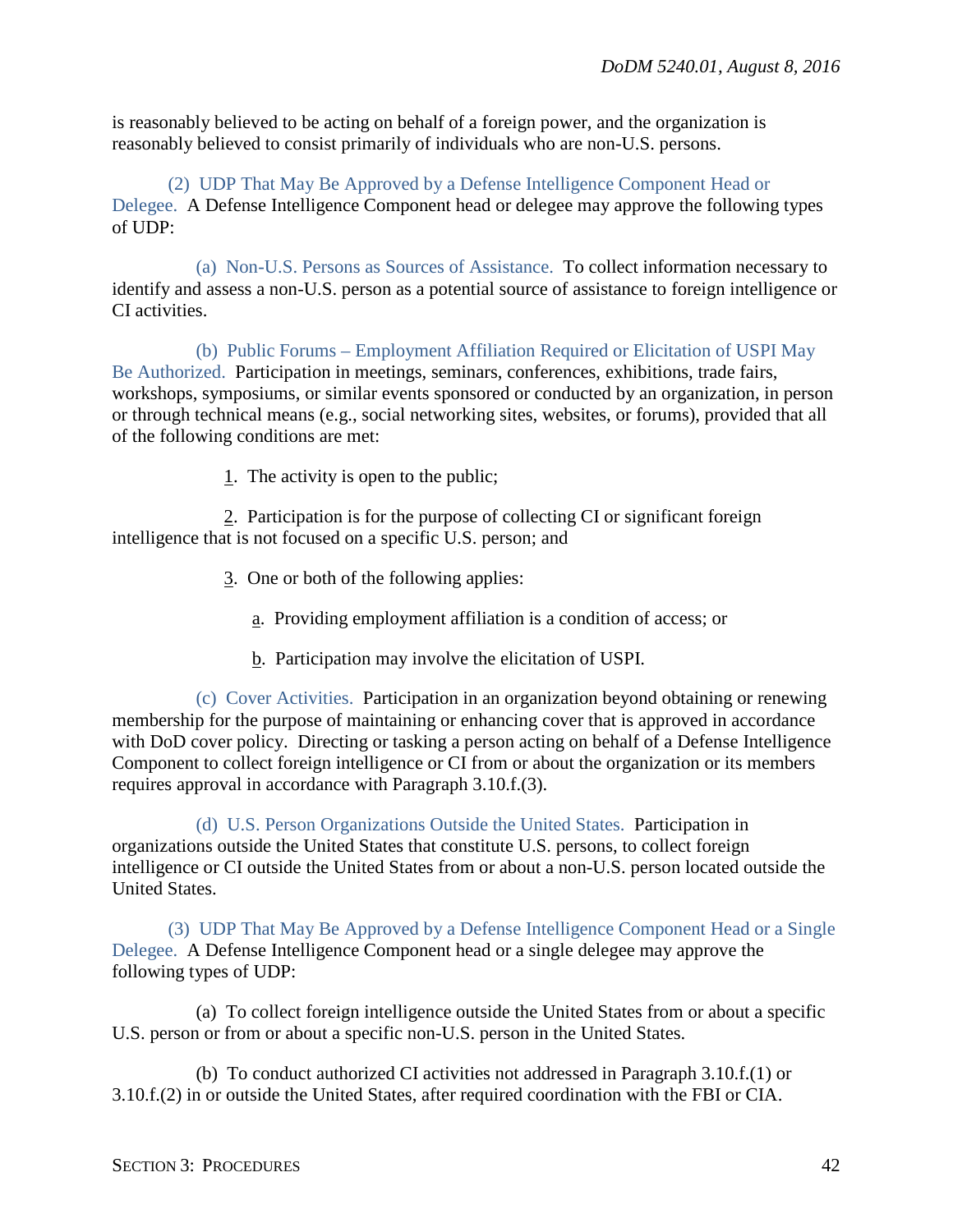is reasonably believed to be acting on behalf of a foreign power, and the organization is reasonably believed to consist primarily of individuals who are non-U.S. persons.

(2) UDP That May Be Approved by a Defense Intelligence Component Head or Delegee. A Defense Intelligence Component head or delegee may approve the following types of UDP:

(a) Non-U.S. Persons as Sources of Assistance. To collect information necessary to identify and assess a non-U.S. person as a potential source of assistance to foreign intelligence or CI activities.

(b) Public Forums – Employment Affiliation Required or Elicitation of USPI May Be Authorized. Participation in meetings, seminars, conferences, exhibitions, trade fairs, workshops, symposiums, or similar events sponsored or conducted by an organization, in person or through technical means (e.g., social networking sites, websites, or forums), provided that all of the following conditions are met:

1. The activity is open to the public;

2. Participation is for the purpose of collecting CI or significant foreign intelligence that is not focused on a specific U.S. person; and

3. One or both of the following applies:

a. Providing employment affiliation is a condition of access; or

b. Participation may involve the elicitation of USPI.

(c) Cover Activities. Participation in an organization beyond obtaining or renewing membership for the purpose of maintaining or enhancing cover that is approved in accordance with DoD cover policy. Directing or tasking a person acting on behalf of a Defense Intelligence Component to collect foreign intelligence or CI from or about the organization or its members requires approval in accordance with Paragraph 3.10.f.(3).

(d) U.S. Person Organizations Outside the United States. Participation in organizations outside the United States that constitute U.S. persons, to collect foreign intelligence or CI outside the United States from or about a non-U.S. person located outside the United States.

(3) UDP That May Be Approved by a Defense Intelligence Component Head or a Single Delegee. A Defense Intelligence Component head or a single delegee may approve the following types of UDP:

(a) To collect foreign intelligence outside the United States from or about a specific U.S. person or from or about a specific non-U.S. person in the United States.

(b) To conduct authorized CI activities not addressed in Paragraph 3.10.f.(1) or 3.10.f.(2) in or outside the United States, after required coordination with the FBI or CIA.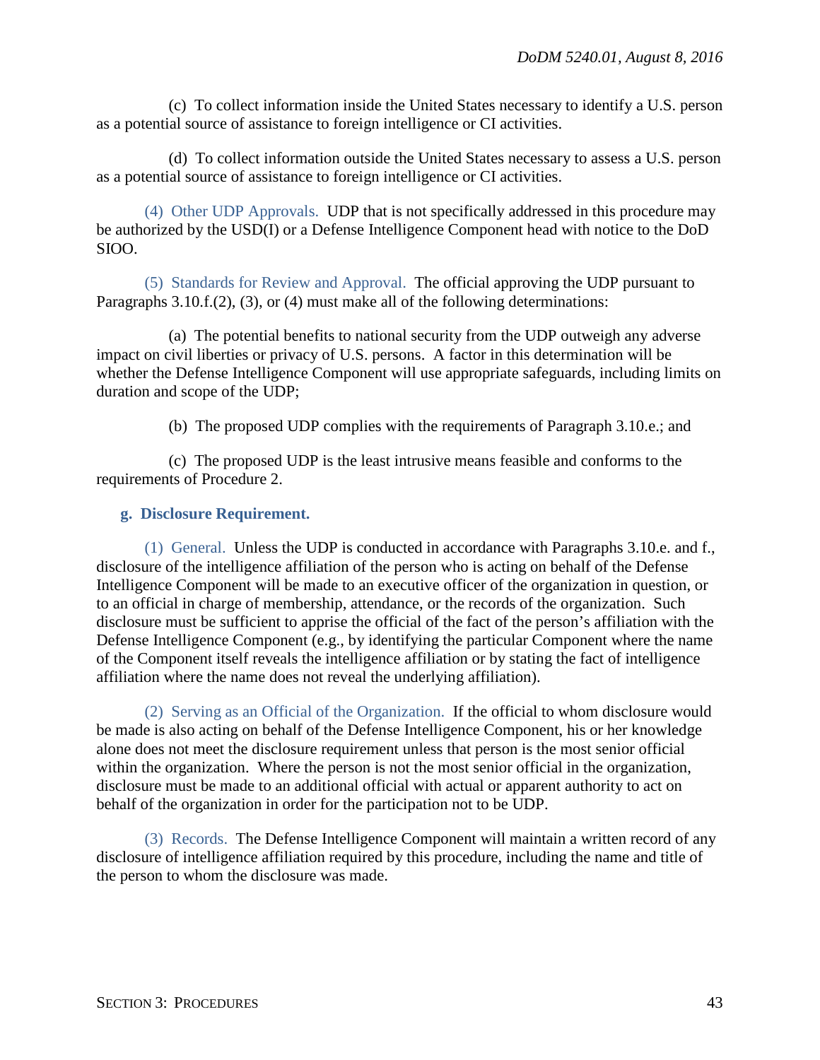(c) To collect information inside the United States necessary to identify a U.S. person as a potential source of assistance to foreign intelligence or CI activities.

(d) To collect information outside the United States necessary to assess a U.S. person as a potential source of assistance to foreign intelligence or CI activities.

(4) Other UDP Approvals. UDP that is not specifically addressed in this procedure may be authorized by the USD(I) or a Defense Intelligence Component head with notice to the DoD SIOO.

(5) Standards for Review and Approval. The official approving the UDP pursuant to Paragraphs 3.10.f.(2), (3), or (4) must make all of the following determinations:

(a) The potential benefits to national security from the UDP outweigh any adverse impact on civil liberties or privacy of U.S. persons. A factor in this determination will be whether the Defense Intelligence Component will use appropriate safeguards, including limits on duration and scope of the UDP;

(b) The proposed UDP complies with the requirements of Paragraph 3.10.e.; and

(c) The proposed UDP is the least intrusive means feasible and conforms to the requirements of Procedure 2.

**g. Disclosure Requirement.**

(1) General. Unless the UDP is conducted in accordance with Paragraphs 3.10.e. and f., disclosure of the intelligence affiliation of the person who is acting on behalf of the Defense Intelligence Component will be made to an executive officer of the organization in question, or to an official in charge of membership, attendance, or the records of the organization. Such disclosure must be sufficient to apprise the official of the fact of the person's affiliation with the Defense Intelligence Component (e.g., by identifying the particular Component where the name of the Component itself reveals the intelligence affiliation or by stating the fact of intelligence affiliation where the name does not reveal the underlying affiliation).

(2) Serving as an Official of the Organization. If the official to whom disclosure would be made is also acting on behalf of the Defense Intelligence Component, his or her knowledge alone does not meet the disclosure requirement unless that person is the most senior official within the organization. Where the person is not the most senior official in the organization, disclosure must be made to an additional official with actual or apparent authority to act on behalf of the organization in order for the participation not to be UDP.

(3) Records. The Defense Intelligence Component will maintain a written record of any disclosure of intelligence affiliation required by this procedure, including the name and title of the person to whom the disclosure was made.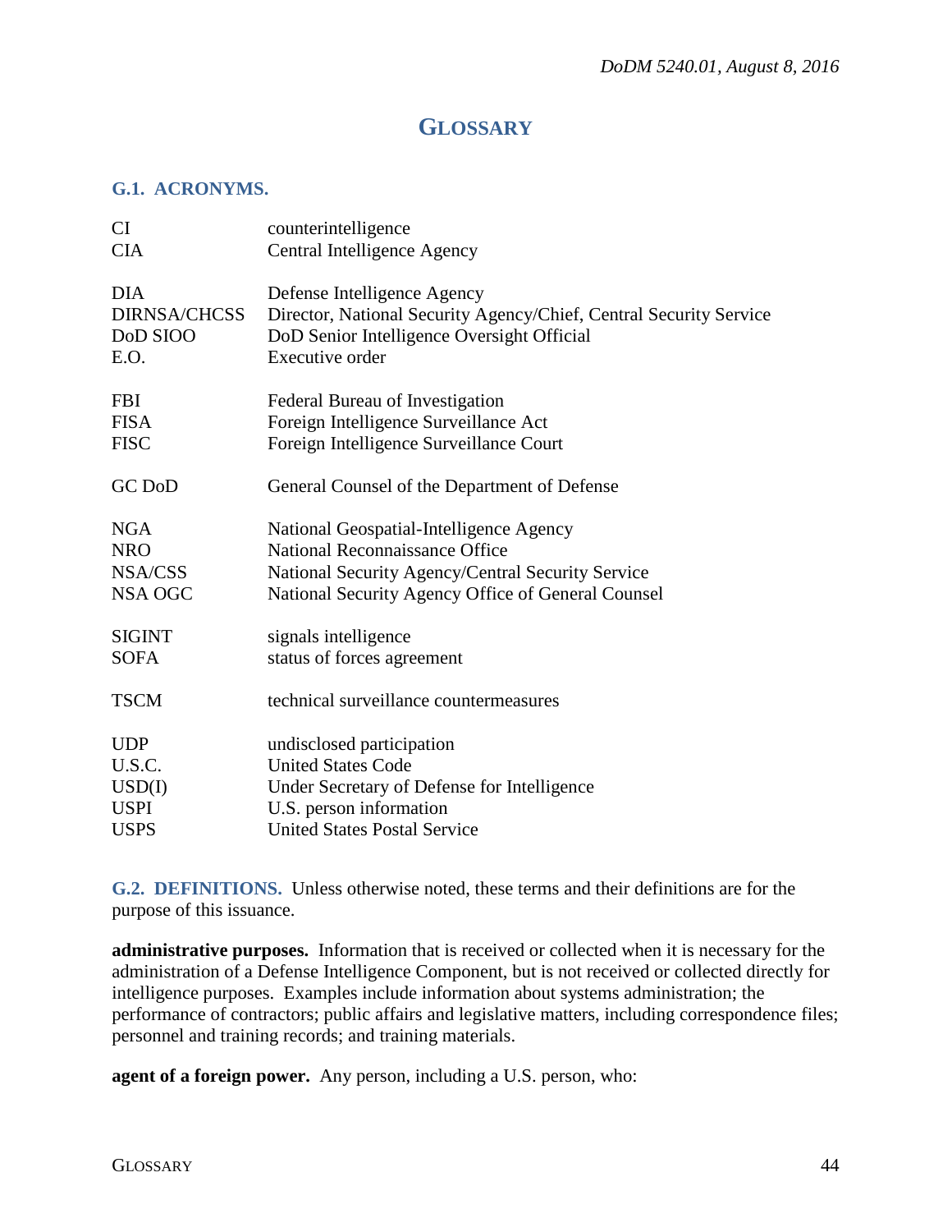# GLOSSARY

## G.1. ACRONYMS.

| | |
|---|---|
| CI | counterintelligence |
| CIA | Central Intelligence Agency |
| DIA | Defense Intelligence Agency |
| DIRNSA/CHCSS | Director, National Security Agency/Chief, Central Security Service |
| DoD SIOO | DoD Senior Intelligence Oversight Official |
| E.O. | Executive order |
| FBI | Federal Bureau of Investigation |
| FISA | Foreign Intelligence Surveillance Act |
| FISC | Foreign Intelligence Surveillance Court |
| GC DoD | General Counsel of the Department of Defense |
| NGA | National Geospatial-Intelligence Agency |
| NRO | National Reconnaissance Office |
| NSA/CSS | National Security Agency/Central Security Service |
| NSA OGC | National Security Agency Office of General Counsel |
| SIGINT | signals intelligence |
| SOFA | status of forces agreement |
| TSCM | technical surveillance countermeasures |
| UDP | undisclosed participation |
| U.S.C. | United States Code |
| USD(I) | Under Secretary of Defense for Intelligence |
| USPI | U.S. person information |
| USPS | United States Postal Service |

## G.2. DEFINITIONS.

Unless otherwise noted, these terms and their definitions are for the purpose of this issuance.

**administrative purposes.** Information that is received or collected when it is necessary for the administration of a Defense Intelligence Component, but is not received or collected directly for intelligence purposes. Examples include information about systems administration; the performance of contractors; public affairs and legislative matters, including correspondence files; personnel and training records; and training materials.

**agent of a foreign power.** Any person, including a U.S. person, who: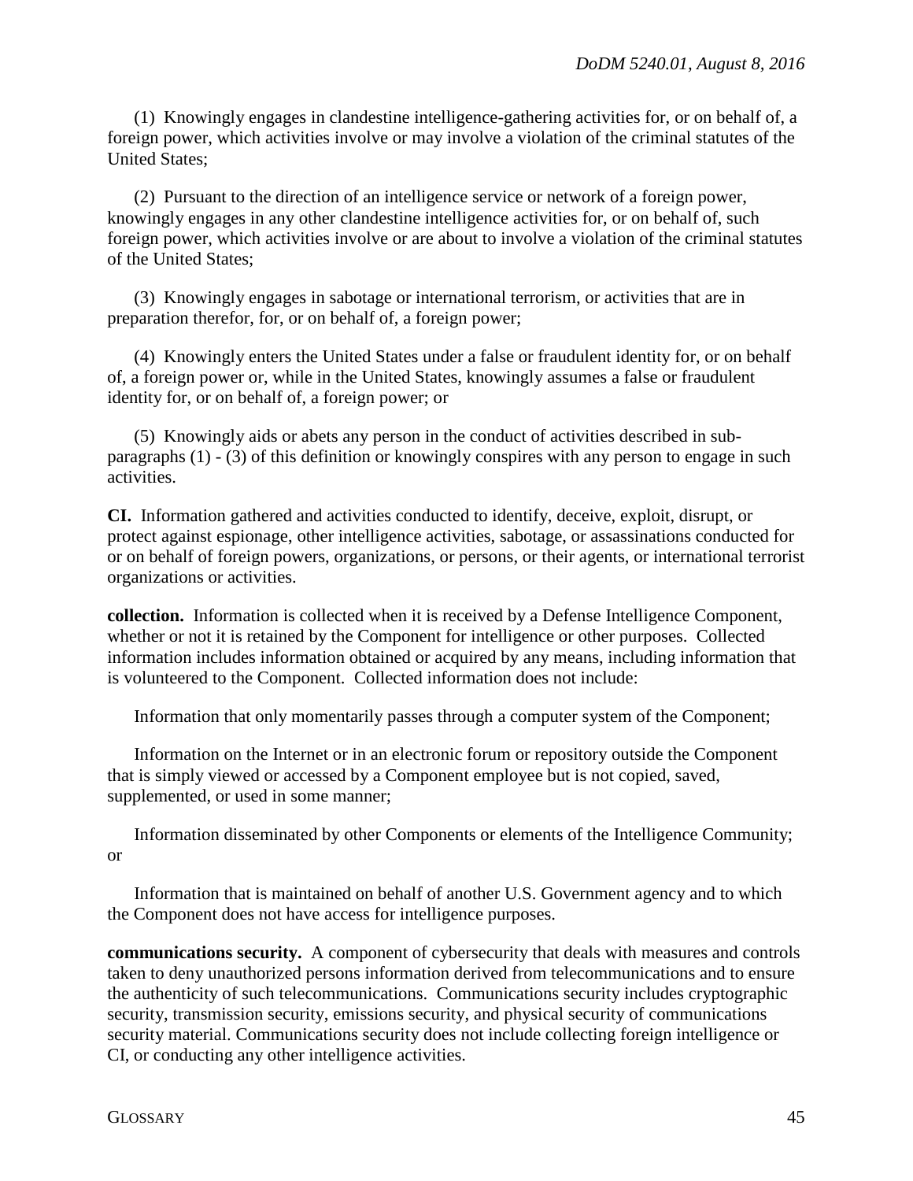(1) Knowingly engages in clandestine intelligence-gathering activities for, or on behalf of, a foreign power, which activities involve or may involve a violation of the criminal statutes of the United States;

(2) Pursuant to the direction of an intelligence service or network of a foreign power, knowingly engages in any other clandestine intelligence activities for, or on behalf of, such foreign power, which activities involve or are about to involve a violation of the criminal statutes of the United States;

(3) Knowingly engages in sabotage or international terrorism, or activities that are in preparation therefor, for, or on behalf of, a foreign power;

(4) Knowingly enters the United States under a false or fraudulent identity for, or on behalf of, a foreign power or, while in the United States, knowingly assumes a false or fraudulent identity for, or on behalf of, a foreign power; or

(5) Knowingly aids or abets any person in the conduct of activities described in sub-paragraphs (1) - (3) of this definition or knowingly conspires with any person to engage in such activities.

**CI.** Information gathered and activities conducted to identify, deceive, exploit, disrupt, or protect against espionage, other intelligence activities, sabotage, or assassinations conducted for or on behalf of foreign powers, organizations, or persons, or their agents, or international terrorist organizations or activities.

**collection.** Information is collected when it is received by a Defense Intelligence Component, whether or not it is retained by the Component for intelligence or other purposes. Collected information includes information obtained or acquired by any means, including information that is volunteered to the Component. Collected information does not include:

Information that only momentarily passes through a computer system of the Component;

Information on the Internet or in an electronic forum or repository outside the Component that is simply viewed or accessed by a Component employee but is not copied, saved, supplemented, or used in some manner;

Information disseminated by other Components or elements of the Intelligence Community; or

Information that is maintained on behalf of another U.S. Government agency and to which the Component does not have access for intelligence purposes.

**communications security.** A component of cybersecurity that deals with measures and controls taken to deny unauthorized persons information derived from telecommunications and to ensure the authenticity of such telecommunications. Communications security includes cryptographic security, transmission security, emissions security, and physical security of communications security material. Communications security does not include collecting foreign intelligence or CI, or conducting any other intelligence activities.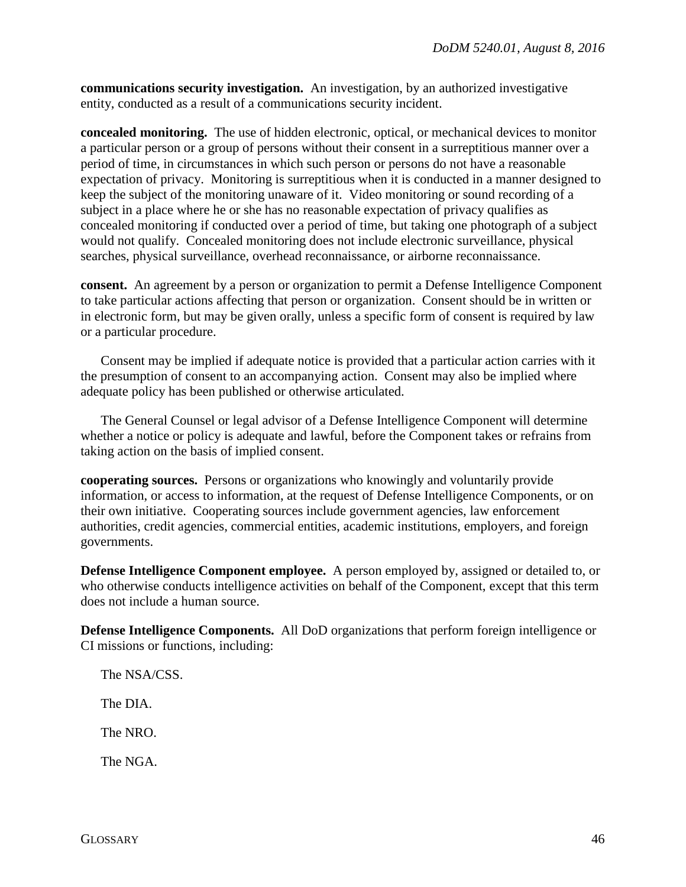**communications security investigation.** An investigation, by an authorized investigative entity, conducted as a result of a communications security incident.

**concealed monitoring.** The use of hidden electronic, optical, or mechanical devices to monitor a particular person or a group of persons without their consent in a surreptitious manner over a period of time, in circumstances in which such person or persons do not have a reasonable expectation of privacy. Monitoring is surreptitious when it is conducted in a manner designed to keep the subject of the monitoring unaware of it. Video monitoring or sound recording of a subject in a place where he or she has no reasonable expectation of privacy qualifies as concealed monitoring if conducted over a period of time, but taking one photograph of a subject would not qualify. Concealed monitoring does not include electronic surveillance, physical searches, physical surveillance, overhead reconnaissance, or airborne reconnaissance.

**consent.** An agreement by a person or organization to permit a Defense Intelligence Component to take particular actions affecting that person or organization. Consent should be in written or in electronic form, but may be given orally, unless a specific form of consent is required by law or a particular procedure.

Consent may be implied if adequate notice is provided that a particular action carries with it the presumption of consent to an accompanying action. Consent may also be implied where adequate policy has been published or otherwise articulated.

The General Counsel or legal advisor of a Defense Intelligence Component will determine whether a notice or policy is adequate and lawful, before the Component takes or refrains from taking action on the basis of implied consent.

**cooperating sources.** Persons or organizations who knowingly and voluntarily provide information, or access to information, at the request of Defense Intelligence Components, or on their own initiative. Cooperating sources include government agencies, law enforcement authorities, credit agencies, commercial entities, academic institutions, employers, and foreign governments.

**Defense Intelligence Component employee.** A person employed by, assigned or detailed to, or who otherwise conducts intelligence activities on behalf of the Component, except that this term does not include a human source.

**Defense Intelligence Components.** All DoD organizations that perform foreign intelligence or CI missions or functions, including:

The NSA/CSS.

The DIA.

The NRO.

The NGA.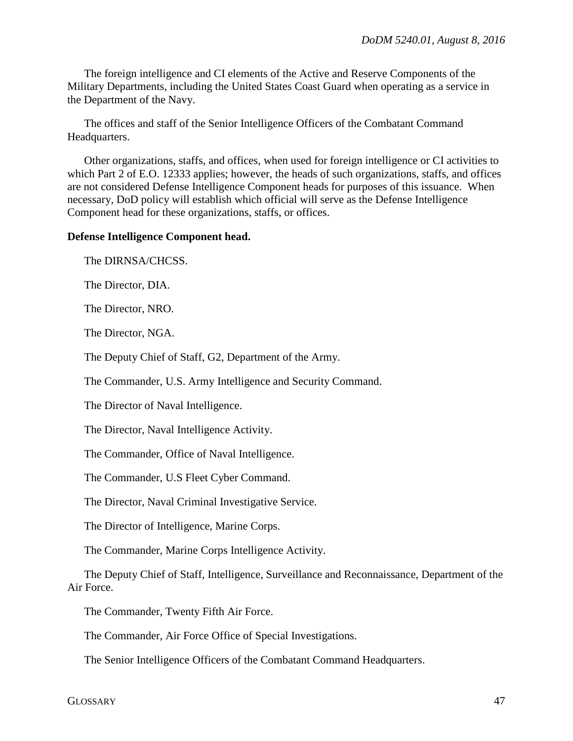The foreign intelligence and CI elements of the Active and Reserve Components of the Military Departments, including the United States Coast Guard when operating as a service in the Department of the Navy.

The offices and staff of the Senior Intelligence Officers of the Combatant Command Headquarters.

Other organizations, staffs, and offices, when used for foreign intelligence or CI activities to which Part 2 of E.O. 12333 applies; however, the heads of such organizations, staffs, and offices are not considered Defense Intelligence Component heads for purposes of this issuance. When necessary, DoD policy will establish which official will serve as the Defense Intelligence Component head for these organizations, staffs, or offices.

**Defense Intelligence Component head.**

The DIRNSA/CHCSS.

The Director, DIA.

The Director, NRO.

The Director, NGA.

The Deputy Chief of Staff, G2, Department of the Army.

The Commander, U.S. Army Intelligence and Security Command.

The Director of Naval Intelligence.

The Director, Naval Intelligence Activity.

The Commander, Office of Naval Intelligence.

The Commander, U.S Fleet Cyber Command.

The Director, Naval Criminal Investigative Service.

The Director of Intelligence, Marine Corps.

The Commander, Marine Corps Intelligence Activity.

The Deputy Chief of Staff, Intelligence, Surveillance and Reconnaissance, Department of the Air Force.

The Commander, Twenty Fifth Air Force.

The Commander, Air Force Office of Special Investigations.

The Senior Intelligence Officers of the Combatant Command Headquarters.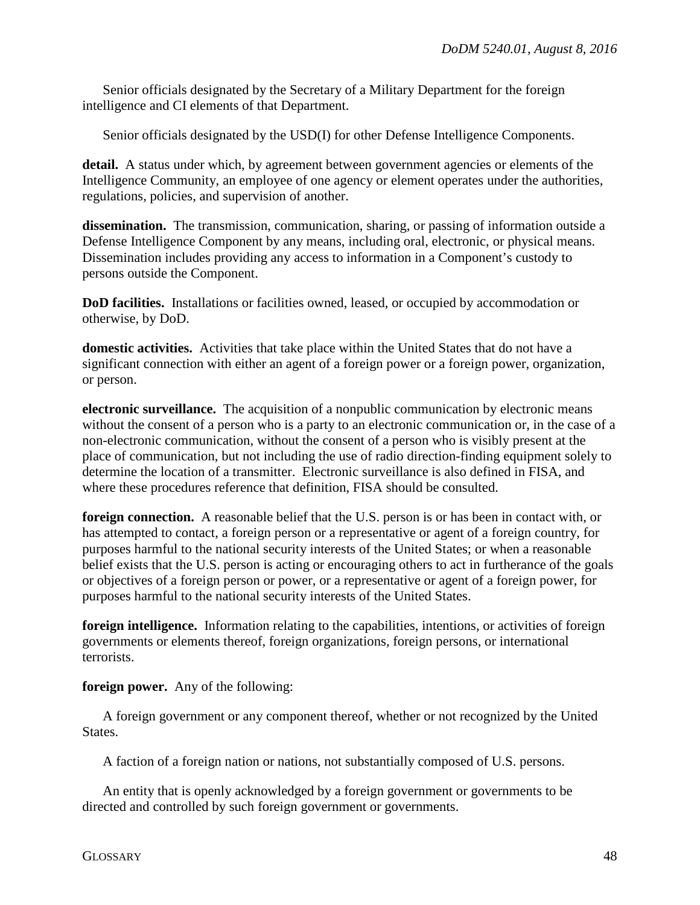Senior officials designated by the Secretary of a Military Department for the foreign intelligence and CI elements of that Department.

Senior officials designated by the USD(I) for other Defense Intelligence Components.

**detail.** A status under which, by agreement between government agencies or elements of the Intelligence Community, an employee of one agency or element operates under the authorities, regulations, policies, and supervision of another.

**dissemination.** The transmission, communication, sharing, or passing of information outside a Defense Intelligence Component by any means, including oral, electronic, or physical means. Dissemination includes providing any access to information in a Component's custody to persons outside the Component.

**DoD facilities.** Installations or facilities owned, leased, or occupied by accommodation or otherwise, by DoD.

**domestic activities.** Activities that take place within the United States that do not have a significant connection with either an agent of a foreign power or a foreign power, organization, or person.

**electronic surveillance.** The acquisition of a nonpublic communication by electronic means without the consent of a person who is a party to an electronic communication or, in the case of a non-electronic communication, without the consent of a person who is visibly present at the place of communication, but not including the use of radio direction-finding equipment solely to determine the location of a transmitter. Electronic surveillance is also defined in FISA, and where these procedures reference that definition, FISA should be consulted.

**foreign connection.** A reasonable belief that the U.S. person is or has been in contact with, or has attempted to contact, a foreign person or a representative or agent of a foreign country, for purposes harmful to the national security interests of the United States; or when a reasonable belief exists that the U.S. person is acting or encouraging others to act in furtherance of the goals or objectives of a foreign person or power, or a representative or agent of a foreign power, for purposes harmful to the national security interests of the United States.

**foreign intelligence.** Information relating to the capabilities, intentions, or activities of foreign governments or elements thereof, foreign organizations, foreign persons, or international terrorists.

**foreign power.** Any of the following:

A foreign government or any component thereof, whether or not recognized by the United States.

A faction of a foreign nation or nations, not substantially composed of U.S. persons.

An entity that is openly acknowledged by a foreign government or governments to be directed and controlled by such foreign government or governments.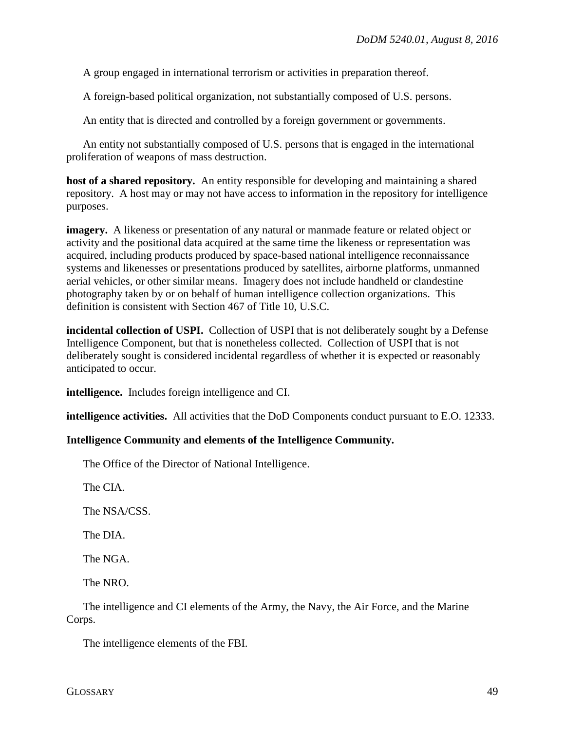A group engaged in international terrorism or activities in preparation thereof.

A foreign-based political organization, not substantially composed of U.S. persons.

An entity that is directed and controlled by a foreign government or governments.

An entity not substantially composed of U.S. persons that is engaged in the international proliferation of weapons of mass destruction.

**host of a shared repository.** An entity responsible for developing and maintaining a shared repository. A host may or may not have access to information in the repository for intelligence purposes.

**imagery.** A likeness or presentation of any natural or manmade feature or related object or activity and the positional data acquired at the same time the likeness or representation was acquired, including products produced by space-based national intelligence reconnaissance systems and likenesses or presentations produced by satellites, airborne platforms, unmanned aerial vehicles, or other similar means. Imagery does not include handheld or clandestine photography taken by or on behalf of human intelligence collection organizations. This definition is consistent with Section 467 of Title 10, U.S.C.

**incidental collection of USPI.** Collection of USPI that is not deliberately sought by a Defense Intelligence Component, but that is nonetheless collected. Collection of USPI that is not deliberately sought is considered incidental regardless of whether it is expected or reasonably anticipated to occur.

**intelligence.** Includes foreign intelligence and CI.

**intelligence activities.** All activities that the DoD Components conduct pursuant to E.O. 12333.

**Intelligence Community and elements of the Intelligence Community.**

The Office of the Director of National Intelligence.

The CIA.

The NSA/CSS.

The DIA.

The NGA.

The NRO.

The intelligence and CI elements of the Army, the Navy, the Air Force, and the Marine Corps.

The intelligence elements of the FBI.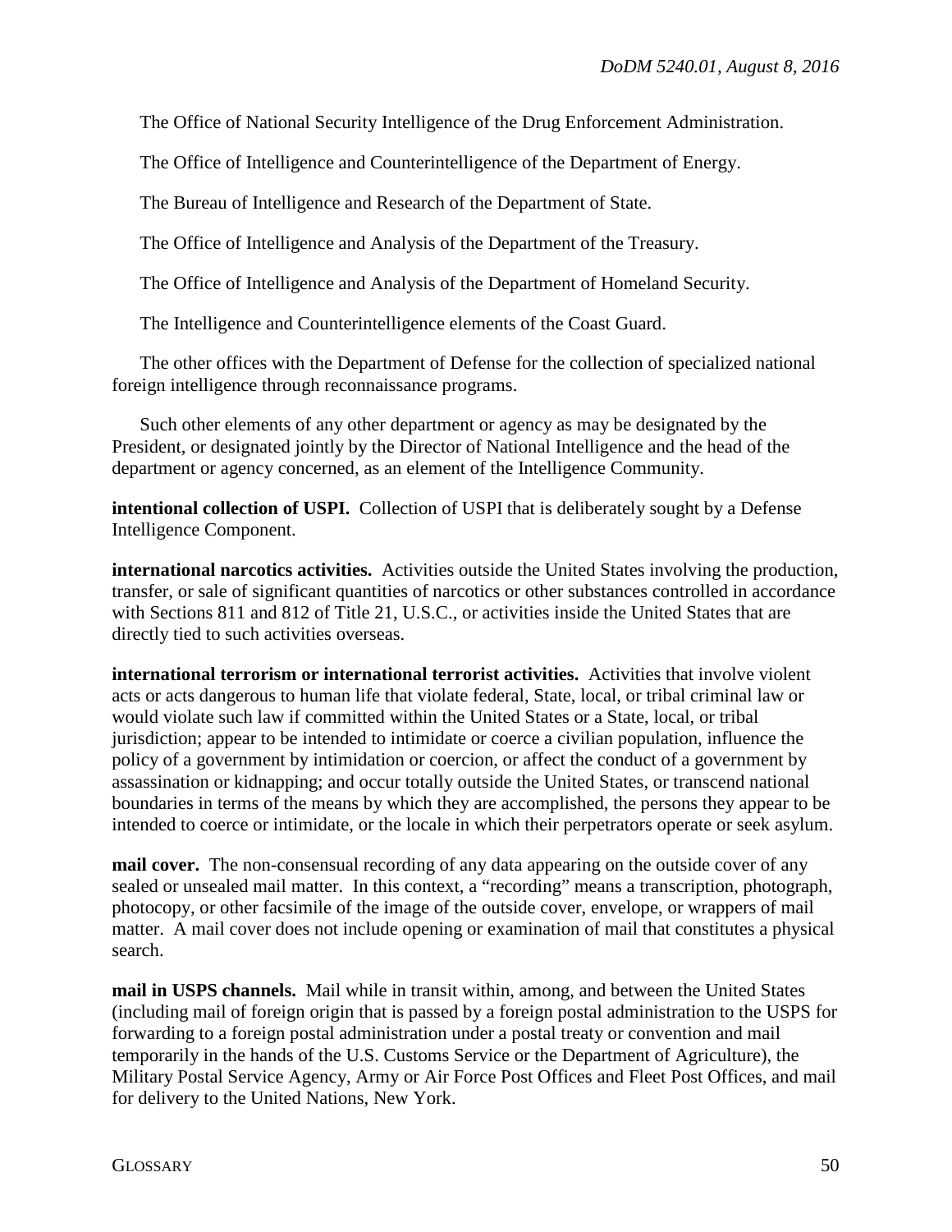The Office of National Security Intelligence of the Drug Enforcement Administration.

The Office of Intelligence and Counterintelligence of the Department of Energy.

The Bureau of Intelligence and Research of the Department of State.

The Office of Intelligence and Analysis of the Department of the Treasury.

The Office of Intelligence and Analysis of the Department of Homeland Security.

The Intelligence and Counterintelligence elements of the Coast Guard.

The other offices with the Department of Defense for the collection of specialized national foreign intelligence through reconnaissance programs.

Such other elements of any other department or agency as may be designated by the President, or designated jointly by the Director of National Intelligence and the head of the department or agency concerned, as an element of the Intelligence Community.

**intentional collection of USPI.** Collection of USPI that is deliberately sought by a Defense Intelligence Component.

**international narcotics activities.** Activities outside the United States involving the production, transfer, or sale of significant quantities of narcotics or other substances controlled in accordance with Sections 811 and 812 of Title 21, U.S.C., or activities inside the United States that are directly tied to such activities overseas.

**international terrorism or international terrorist activities.** Activities that involve violent acts or acts dangerous to human life that violate federal, State, local, or tribal criminal law or would violate such law if committed within the United States or a State, local, or tribal jurisdiction; appear to be intended to intimidate or coerce a civilian population, influence the policy of a government by intimidation or coercion, or affect the conduct of a government by assassination or kidnapping; and occur totally outside the United States, or transcend national boundaries in terms of the means by which they are accomplished, the persons they appear to be intended to coerce or intimidate, or the locale in which their perpetrators operate or seek asylum.

**mail cover.** The non-consensual recording of any data appearing on the outside cover of any sealed or unsealed mail matter. In this context, a "recording" means a transcription, photograph, photocopy, or other facsimile of the image of the outside cover, envelope, or wrappers of mail matter. A mail cover does not include opening or examination of mail that constitutes a physical search.

**mail in USPS channels.** Mail while in transit within, among, and between the United States (including mail of foreign origin that is passed by a foreign postal administration to the USPS for forwarding to a foreign postal administration under a postal treaty or convention and mail temporarily in the hands of the U.S. Customs Service or the Department of Agriculture), the Military Postal Service Agency, Army or Air Force Post Offices and Fleet Post Offices, and mail for delivery to the United Nations, New York.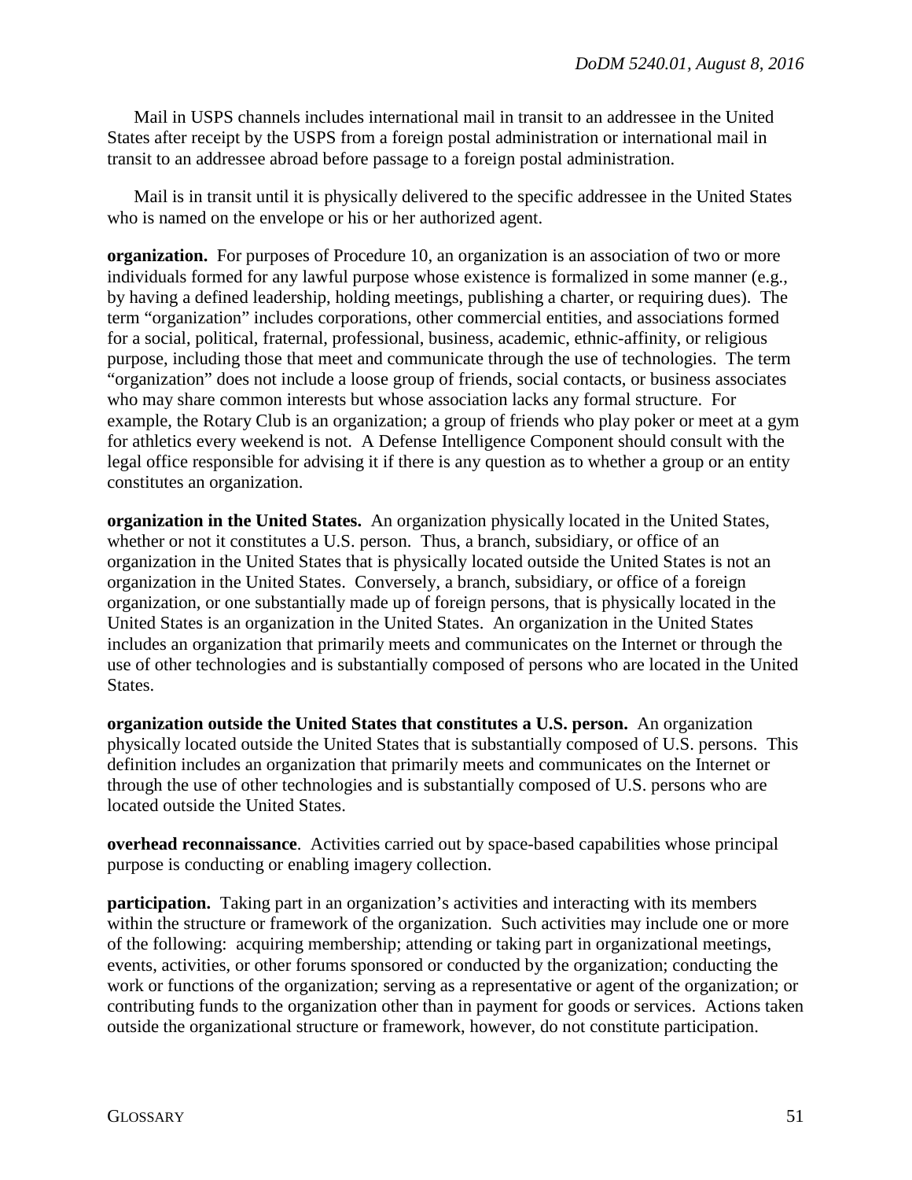Mail in USPS channels includes international mail in transit to an addressee in the United States after receipt by the USPS from a foreign postal administration or international mail in transit to an addressee abroad before passage to a foreign postal administration.

Mail is in transit until it is physically delivered to the specific addressee in the United States who is named on the envelope or his or her authorized agent.

**organization.** For purposes of Procedure 10, an organization is an association of two or more individuals formed for any lawful purpose whose existence is formalized in some manner (e.g., by having a defined leadership, holding meetings, publishing a charter, or requiring dues). The term "organization" includes corporations, other commercial entities, and associations formed for a social, political, fraternal, professional, business, academic, ethnic-affinity, or religious purpose, including those that meet and communicate through the use of technologies. The term "organization" does not include a loose group of friends, social contacts, or business associates who may share common interests but whose association lacks any formal structure. For example, the Rotary Club is an organization; a group of friends who play poker or meet at a gym for athletics every weekend is not. A Defense Intelligence Component should consult with the legal office responsible for advising it if there is any question as to whether a group or an entity constitutes an organization.

**organization in the United States.** An organization physically located in the United States, whether or not it constitutes a U.S. person. Thus, a branch, subsidiary, or office of an organization in the United States that is physically located outside the United States is not an organization in the United States. Conversely, a branch, subsidiary, or office of a foreign organization, or one substantially made up of foreign persons, that is physically located in the United States is an organization in the United States. An organization in the United States includes an organization that primarily meets and communicates on the Internet or through the use of other technologies and is substantially composed of persons who are located in the United States.

**organization outside the United States that constitutes a U.S. person.** An organization physically located outside the United States that is substantially composed of U.S. persons. This definition includes an organization that primarily meets and communicates on the Internet or through the use of other technologies and is substantially composed of U.S. persons who are located outside the United States.

**overhead reconnaissance**. Activities carried out by space-based capabilities whose principal purpose is conducting or enabling imagery collection.

**participation.** Taking part in an organization's activities and interacting with its members within the structure or framework of the organization. Such activities may include one or more of the following: acquiring membership; attending or taking part in organizational meetings, events, activities, or other forums sponsored or conducted by the organization; conducting the work or functions of the organization; serving as a representative or agent of the organization; or contributing funds to the organization other than in payment for goods or services. Actions taken outside the organizational structure or framework, however, do not constitute participation.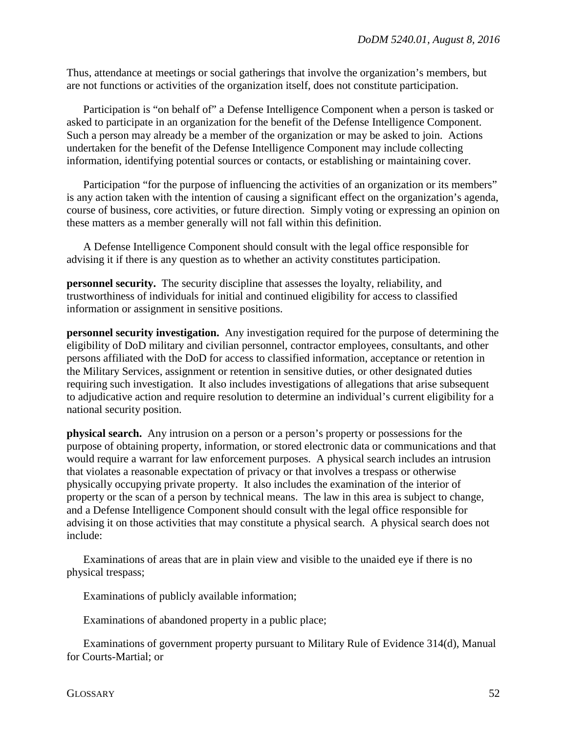Thus, attendance at meetings or social gatherings that involve the organization's members, but are not functions or activities of the organization itself, does not constitute participation.

Participation is "on behalf of" a Defense Intelligence Component when a person is tasked or asked to participate in an organization for the benefit of the Defense Intelligence Component. Such a person may already be a member of the organization or may be asked to join. Actions undertaken for the benefit of the Defense Intelligence Component may include collecting information, identifying potential sources or contacts, or establishing or maintaining cover.

Participation "for the purpose of influencing the activities of an organization or its members" is any action taken with the intention of causing a significant effect on the organization's agenda, course of business, core activities, or future direction. Simply voting or expressing an opinion on these matters as a member generally will not fall within this definition.

A Defense Intelligence Component should consult with the legal office responsible for advising it if there is any question as to whether an activity constitutes participation.

**personnel security.** The security discipline that assesses the loyalty, reliability, and trustworthiness of individuals for initial and continued eligibility for access to classified information or assignment in sensitive positions.

**personnel security investigation.** Any investigation required for the purpose of determining the eligibility of DoD military and civilian personnel, contractor employees, consultants, and other persons affiliated with the DoD for access to classified information, acceptance or retention in the Military Services, assignment or retention in sensitive duties, or other designated duties requiring such investigation. It also includes investigations of allegations that arise subsequent to adjudicative action and require resolution to determine an individual's current eligibility for a national security position.

**physical search.** Any intrusion on a person or a person's property or possessions for the purpose of obtaining property, information, or stored electronic data or communications and that would require a warrant for law enforcement purposes. A physical search includes an intrusion that violates a reasonable expectation of privacy or that involves a trespass or otherwise physically occupying private property. It also includes the examination of the interior of property or the scan of a person by technical means. The law in this area is subject to change, and a Defense Intelligence Component should consult with the legal office responsible for advising it on those activities that may constitute a physical search. A physical search does not include:

Examinations of areas that are in plain view and visible to the unaided eye if there is no physical trespass;

Examinations of publicly available information;

Examinations of abandoned property in a public place;

Examinations of government property pursuant to Military Rule of Evidence 314(d), Manual for Courts-Martial; or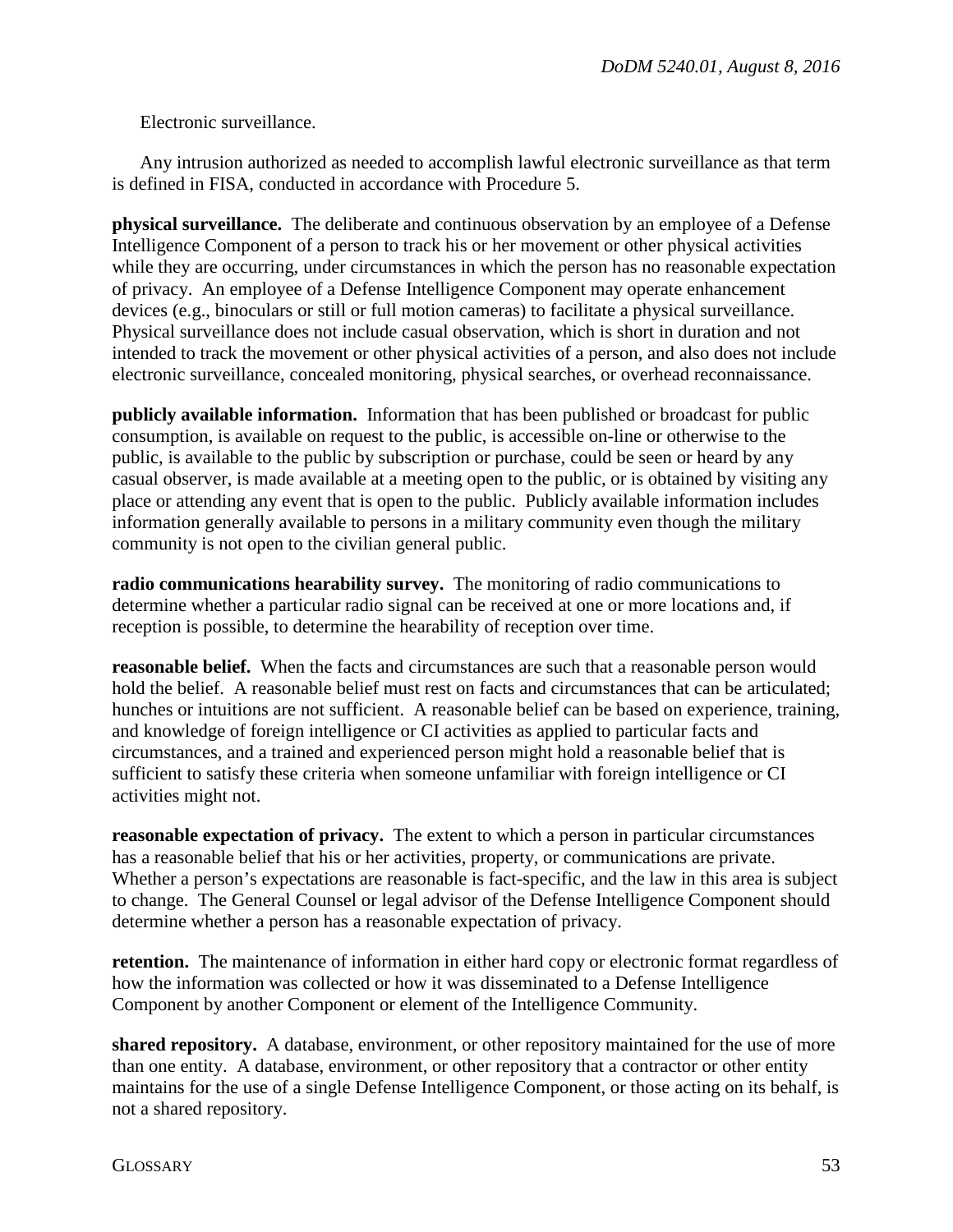Electronic surveillance.

Any intrusion authorized as needed to accomplish lawful electronic surveillance as that term is defined in FISA, conducted in accordance with Procedure 5.

**physical surveillance.** The deliberate and continuous observation by an employee of a Defense Intelligence Component of a person to track his or her movement or other physical activities while they are occurring, under circumstances in which the person has no reasonable expectation of privacy. An employee of a Defense Intelligence Component may operate enhancement devices (e.g., binoculars or still or full motion cameras) to facilitate a physical surveillance. Physical surveillance does not include casual observation, which is short in duration and not intended to track the movement or other physical activities of a person, and also does not include electronic surveillance, concealed monitoring, physical searches, or overhead reconnaissance.

**publicly available information.** Information that has been published or broadcast for public consumption, is available on request to the public, is accessible on-line or otherwise to the public, is available to the public by subscription or purchase, could be seen or heard by any casual observer, is made available at a meeting open to the public, or is obtained by visiting any place or attending any event that is open to the public. Publicly available information includes information generally available to persons in a military community even though the military community is not open to the civilian general public.

**radio communications hearability survey.** The monitoring of radio communications to determine whether a particular radio signal can be received at one or more locations and, if reception is possible, to determine the hearability of reception over time.

**reasonable belief.** When the facts and circumstances are such that a reasonable person would hold the belief. A reasonable belief must rest on facts and circumstances that can be articulated; hunches or intuitions are not sufficient. A reasonable belief can be based on experience, training, and knowledge of foreign intelligence or CI activities as applied to particular facts and circumstances, and a trained and experienced person might hold a reasonable belief that is sufficient to satisfy these criteria when someone unfamiliar with foreign intelligence or CI activities might not.

**reasonable expectation of privacy.** The extent to which a person in particular circumstances has a reasonable belief that his or her activities, property, or communications are private. Whether a person's expectations are reasonable is fact-specific, and the law in this area is subject to change. The General Counsel or legal advisor of the Defense Intelligence Component should determine whether a person has a reasonable expectation of privacy.

**retention.** The maintenance of information in either hard copy or electronic format regardless of how the information was collected or how it was disseminated to a Defense Intelligence Component by another Component or element of the Intelligence Community.

**shared repository.** A database, environment, or other repository maintained for the use of more than one entity. A database, environment, or other repository that a contractor or other entity maintains for the use of a single Defense Intelligence Component, or those acting on its behalf, is not a shared repository.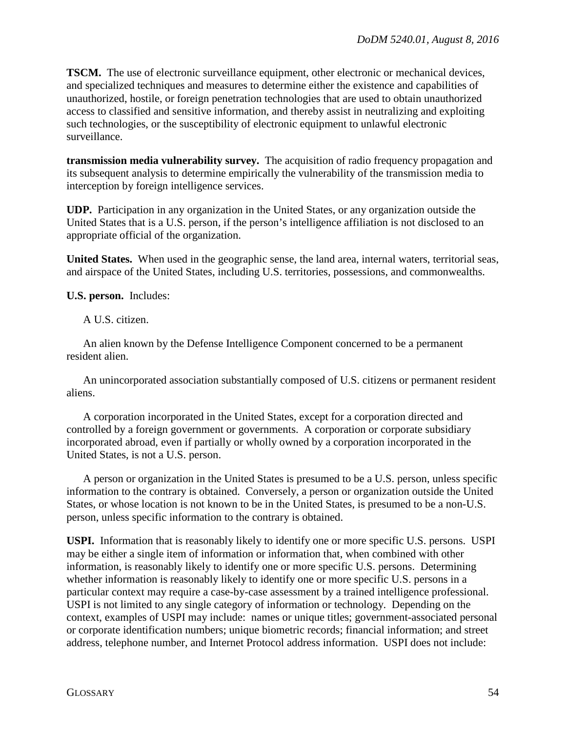**TSCM.** The use of electronic surveillance equipment, other electronic or mechanical devices, and specialized techniques and measures to determine either the existence and capabilities of unauthorized, hostile, or foreign penetration technologies that are used to obtain unauthorized access to classified and sensitive information, and thereby assist in neutralizing and exploiting such technologies, or the susceptibility of electronic equipment to unlawful electronic surveillance.

**transmission media vulnerability survey.** The acquisition of radio frequency propagation and its subsequent analysis to determine empirically the vulnerability of the transmission media to interception by foreign intelligence services.

**UDP.** Participation in any organization in the United States, or any organization outside the United States that is a U.S. person, if the person's intelligence affiliation is not disclosed to an appropriate official of the organization.

**United States.** When used in the geographic sense, the land area, internal waters, territorial seas, and airspace of the United States, including U.S. territories, possessions, and commonwealths.

**U.S. person.** Includes:

A U.S. citizen.

An alien known by the Defense Intelligence Component concerned to be a permanent resident alien.

An unincorporated association substantially composed of U.S. citizens or permanent resident aliens.

A corporation incorporated in the United States, except for a corporation directed and controlled by a foreign government or governments. A corporation or corporate subsidiary incorporated abroad, even if partially or wholly owned by a corporation incorporated in the United States, is not a U.S. person.

A person or organization in the United States is presumed to be a U.S. person, unless specific information to the contrary is obtained. Conversely, a person or organization outside the United States, or whose location is not known to be in the United States, is presumed to be a non-U.S. person, unless specific information to the contrary is obtained.

**USPI.** Information that is reasonably likely to identify one or more specific U.S. persons. USPI may be either a single item of information or information that, when combined with other information, is reasonably likely to identify one or more specific U.S. persons. Determining whether information is reasonably likely to identify one or more specific U.S. persons in a particular context may require a case-by-case assessment by a trained intelligence professional. USPI is not limited to any single category of information or technology. Depending on the context, examples of USPI may include: names or unique titles; government-associated personal or corporate identification numbers; unique biometric records; financial information; and street address, telephone number, and Internet Protocol address information. USPI does not include: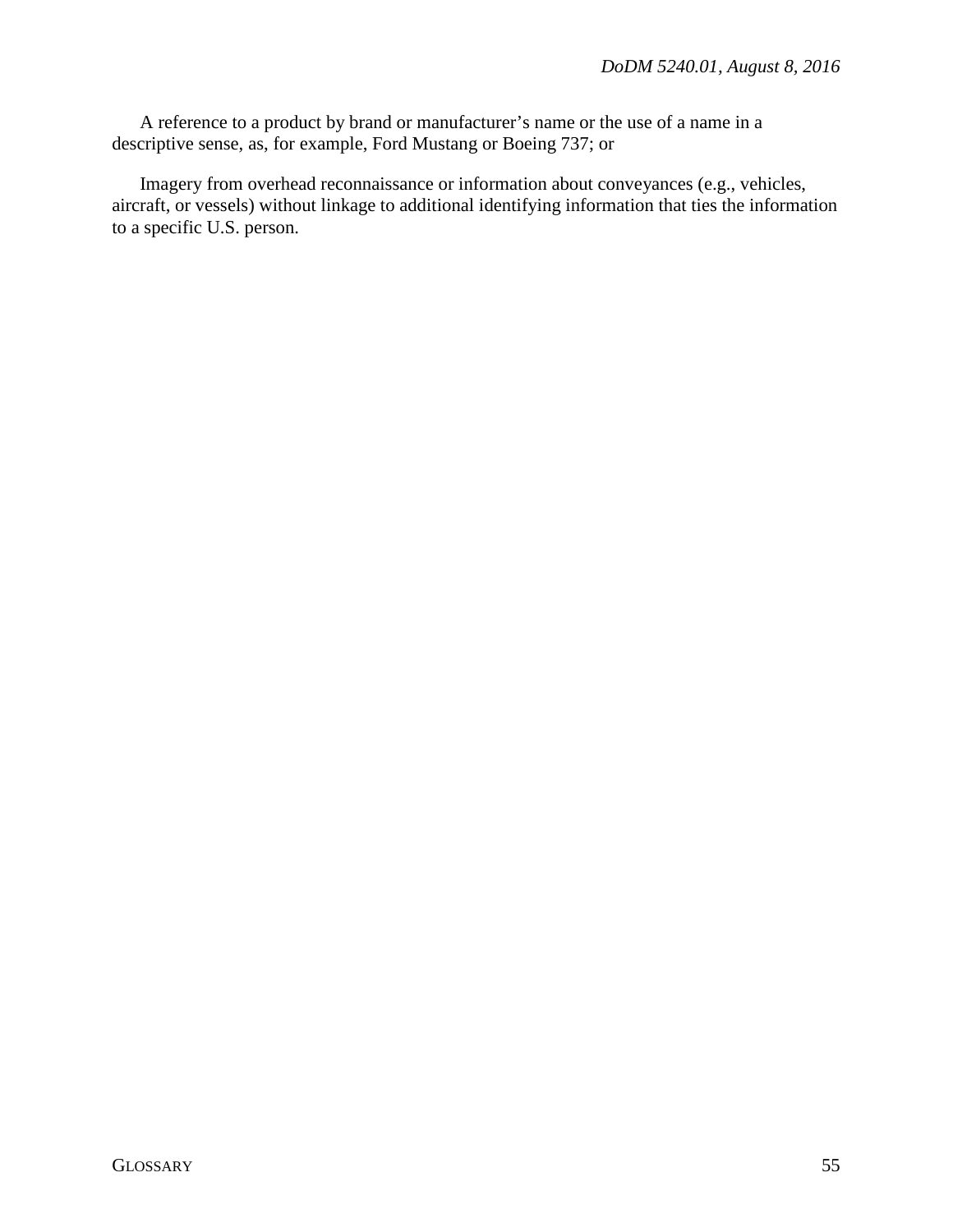A reference to a product by brand or manufacturer's name or the use of a name in a descriptive sense, as, for example, Ford Mustang or Boeing 737; or

Imagery from overhead reconnaissance or information about conveyances (e.g., vehicles, aircraft, or vessels) without linkage to additional identifying information that ties the information to a specific U.S. person.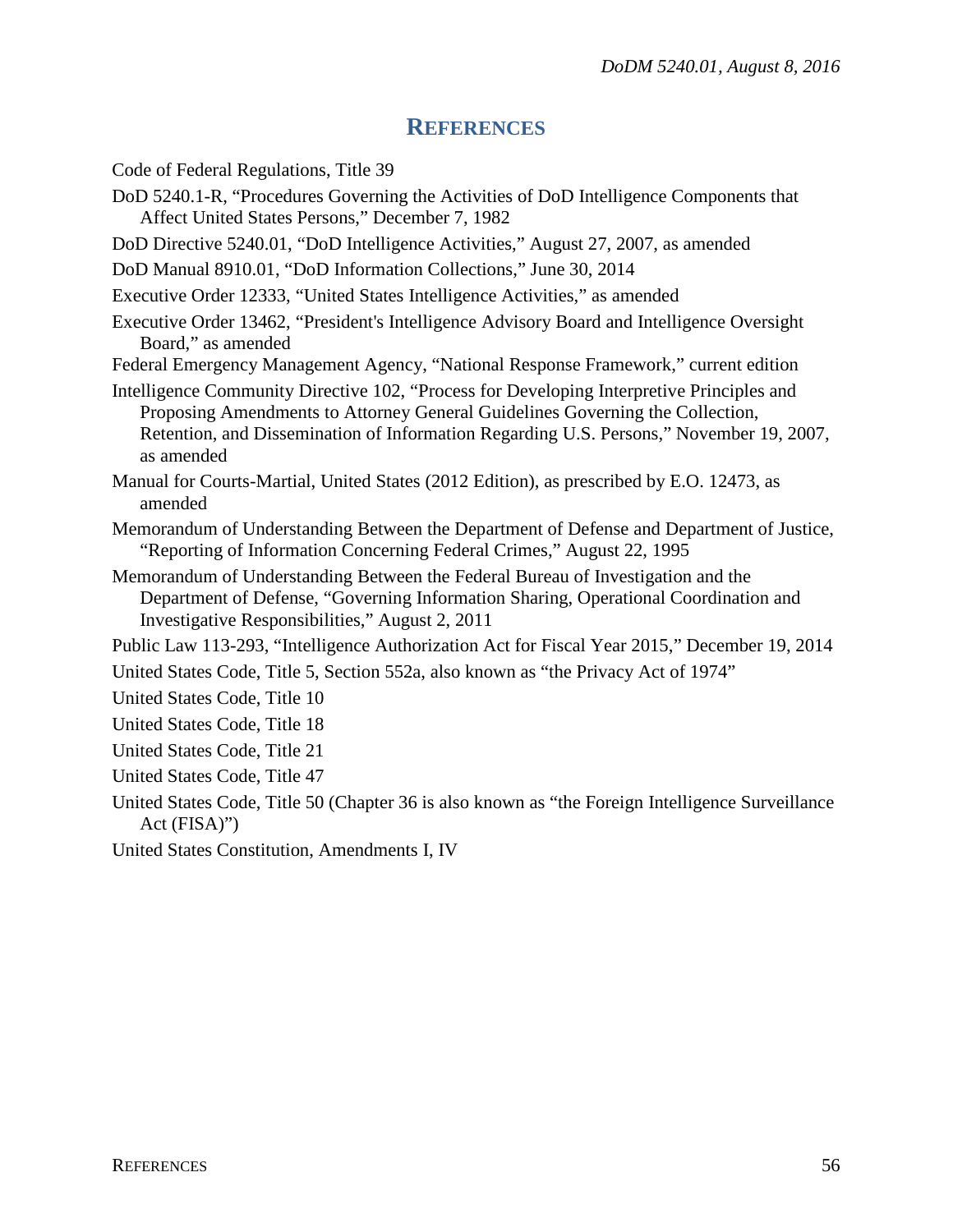# REFERENCES

Code of Federal Regulations, Title 39

DoD 5240.1-R, "Procedures Governing the Activities of DoD Intelligence Components that Affect United States Persons," December 7, 1982

DoD Directive 5240.01, "DoD Intelligence Activities," August 27, 2007, as amended

DoD Manual 8910.01, "DoD Information Collections," June 30, 2014

Executive Order 12333, "United States Intelligence Activities," as amended

Executive Order 13462, "President's Intelligence Advisory Board and Intelligence Oversight Board," as amended

Federal Emergency Management Agency, "National Response Framework," current edition

Intelligence Community Directive 102, "Process for Developing Interpretive Principles and Proposing Amendments to Attorney General Guidelines Governing the Collection, Retention, and Dissemination of Information Regarding U.S. Persons," November 19, 2007, as amended

Manual for Courts-Martial, United States (2012 Edition), as prescribed by E.O. 12473, as amended

Memorandum of Understanding Between the Department of Defense and Department of Justice, "Reporting of Information Concerning Federal Crimes," August 22, 1995

Memorandum of Understanding Between the Federal Bureau of Investigation and the Department of Defense, "Governing Information Sharing, Operational Coordination and Investigative Responsibilities," August 2, 2011

Public Law 113-293, "Intelligence Authorization Act for Fiscal Year 2015," December 19, 2014

United States Code, Title 5, Section 552a, also known as "the Privacy Act of 1974"

United States Code, Title 10

United States Code, Title 18

United States Code, Title 21

United States Code, Title 47

United States Code, Title 50 (Chapter 36 is also known as "the Foreign Intelligence Surveillance Act (FISA)")

United States Constitution, Amendments I, IV